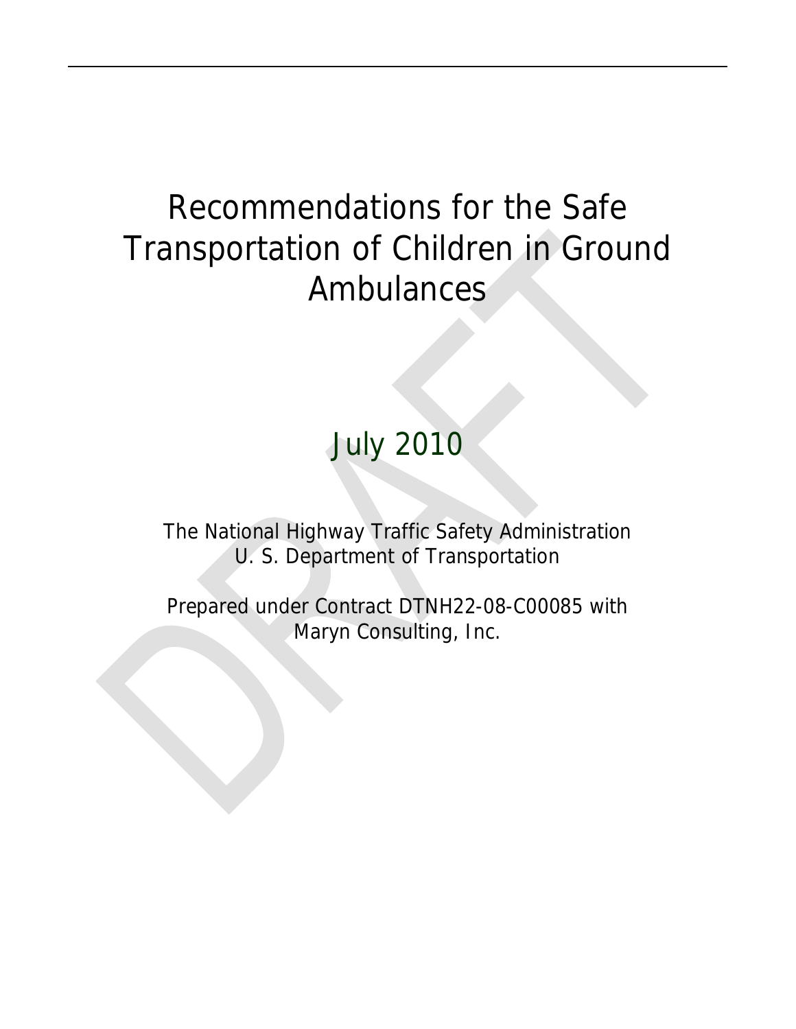# Recommendations for the Safe Transportation of Children in Ground Ambulances

July 2010

The National Highway Traffic Safety Administration
U. S. Department of Transportation

Prepared under Contract DTNH22-08-C00085 with
Maryn Consulting, Inc.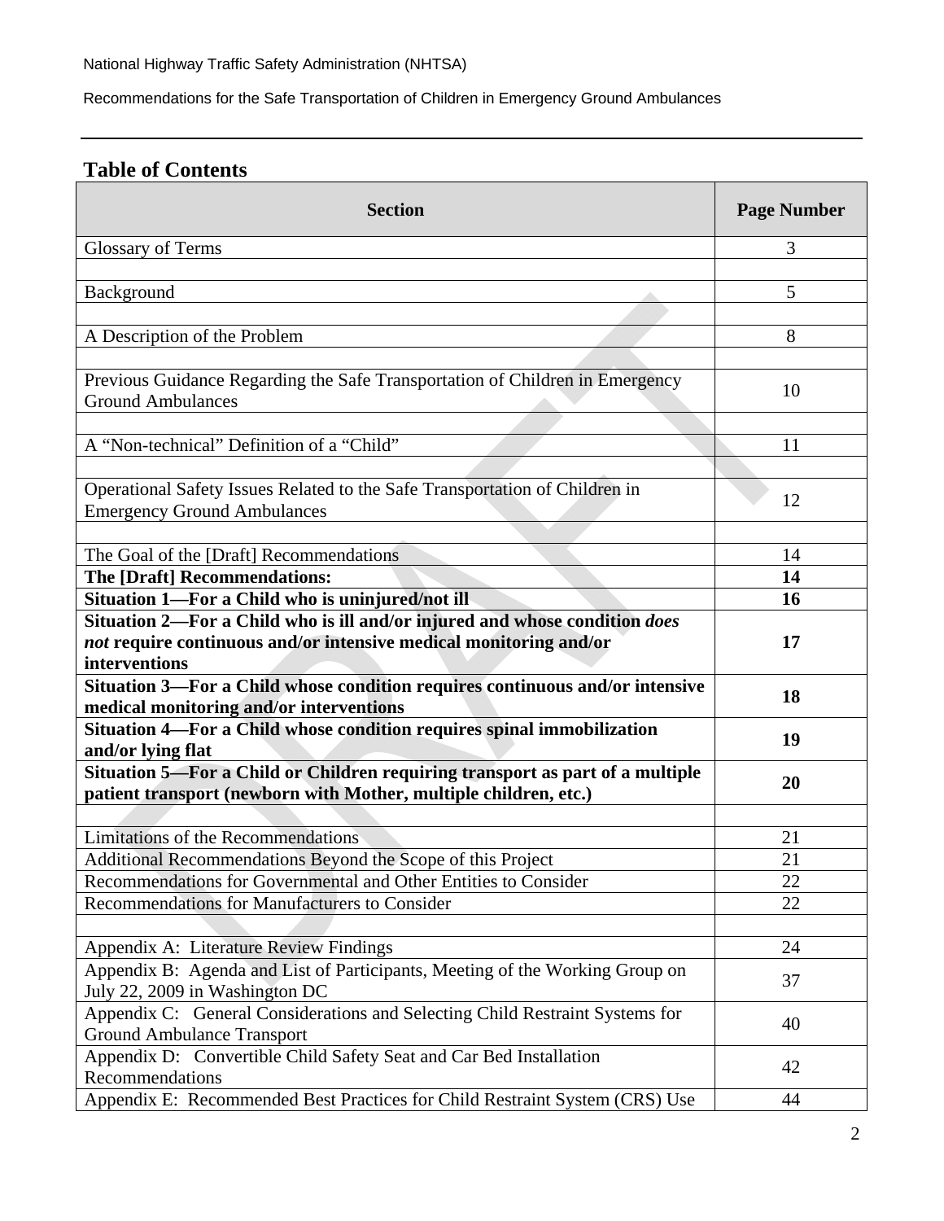## Table of Contents

| Section | Page Number |
|---|---|
| Glossary of Terms | 3 |
| | |
| Background | 5 |
| | |
| A Description of the Problem | 8 |
| | |
| Previous Guidance Regarding the Safe Transportation of Children in Emergency Ground Ambulances | 10 |
| | |
| A "Non-technical" Definition of a "Child" | 11 |
| | |
| Operational Safety Issues Related to the Safe Transportation of Children in Emergency Ground Ambulances | 12 |
| | |
| The Goal of the [Draft] Recommendations | 14 |
| **The [Draft] Recommendations:** | **14** |
| **Situation 1—For a Child who is uninjured/not ill** | **16** |
| **Situation 2—For a Child who is ill and/or injured and whose condition *does not* require continuous and/or intensive medical monitoring and/or interventions** | **17** |
| **Situation 3—For a Child whose condition requires continuous and/or intensive medical monitoring and/or interventions** | **18** |
| **Situation 4—For a Child whose condition requires spinal immobilization and/or lying flat** | **19** |
| **Situation 5—For a Child or Children requiring transport as part of a multiple patient transport (newborn with Mother, multiple children, etc.)** | **20** |
| | |
| Limitations of the Recommendations | 21 |
| Additional Recommendations Beyond the Scope of this Project | 21 |
| Recommendations for Governmental and Other Entities to Consider | 22 |
| Recommendations for Manufacturers to Consider | 22 |
| | |
| Appendix A: Literature Review Findings | 24 |
| Appendix B: Agenda and List of Participants, Meeting of the Working Group on July 22, 2009 in Washington DC | 37 |
| Appendix C: General Considerations and Selecting Child Restraint Systems for Ground Ambulance Transport | 40 |
| Appendix D: Convertible Child Safety Seat and Car Bed Installation Recommendations | 42 |
| Appendix E: Recommended Best Practices for Child Restraint System (CRS) Use | 44 |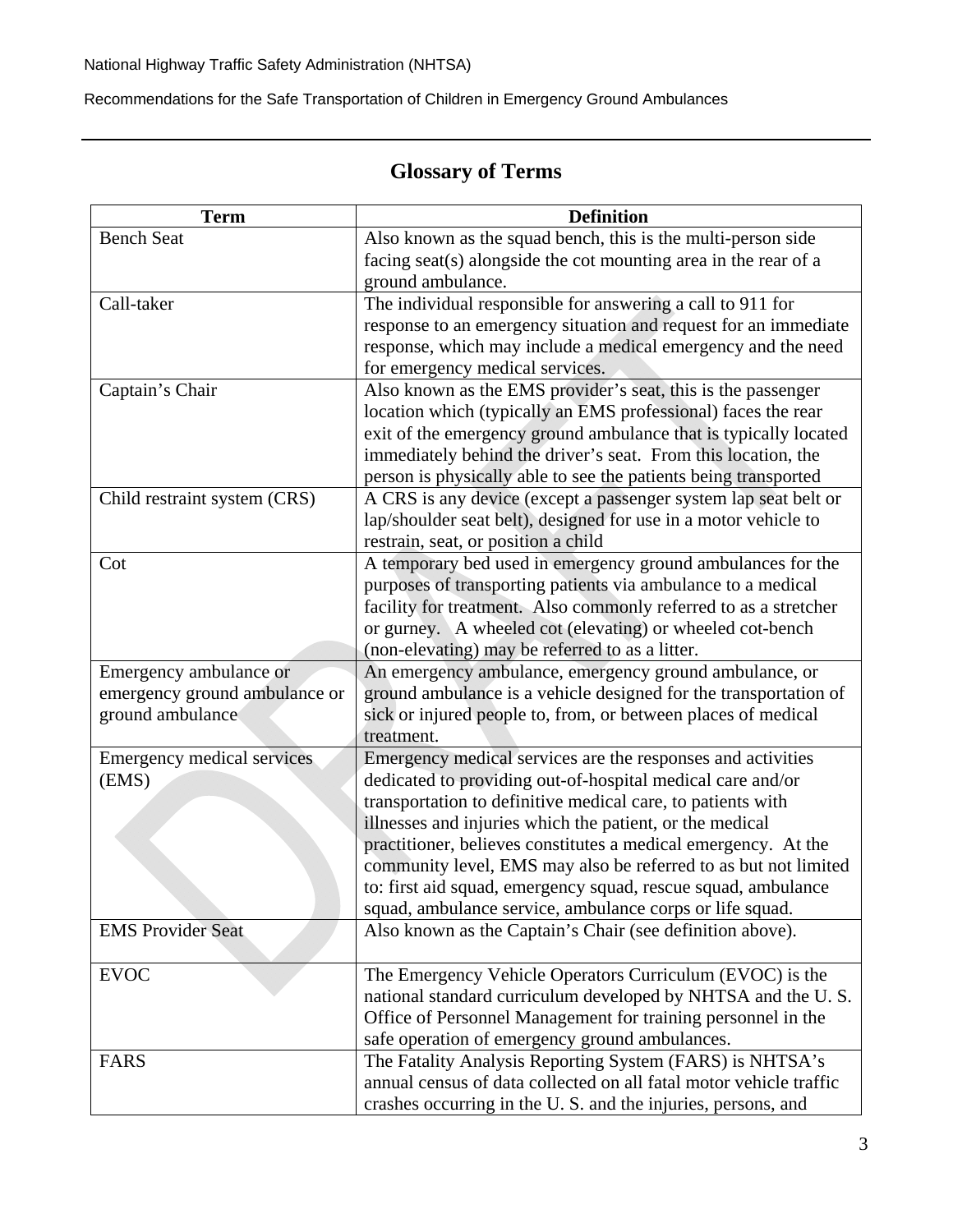## Glossary of Terms

| Term | Definition |
|---|---|
| Bench Seat | Also known as the squad bench, this is the multi-person side facing seat(s) alongside the cot mounting area in the rear of a ground ambulance. |
| Call-taker | The individual responsible for answering a call to 911 for response to an emergency situation and request for an immediate response, which may include a medical emergency and the need for emergency medical services. |
| Captain's Chair | Also known as the EMS provider's seat, this is the passenger location which (typically an EMS professional) faces the rear exit of the emergency ground ambulance that is typically located immediately behind the driver's seat. From this location, the person is physically able to see the patients being transported |
| Child restraint system (CRS) | A CRS is any device (except a passenger system lap seat belt or lap/shoulder seat belt), designed for use in a motor vehicle to restrain, seat, or position a child |
| Cot | A temporary bed used in emergency ground ambulances for the purposes of transporting patients via ambulance to a medical facility for treatment. Also commonly referred to as a stretcher or gurney. A wheeled cot (elevating) or wheeled cot-bench (non-elevating) may be referred to as a litter. |
| Emergency ambulance or emergency ground ambulance or ground ambulance | An emergency ambulance, emergency ground ambulance, or ground ambulance is a vehicle designed for the transportation of sick or injured people to, from, or between places of medical treatment. |
| Emergency medical services (EMS) | Emergency medical services are the responses and activities dedicated to providing out-of-hospital medical care and/or transportation to definitive medical care, to patients with illnesses and injuries which the patient, or the medical practitioner, believes constitutes a medical emergency. At the community level, EMS may also be referred to as but not limited to: first aid squad, emergency squad, rescue squad, ambulance squad, ambulance service, ambulance corps or life squad. |
| EMS Provider Seat | Also known as the Captain's Chair (see definition above). |
| EVOC | The Emergency Vehicle Operators Curriculum (EVOC) is the national standard curriculum developed by NHTSA and the U. S. Office of Personnel Management for training personnel in the safe operation of emergency ground ambulances. |
| FARS | The Fatality Analysis Reporting System (FARS) is NHTSA's annual census of data collected on all fatal motor vehicle traffic crashes occurring in the U. S. and the injuries, persons, and |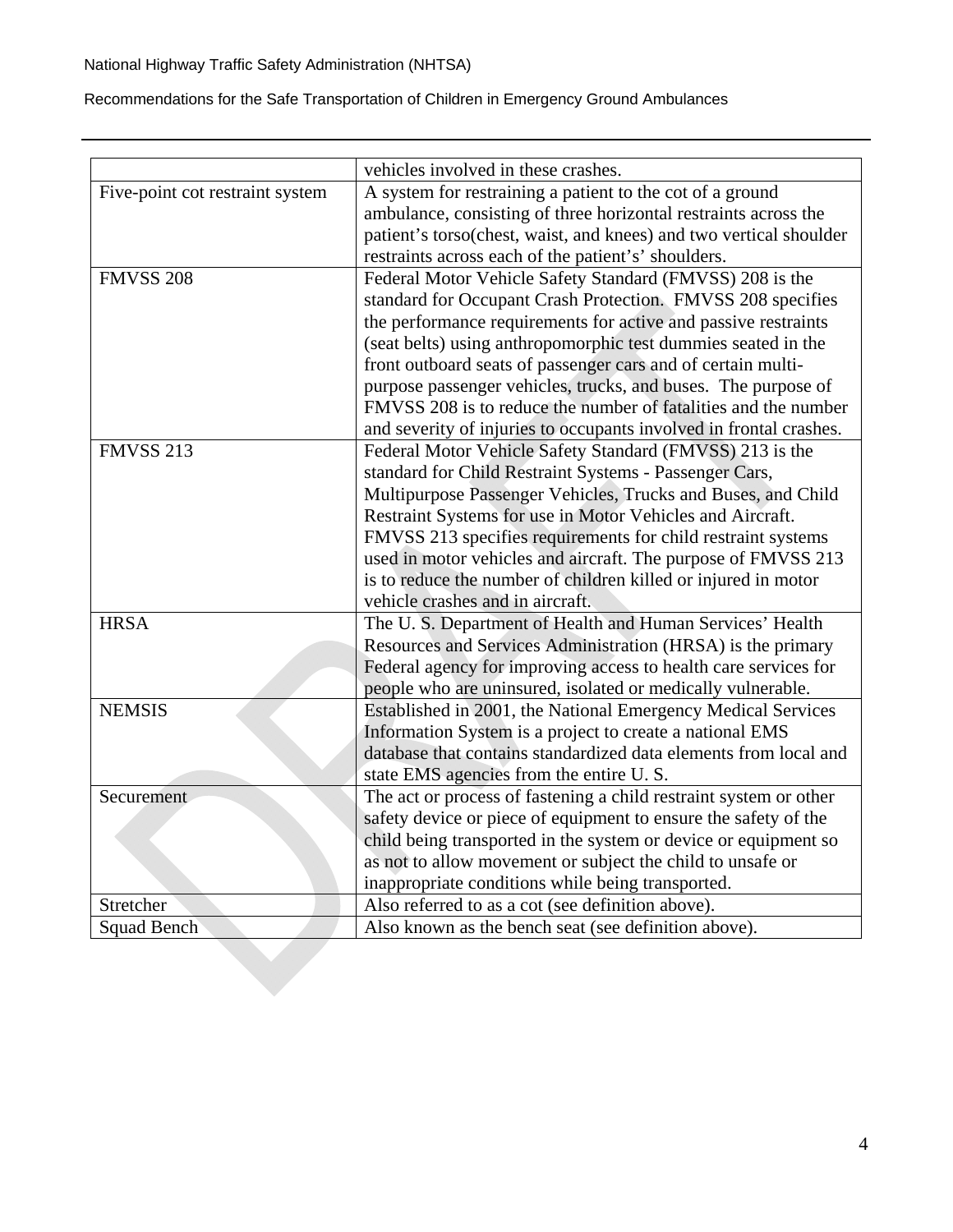| | |
|---|---|
| | vehicles involved in these crashes. |
| Five-point cot restraint system | A system for restraining a patient to the cot of a ground ambulance, consisting of three horizontal restraints across the patient's torso(chest, waist, and knees) and two vertical shoulder restraints across each of the patient's' shoulders. |
| FMVSS 208 | Federal Motor Vehicle Safety Standard (FMVSS) 208 is the standard for Occupant Crash Protection. FMVSS 208 specifies the performance requirements for active and passive restraints (seat belts) using anthropomorphic test dummies seated in the front outboard seats of passenger cars and of certain multi-purpose passenger vehicles, trucks, and buses. The purpose of FMVSS 208 is to reduce the number of fatalities and the number and severity of injuries to occupants involved in frontal crashes. |
| FMVSS 213 | Federal Motor Vehicle Safety Standard (FMVSS) 213 is the standard for Child Restraint Systems - Passenger Cars, Multipurpose Passenger Vehicles, Trucks and Buses, and Child Restraint Systems for use in Motor Vehicles and Aircraft. FMVSS 213 specifies requirements for child restraint systems used in motor vehicles and aircraft. The purpose of FMVSS 213 is to reduce the number of children killed or injured in motor vehicle crashes and in aircraft. |
| HRSA | The U. S. Department of Health and Human Services' Health Resources and Services Administration (HRSA) is the primary Federal agency for improving access to health care services for people who are uninsured, isolated or medically vulnerable. |
| NEMSIS | Established in 2001, the National Emergency Medical Services Information System is a project to create a national EMS database that contains standardized data elements from local and state EMS agencies from the entire U. S. |
| Securement | The act or process of fastening a child restraint system or other safety device or piece of equipment to ensure the safety of the child being transported in the system or device or equipment so as not to allow movement or subject the child to unsafe or inappropriate conditions while being transported. |
| Stretcher | Also referred to as a cot (see definition above). |
| Squad Bench | Also known as the bench seat (see definition above). |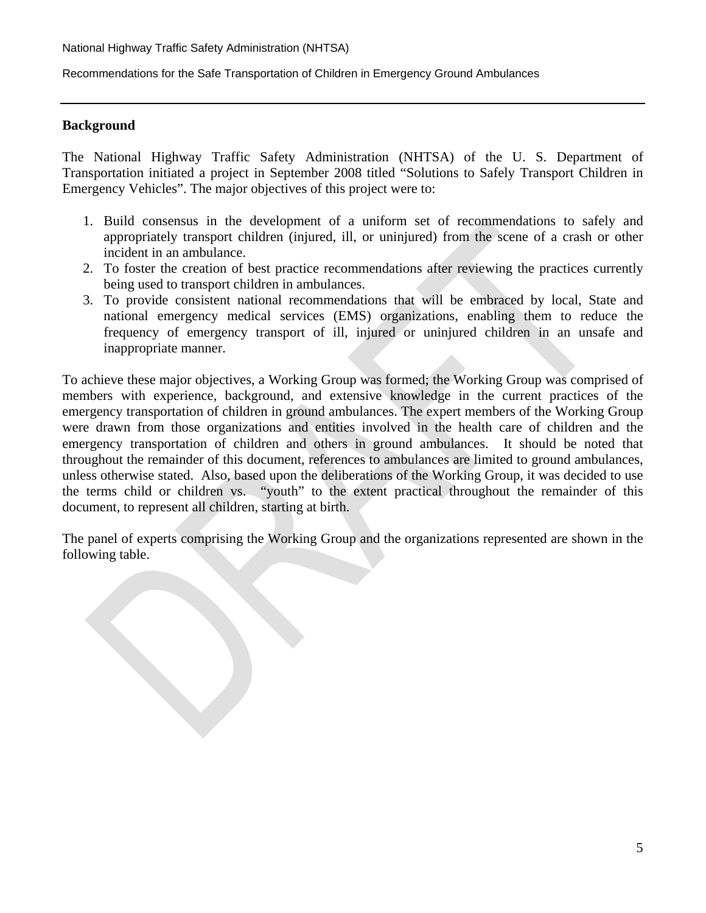## Background

The National Highway Traffic Safety Administration (NHTSA) of the U. S. Department of Transportation initiated a project in September 2008 titled "Solutions to Safely Transport Children in Emergency Vehicles". The major objectives of this project were to:

1. Build consensus in the development of a uniform set of recommendations to safely and appropriately transport children (injured, ill, or uninjured) from the scene of a crash or other incident in an ambulance.
2. To foster the creation of best practice recommendations after reviewing the practices currently being used to transport children in ambulances.
3. To provide consistent national recommendations that will be embraced by local, State and national emergency medical services (EMS) organizations, enabling them to reduce the frequency of emergency transport of ill, injured or uninjured children in an unsafe and inappropriate manner.

To achieve these major objectives, a Working Group was formed; the Working Group was comprised of members with experience, background, and extensive knowledge in the current practices of the emergency transportation of children in ground ambulances. The expert members of the Working Group were drawn from those organizations and entities involved in the health care of children and the emergency transportation of children and others in ground ambulances. It should be noted that throughout the remainder of this document, references to ambulances are limited to ground ambulances, unless otherwise stated. Also, based upon the deliberations of the Working Group, it was decided to use the terms child or children vs. "youth" to the extent practical throughout the remainder of this document, to represent all children, starting at birth.

The panel of experts comprising the Working Group and the organizations represented are shown in the following table.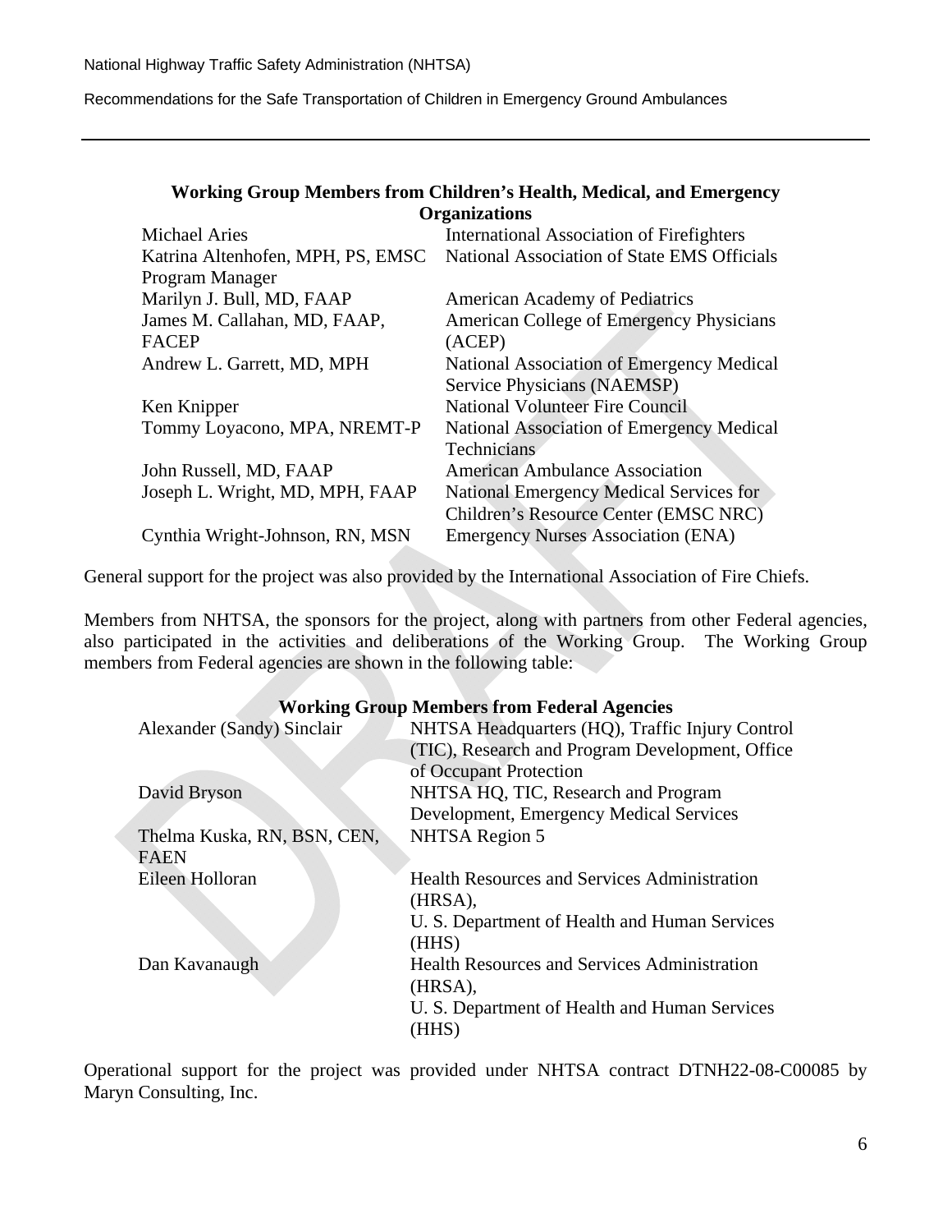**Working Group Members from Children's Health, Medical, and Emergency Organizations**

| | |
|---|---|
| Michael Aries | International Association of Firefighters |
| Katrina Altenhofen, MPH, PS, EMSC Program Manager | National Association of State EMS Officials |
| Marilyn J. Bull, MD, FAAP | American Academy of Pediatrics |
| James M. Callahan, MD, FAAP, FACEP | American College of Emergency Physicians (ACEP) |
| Andrew L. Garrett, MD, MPH | National Association of Emergency Medical Service Physicians (NAEMSP) |
| Ken Knipper | National Volunteer Fire Council |
| Tommy Loyacono, MPA, NREMT-P | National Association of Emergency Medical Technicians |
| John Russell, MD, FAAP | American Ambulance Association |
| Joseph L. Wright, MD, MPH, FAAP | National Emergency Medical Services for Children's Resource Center (EMSC NRC) |
| Cynthia Wright-Johnson, RN, MSN | Emergency Nurses Association (ENA) |

General support for the project was also provided by the International Association of Fire Chiefs.

Members from NHTSA, the sponsors for the project, along with partners from other Federal agencies, also participated in the activities and deliberations of the Working Group. The Working Group members from Federal agencies are shown in the following table:

**Working Group Members from Federal Agencies**

| | |
|---|---|
| Alexander (Sandy) Sinclair | NHTSA Headquarters (HQ), Traffic Injury Control (TIC), Research and Program Development, Office of Occupant Protection |
| David Bryson | NHTSA HQ, TIC, Research and Program Development, Emergency Medical Services |
| Thelma Kuska, RN, BSN, CEN, FAEN | NHTSA Region 5 |
| Eileen Holloran | Health Resources and Services Administration (HRSA), U. S. Department of Health and Human Services (HHS) |
| Dan Kavanaugh | Health Resources and Services Administration (HRSA), U. S. Department of Health and Human Services (HHS) |

Operational support for the project was provided under NHTSA contract DTNH22-08-C00085 by Maryn Consulting, Inc.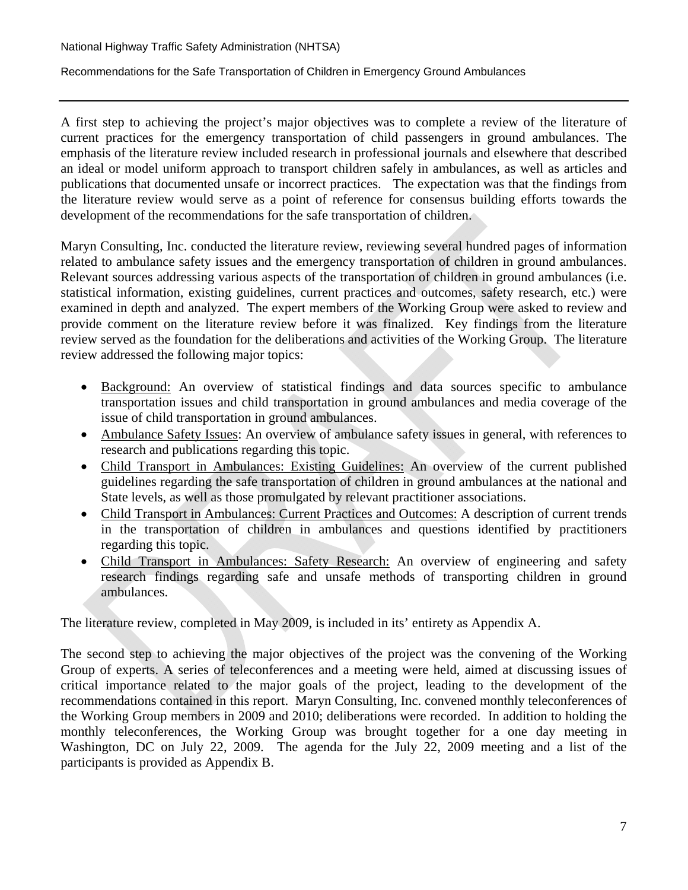A first step to achieving the project's major objectives was to complete a review of the literature of current practices for the emergency transportation of child passengers in ground ambulances. The emphasis of the literature review included research in professional journals and elsewhere that described an ideal or model uniform approach to transport children safely in ambulances, as well as articles and publications that documented unsafe or incorrect practices. The expectation was that the findings from the literature review would serve as a point of reference for consensus building efforts towards the development of the recommendations for the safe transportation of children.

Maryn Consulting, Inc. conducted the literature review, reviewing several hundred pages of information related to ambulance safety issues and the emergency transportation of children in ground ambulances. Relevant sources addressing various aspects of the transportation of children in ground ambulances (i.e. statistical information, existing guidelines, current practices and outcomes, safety research, etc.) were examined in depth and analyzed. The expert members of the Working Group were asked to review and provide comment on the literature review before it was finalized. Key findings from the literature review served as the foundation for the deliberations and activities of the Working Group. The literature review addressed the following major topics:

- Background: An overview of statistical findings and data sources specific to ambulance transportation issues and child transportation in ground ambulances and media coverage of the issue of child transportation in ground ambulances.
- Ambulance Safety Issues: An overview of ambulance safety issues in general, with references to research and publications regarding this topic.
- Child Transport in Ambulances: Existing Guidelines: An overview of the current published guidelines regarding the safe transportation of children in ground ambulances at the national and State levels, as well as those promulgated by relevant practitioner associations.
- Child Transport in Ambulances: Current Practices and Outcomes: A description of current trends in the transportation of children in ambulances and questions identified by practitioners regarding this topic.
- Child Transport in Ambulances: Safety Research: An overview of engineering and safety research findings regarding safe and unsafe methods of transporting children in ground ambulances.

The literature review, completed in May 2009, is included in its' entirety as Appendix A.

The second step to achieving the major objectives of the project was the convening of the Working Group of experts. A series of teleconferences and a meeting were held, aimed at discussing issues of critical importance related to the major goals of the project, leading to the development of the recommendations contained in this report. Maryn Consulting, Inc. convened monthly teleconferences of the Working Group members in 2009 and 2010; deliberations were recorded. In addition to holding the monthly teleconferences, the Working Group was brought together for a one day meeting in Washington, DC on July 22, 2009. The agenda for the July 22, 2009 meeting and a list of the participants is provided as Appendix B.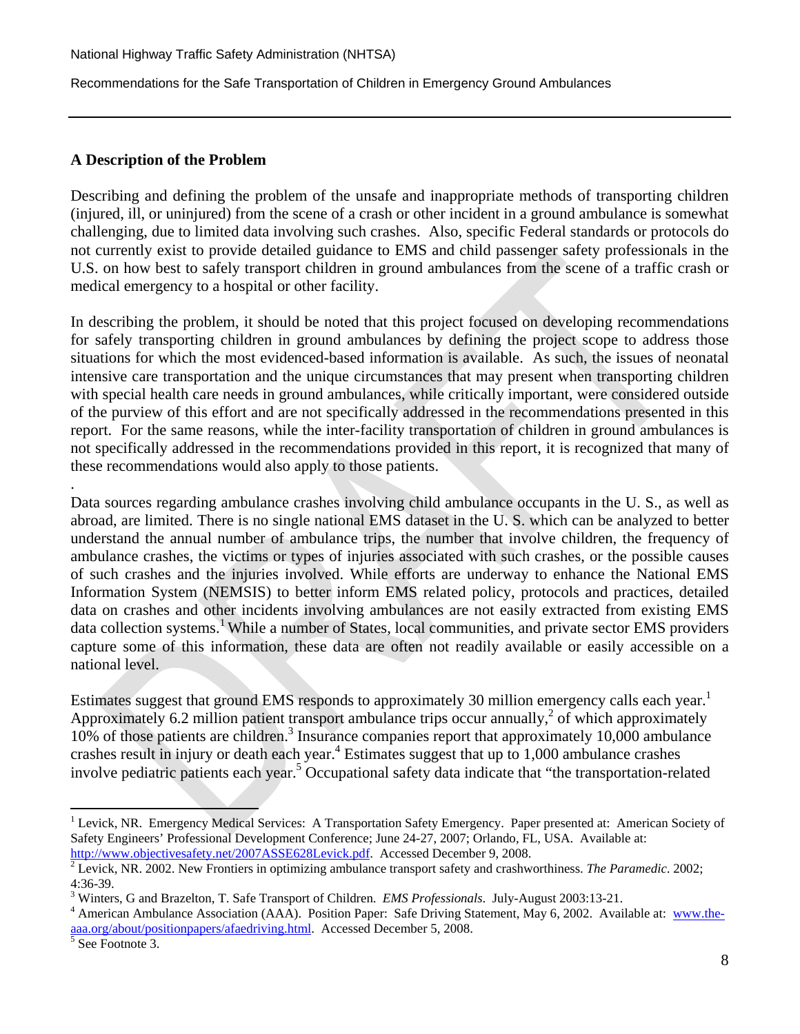## A Description of the Problem

Describing and defining the problem of the unsafe and inappropriate methods of transporting children (injured, ill, or uninjured) from the scene of a crash or other incident in a ground ambulance is somewhat challenging, due to limited data involving such crashes. Also, specific Federal standards or protocols do not currently exist to provide detailed guidance to EMS and child passenger safety professionals in the U.S. on how best to safely transport children in ground ambulances from the scene of a traffic crash or medical emergency to a hospital or other facility.

In describing the problem, it should be noted that this project focused on developing recommendations for safely transporting children in ground ambulances by defining the project scope to address those situations for which the most evidenced-based information is available. As such, the issues of neonatal intensive care transportation and the unique circumstances that may present when transporting children with special health care needs in ground ambulances, while critically important, were considered outside of the purview of this effort and are not specifically addressed in the recommendations presented in this report. For the same reasons, while the inter-facility transportation of children in ground ambulances is not specifically addressed in the recommendations provided in this report, it is recognized that many of these recommendations would also apply to those patients.

.

Data sources regarding ambulance crashes involving child ambulance occupants in the U. S., as well as abroad, are limited. There is no single national EMS dataset in the U. S. which can be analyzed to better understand the annual number of ambulance trips, the number that involve children, the frequency of ambulance crashes, the victims or types of injuries associated with such crashes, or the possible causes of such crashes and the injuries involved. While efforts are underway to enhance the National EMS Information System (NEMSIS) to better inform EMS related policy, protocols and practices, detailed data on crashes and other incidents involving ambulances are not easily extracted from existing EMS data collection systems.[1] While a number of States, local communities, and private sector EMS providers capture some of this information, these data are often not readily available or easily accessible on a national level.

Estimates suggest that ground EMS responds to approximately 30 million emergency calls each year.[1] Approximately 6.2 million patient transport ambulance trips occur annually,[2] of which approximately 10% of those patients are children.[3] Insurance companies report that approximately 10,000 ambulance crashes result in injury or death each year.[4] Estimates suggest that up to 1,000 ambulance crashes involve pediatric patients each year.[5] Occupational safety data indicate that "the transportation-related

---

[1] Levick, NR. Emergency Medical Services: A Transportation Safety Emergency. Paper presented at: American Society of Safety Engineers' Professional Development Conference; June 24-27, 2007; Orlando, FL, USA. Available at: http://www.objectivesafety.net/2007ASSE628Levick.pdf. Accessed December 9, 2008.

[2] Levick, NR. 2002. New Frontiers in optimizing ambulance transport safety and crashworthiness. *The Paramedic*. 2002; 4:36-39.

[3] Winters, G and Brazelton, T. Safe Transport of Children. *EMS Professionals*. July-August 2003:13-21.

[4] American Ambulance Association (AAA). Position Paper: Safe Driving Statement, May 6, 2002. Available at: www.the-aaa.org/about/positionpapers/afaedriving.html. Accessed December 5, 2008.

[5] See Footnote 3.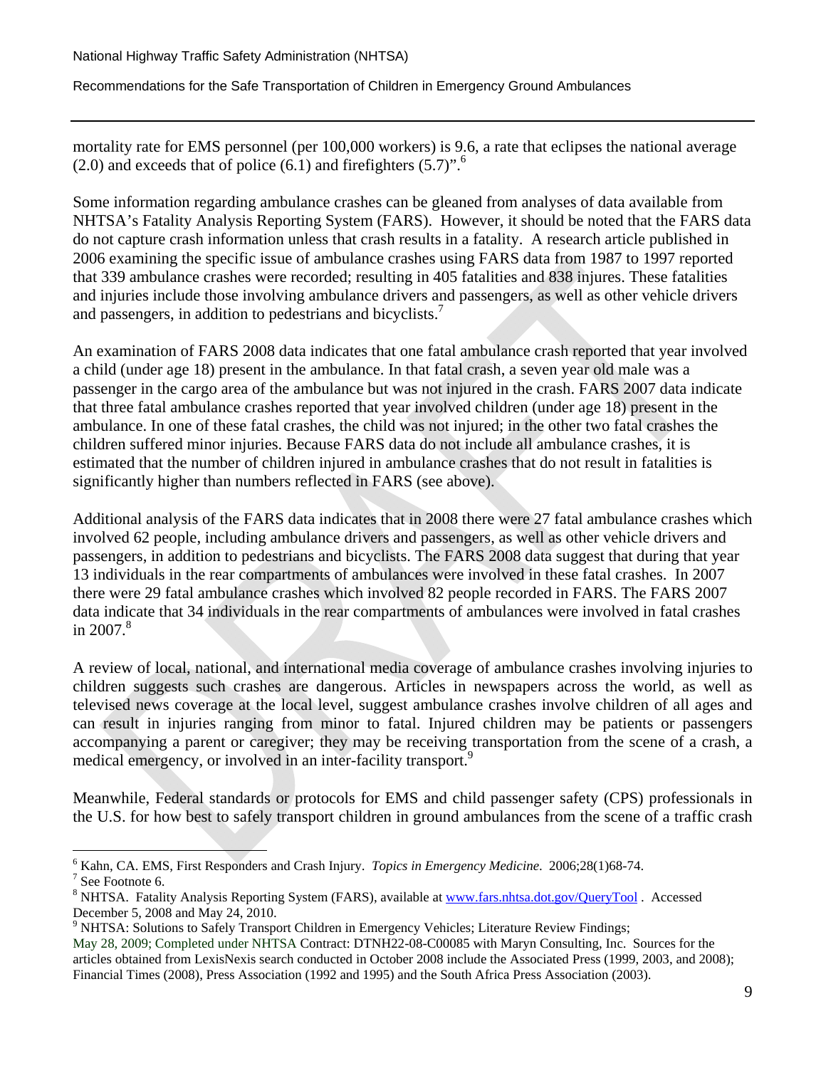mortality rate for EMS personnel (per 100,000 workers) is 9.6, a rate that eclipses the national average (2.0) and exceeds that of police (6.1) and firefighters (5.7)".[6]

Some information regarding ambulance crashes can be gleaned from analyses of data available from NHTSA's Fatality Analysis Reporting System (FARS). However, it should be noted that the FARS data do not capture crash information unless that crash results in a fatality. A research article published in 2006 examining the specific issue of ambulance crashes using FARS data from 1987 to 1997 reported that 339 ambulance crashes were recorded; resulting in 405 fatalities and 838 injures. These fatalities and injuries include those involving ambulance drivers and passengers, as well as other vehicle drivers and passengers, in addition to pedestrians and bicyclists.[7]

An examination of FARS 2008 data indicates that one fatal ambulance crash reported that year involved a child (under age 18) present in the ambulance. In that fatal crash, a seven year old male was a passenger in the cargo area of the ambulance but was not injured in the crash. FARS 2007 data indicate that three fatal ambulance crashes reported that year involved children (under age 18) present in the ambulance. In one of these fatal crashes, the child was not injured; in the other two fatal crashes the children suffered minor injuries. Because FARS data do not include all ambulance crashes, it is estimated that the number of children injured in ambulance crashes that do not result in fatalities is significantly higher than numbers reflected in FARS (see above).

Additional analysis of the FARS data indicates that in 2008 there were 27 fatal ambulance crashes which involved 62 people, including ambulance drivers and passengers, as well as other vehicle drivers and passengers, in addition to pedestrians and bicyclists. The FARS 2008 data suggest that during that year 13 individuals in the rear compartments of ambulances were involved in these fatal crashes. In 2007 there were 29 fatal ambulance crashes which involved 82 people recorded in FARS. The FARS 2007 data indicate that 34 individuals in the rear compartments of ambulances were involved in fatal crashes in 2007.[8]

A review of local, national, and international media coverage of ambulance crashes involving injuries to children suggests such crashes are dangerous. Articles in newspapers across the world, as well as televised news coverage at the local level, suggest ambulance crashes involve children of all ages and can result in injuries ranging from minor to fatal. Injured children may be patients or passengers accompanying a parent or caregiver; they may be receiving transportation from the scene of a crash, a medical emergency, or involved in an inter-facility transport.[9]

Meanwhile, Federal standards or protocols for EMS and child passenger safety (CPS) professionals in the U.S. for how best to safely transport children in ground ambulances from the scene of a traffic crash

---

[6] Kahn, CA. EMS, First Responders and Crash Injury. *Topics in Emergency Medicine*. 2006;28(1)68-74.

[7] See Footnote 6.

[8] NHTSA. Fatality Analysis Reporting System (FARS), available at www.fars.nhtsa.dot.gov/QueryTool . Accessed December 5, 2008 and May 24, 2010.

[9] NHTSA: Solutions to Safely Transport Children in Emergency Vehicles; Literature Review Findings; May 28, 2009; Completed under NHTSA Contract: DTNH22-08-C00085 with Maryn Consulting, Inc. Sources for the articles obtained from LexisNexis search conducted in October 2008 include the Associated Press (1999, 2003, and 2008); Financial Times (2008), Press Association (1992 and 1995) and the South Africa Press Association (2003).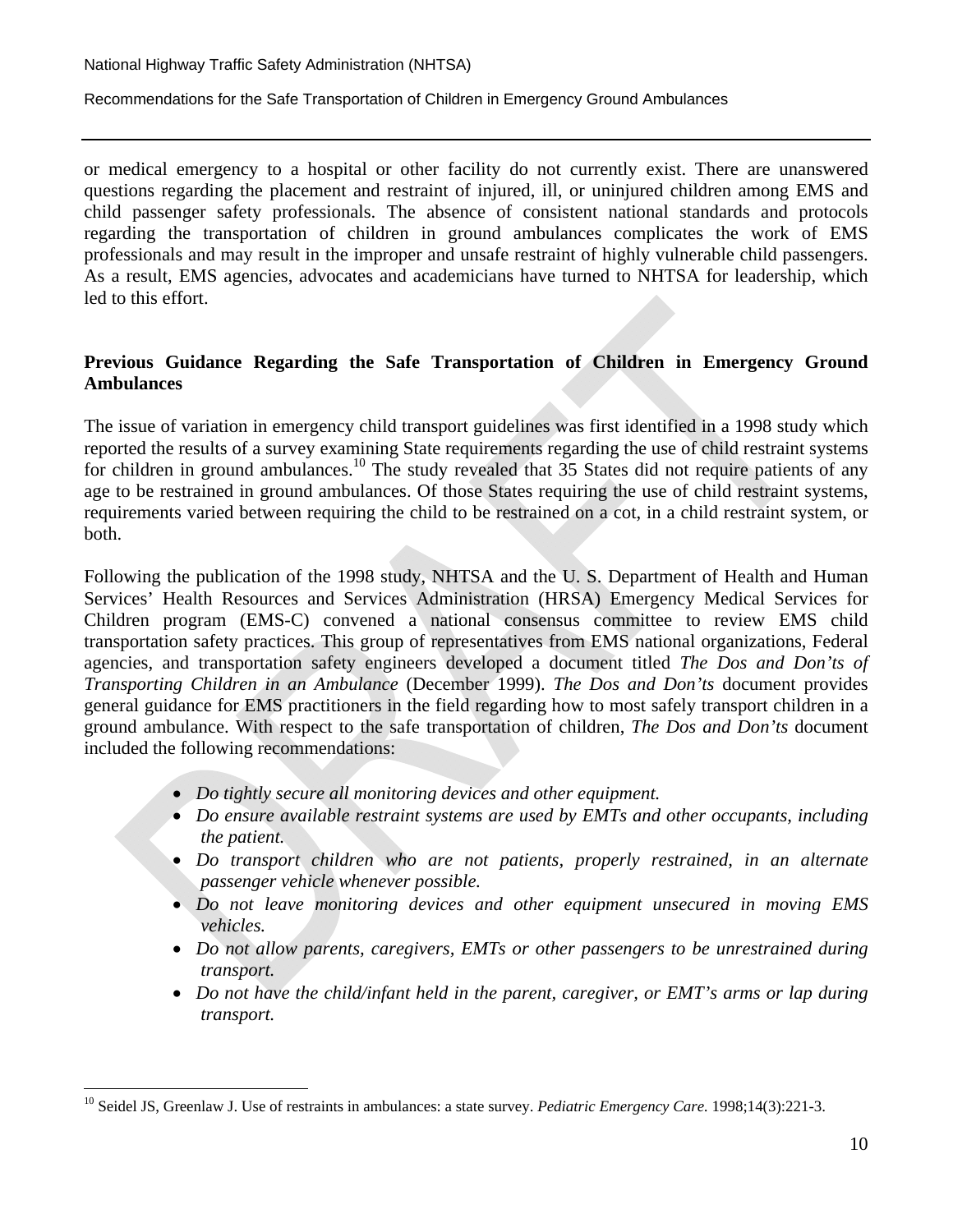or medical emergency to a hospital or other facility do not currently exist. There are unanswered questions regarding the placement and restraint of injured, ill, or uninjured children among EMS and child passenger safety professionals. The absence of consistent national standards and protocols regarding the transportation of children in ground ambulances complicates the work of EMS professionals and may result in the improper and unsafe restraint of highly vulnerable child passengers. As a result, EMS agencies, advocates and academicians have turned to NHTSA for leadership, which led to this effort.

**Previous Guidance Regarding the Safe Transportation of Children in Emergency Ground Ambulances**

The issue of variation in emergency child transport guidelines was first identified in a 1998 study which reported the results of a survey examining State requirements regarding the use of child restraint systems for children in ground ambulances.[10] The study revealed that 35 States did not require patients of any age to be restrained in ground ambulances. Of those States requiring the use of child restraint systems, requirements varied between requiring the child to be restrained on a cot, in a child restraint system, or both.

Following the publication of the 1998 study, NHTSA and the U. S. Department of Health and Human Services' Health Resources and Services Administration (HRSA) Emergency Medical Services for Children program (EMS-C) convened a national consensus committee to review EMS child transportation safety practices. This group of representatives from EMS national organizations, Federal agencies, and transportation safety engineers developed a document titled *The Dos and Don'ts of Transporting Children in an Ambulance* (December 1999). *The Dos and Don'ts* document provides general guidance for EMS practitioners in the field regarding how to most safely transport children in a ground ambulance. With respect to the safe transportation of children, *The Dos and Don'ts* document included the following recommendations:

- *Do tightly secure all monitoring devices and other equipment.*
- *Do ensure available restraint systems are used by EMTs and other occupants, including the patient.*
- *Do transport children who are not patients, properly restrained, in an alternate passenger vehicle whenever possible.*
- *Do not leave monitoring devices and other equipment unsecured in moving EMS vehicles.*
- *Do not allow parents, caregivers, EMTs or other passengers to be unrestrained during transport.*
- *Do not have the child/infant held in the parent, caregiver, or EMT's arms or lap during transport.*

[10] Seidel JS, Greenlaw J. Use of restraints in ambulances: a state survey. *Pediatric Emergency Care.* 1998;14(3):221-3.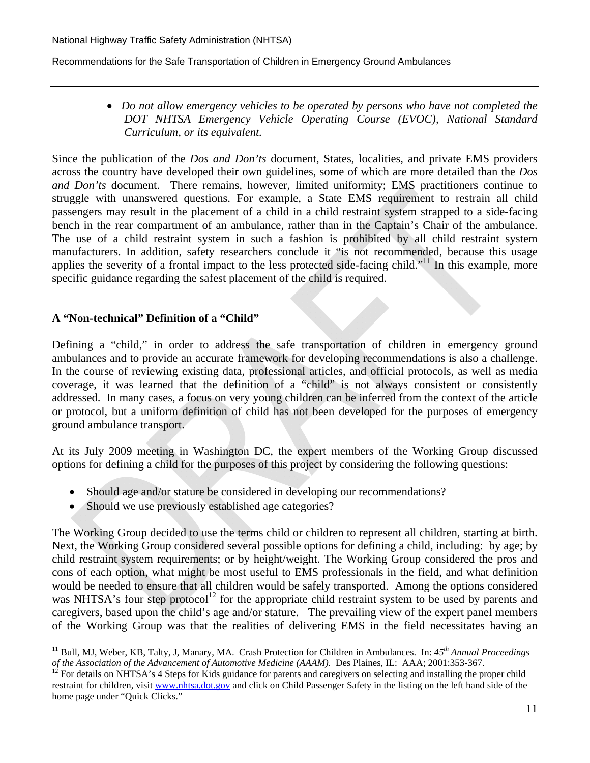- *Do not allow emergency vehicles to be operated by persons who have not completed the DOT NHTSA Emergency Vehicle Operating Course (EVOC), National Standard Curriculum, or its equivalent.*

Since the publication of the *Dos and Don'ts* document, States, localities, and private EMS providers across the country have developed their own guidelines, some of which are more detailed than the *Dos and Don'ts* document. There remains, however, limited uniformity; EMS practitioners continue to struggle with unanswered questions. For example, a State EMS requirement to restrain all child passengers may result in the placement of a child in a child restraint system strapped to a side-facing bench in the rear compartment of an ambulance, rather than in the Captain's Chair of the ambulance. The use of a child restraint system in such a fashion is prohibited by all child restraint system manufacturers. In addition, safety researchers conclude it "is not recommended, because this usage applies the severity of a frontal impact to the less protected side-facing child."[11] In this example, more specific guidance regarding the safest placement of the child is required.

## A "Non-technical" Definition of a "Child"

Defining a "child," in order to address the safe transportation of children in emergency ground ambulances and to provide an accurate framework for developing recommendations is also a challenge. In the course of reviewing existing data, professional articles, and official protocols, as well as media coverage, it was learned that the definition of a "child" is not always consistent or consistently addressed. In many cases, a focus on very young children can be inferred from the context of the article or protocol, but a uniform definition of child has not been developed for the purposes of emergency ground ambulance transport.

At its July 2009 meeting in Washington DC, the expert members of the Working Group discussed options for defining a child for the purposes of this project by considering the following questions:

- Should age and/or stature be considered in developing our recommendations?
- Should we use previously established age categories?

The Working Group decided to use the terms child or children to represent all children, starting at birth. Next, the Working Group considered several possible options for defining a child, including: by age; by child restraint system requirements; or by height/weight. The Working Group considered the pros and cons of each option, what might be most useful to EMS professionals in the field, and what definition would be needed to ensure that all children would be safely transported. Among the options considered was NHTSA's four step protocol[12] for the appropriate child restraint system to be used by parents and caregivers, based upon the child's age and/or stature. The prevailing view of the expert panel members of the Working Group was that the realities of delivering EMS in the field necessitates having an

---

[11] Bull, MJ, Weber, KB, Talty, J, Manary, MA. Crash Protection for Children in Ambulances. In: *45th Annual Proceedings of the Association of the Advancement of Automotive Medicine (AAAM).* Des Plaines, IL: AAA; 2001:353-367.

[12] For details on NHTSA's 4 Steps for Kids guidance for parents and caregivers on selecting and installing the proper child restraint for children, visit www.nhtsa.dot.gov and click on Child Passenger Safety in the listing on the left hand side of the home page under "Quick Clicks."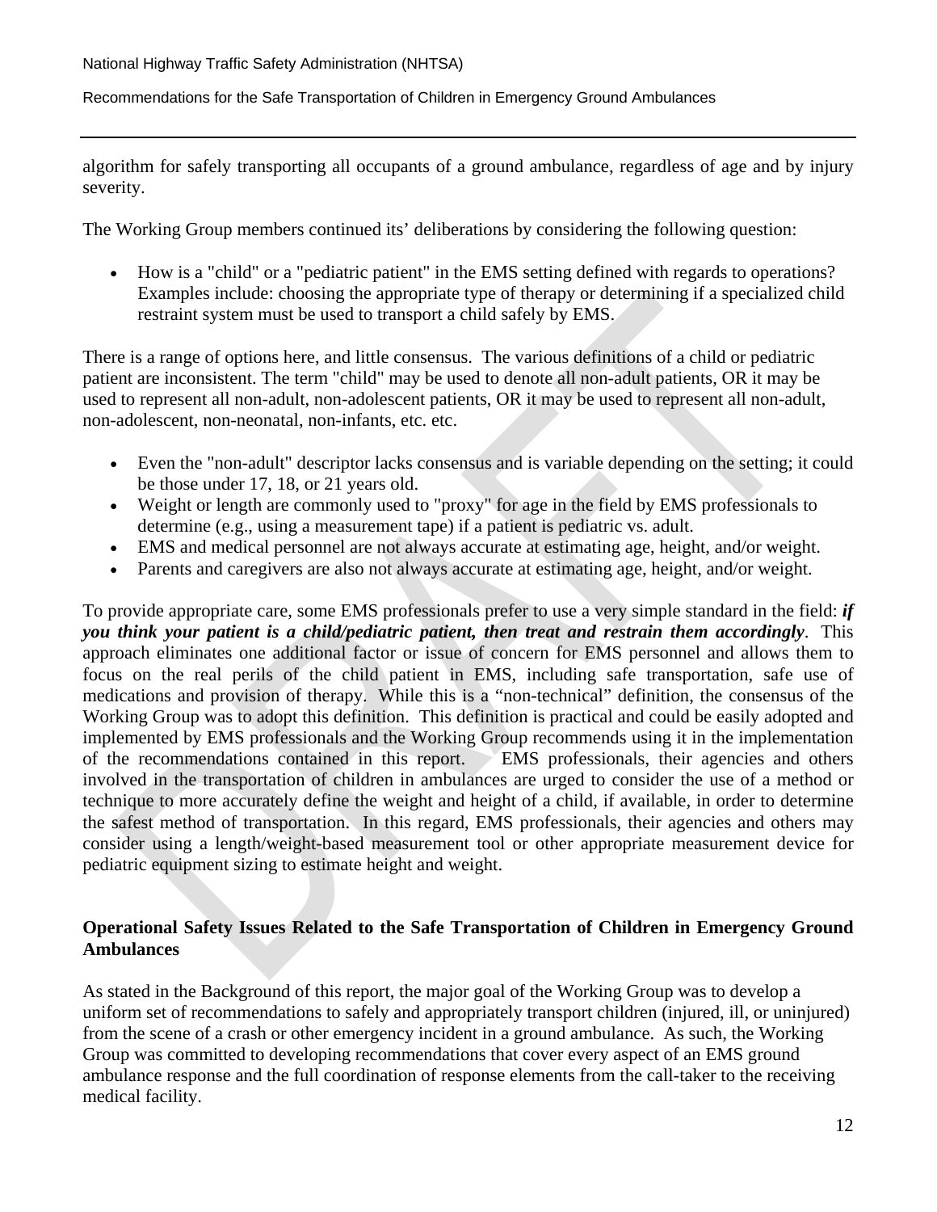algorithm for safely transporting all occupants of a ground ambulance, regardless of age and by injury severity.

The Working Group members continued its' deliberations by considering the following question:

- How is a "child" or a "pediatric patient" in the EMS setting defined with regards to operations? Examples include: choosing the appropriate type of therapy or determining if a specialized child restraint system must be used to transport a child safely by EMS.

There is a range of options here, and little consensus. The various definitions of a child or pediatric patient are inconsistent. The term "child" may be used to denote all non-adult patients, OR it may be used to represent all non-adult, non-adolescent patients, OR it may be used to represent all non-adult, non-adolescent, non-neonatal, non-infants, etc. etc.

- Even the "non-adult" descriptor lacks consensus and is variable depending on the setting; it could be those under 17, 18, or 21 years old.
- Weight or length are commonly used to "proxy" for age in the field by EMS professionals to determine (e.g., using a measurement tape) if a patient is pediatric vs. adult.
- EMS and medical personnel are not always accurate at estimating age, height, and/or weight.
- Parents and caregivers are also not always accurate at estimating age, height, and/or weight.

To provide appropriate care, some EMS professionals prefer to use a very simple standard in the field: ***if you think your patient is a child/pediatric patient, then treat and restrain them accordingly***. This approach eliminates one additional factor or issue of concern for EMS personnel and allows them to focus on the real perils of the child patient in EMS, including safe transportation, safe use of medications and provision of therapy. While this is a "non-technical" definition, the consensus of the Working Group was to adopt this definition. This definition is practical and could be easily adopted and implemented by EMS professionals and the Working Group recommends using it in the implementation of the recommendations contained in this report. EMS professionals, their agencies and others involved in the transportation of children in ambulances are urged to consider the use of a method or technique to more accurately define the weight and height of a child, if available, in order to determine the safest method of transportation. In this regard, EMS professionals, their agencies and others may consider using a length/weight-based measurement tool or other appropriate measurement device for pediatric equipment sizing to estimate height and weight.

**Operational Safety Issues Related to the Safe Transportation of Children in Emergency Ground Ambulances**

As stated in the Background of this report, the major goal of the Working Group was to develop a uniform set of recommendations to safely and appropriately transport children (injured, ill, or uninjured) from the scene of a crash or other emergency incident in a ground ambulance. As such, the Working Group was committed to developing recommendations that cover every aspect of an EMS ground ambulance response and the full coordination of response elements from the call-taker to the receiving medical facility.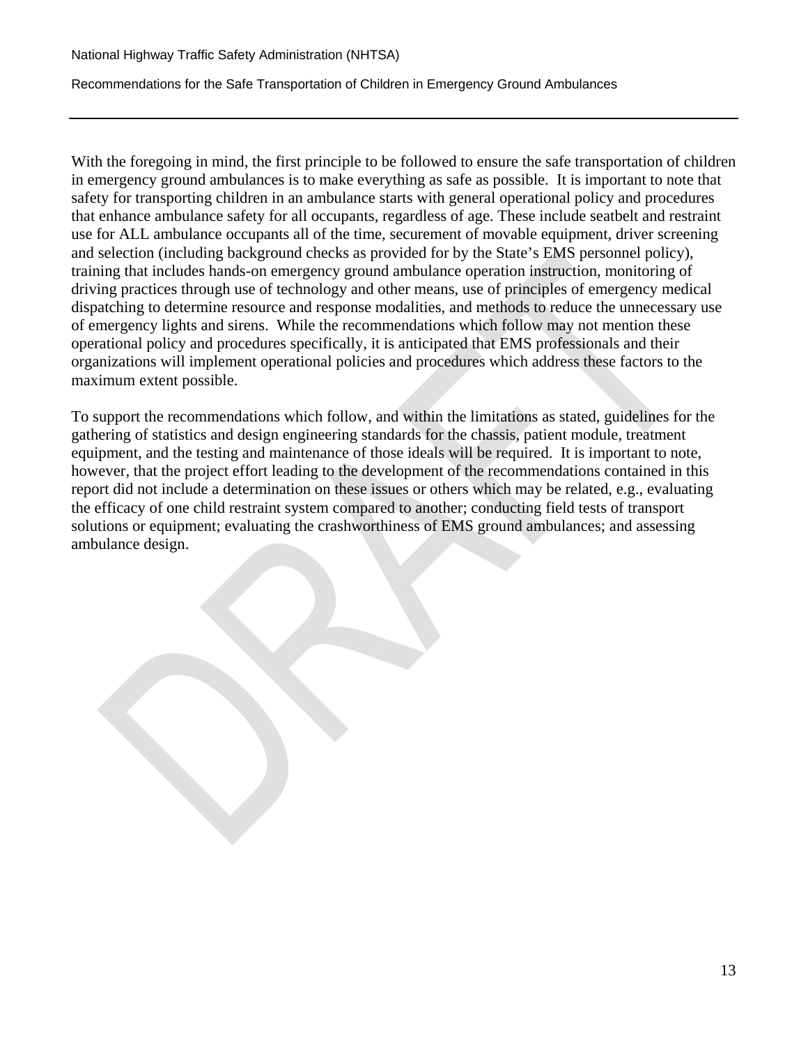With the foregoing in mind, the first principle to be followed to ensure the safe transportation of children in emergency ground ambulances is to make everything as safe as possible. It is important to note that safety for transporting children in an ambulance starts with general operational policy and procedures that enhance ambulance safety for all occupants, regardless of age. These include seatbelt and restraint use for ALL ambulance occupants all of the time, securement of movable equipment, driver screening and selection (including background checks as provided for by the State's EMS personnel policy), training that includes hands-on emergency ground ambulance operation instruction, monitoring of driving practices through use of technology and other means, use of principles of emergency medical dispatching to determine resource and response modalities, and methods to reduce the unnecessary use of emergency lights and sirens. While the recommendations which follow may not mention these operational policy and procedures specifically, it is anticipated that EMS professionals and their organizations will implement operational policies and procedures which address these factors to the maximum extent possible.

To support the recommendations which follow, and within the limitations as stated, guidelines for the gathering of statistics and design engineering standards for the chassis, patient module, treatment equipment, and the testing and maintenance of those ideals will be required. It is important to note, however, that the project effort leading to the development of the recommendations contained in this report did not include a determination on these issues or others which may be related, e.g., evaluating the efficacy of one child restraint system compared to another; conducting field tests of transport solutions or equipment; evaluating the crashworthiness of EMS ground ambulances; and assessing ambulance design.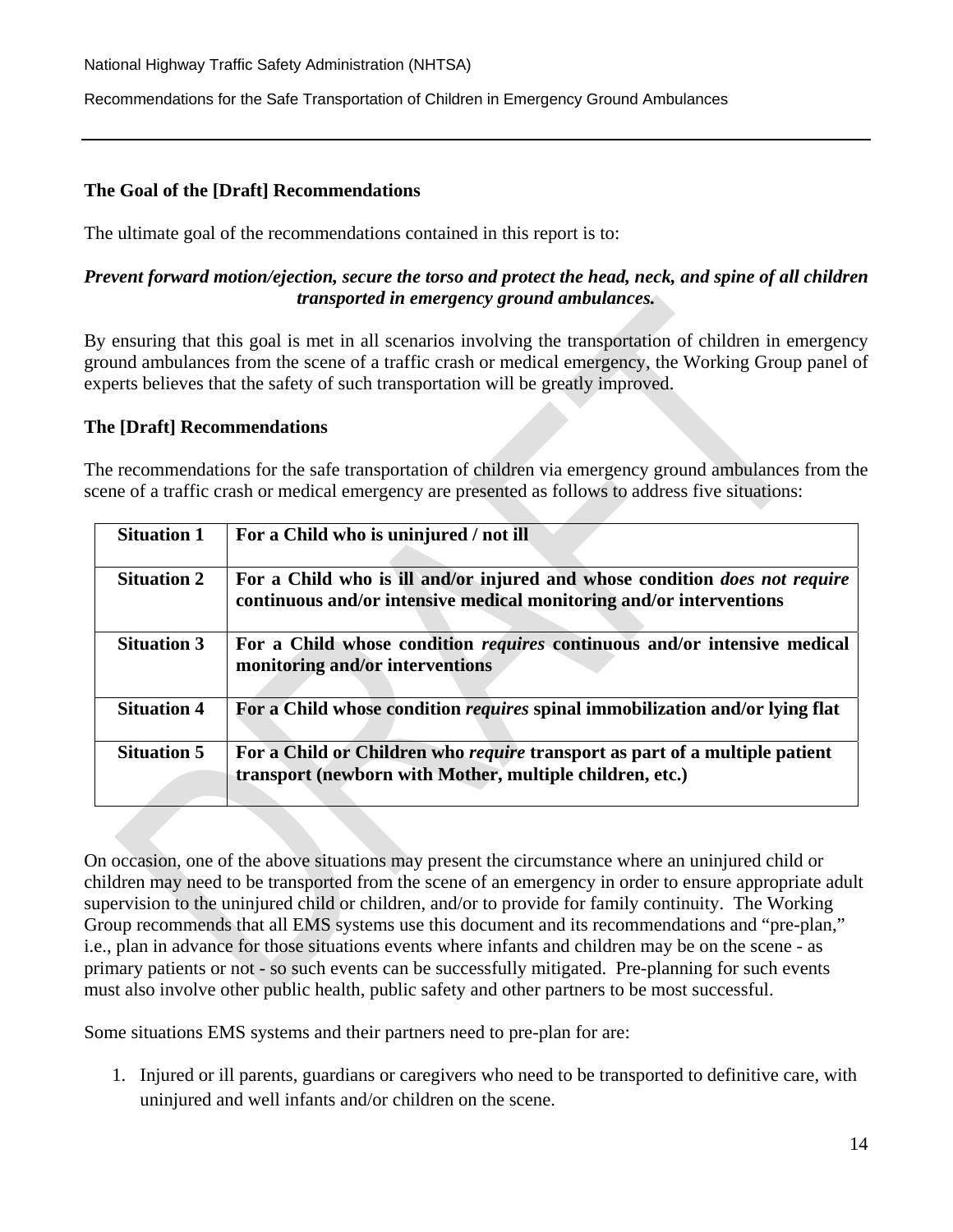**The Goal of the [Draft] Recommendations**

The ultimate goal of the recommendations contained in this report is to:

***Prevent forward motion/ejection, secure the torso and protect the head, neck, and spine of all children transported in emergency ground ambulances.***

By ensuring that this goal is met in all scenarios involving the transportation of children in emergency ground ambulances from the scene of a traffic crash or medical emergency, the Working Group panel of experts believes that the safety of such transportation will be greatly improved.

**The [Draft] Recommendations**

The recommendations for the safe transportation of children via emergency ground ambulances from the scene of a traffic crash or medical emergency are presented as follows to address five situations:

| | |
|---|---|
| **Situation 1** | **For a Child who is uninjured / not ill** |
| **Situation 2** | **For a Child who is ill and/or injured and whose condition *does not require* continuous and/or intensive medical monitoring and/or interventions** |
| **Situation 3** | **For a Child whose condition *requires* continuous and/or intensive medical monitoring and/or interventions** |
| **Situation 4** | **For a Child whose condition *requires* spinal immobilization and/or lying flat** |
| **Situation 5** | **For a Child or Children who *require* transport as part of a multiple patient transport (newborn with Mother, multiple children, etc.)** |

On occasion, one of the above situations may present the circumstance where an uninjured child or children may need to be transported from the scene of an emergency in order to ensure appropriate adult supervision to the uninjured child or children, and/or to provide for family continuity. The Working Group recommends that all EMS systems use this document and its recommendations and "pre-plan," i.e., plan in advance for those situations events where infants and children may be on the scene - as primary patients or not - so such events can be successfully mitigated. Pre-planning for such events must also involve other public health, public safety and other partners to be most successful.

Some situations EMS systems and their partners need to pre-plan for are:

1. Injured or ill parents, guardians or caregivers who need to be transported to definitive care, with uninjured and well infants and/or children on the scene.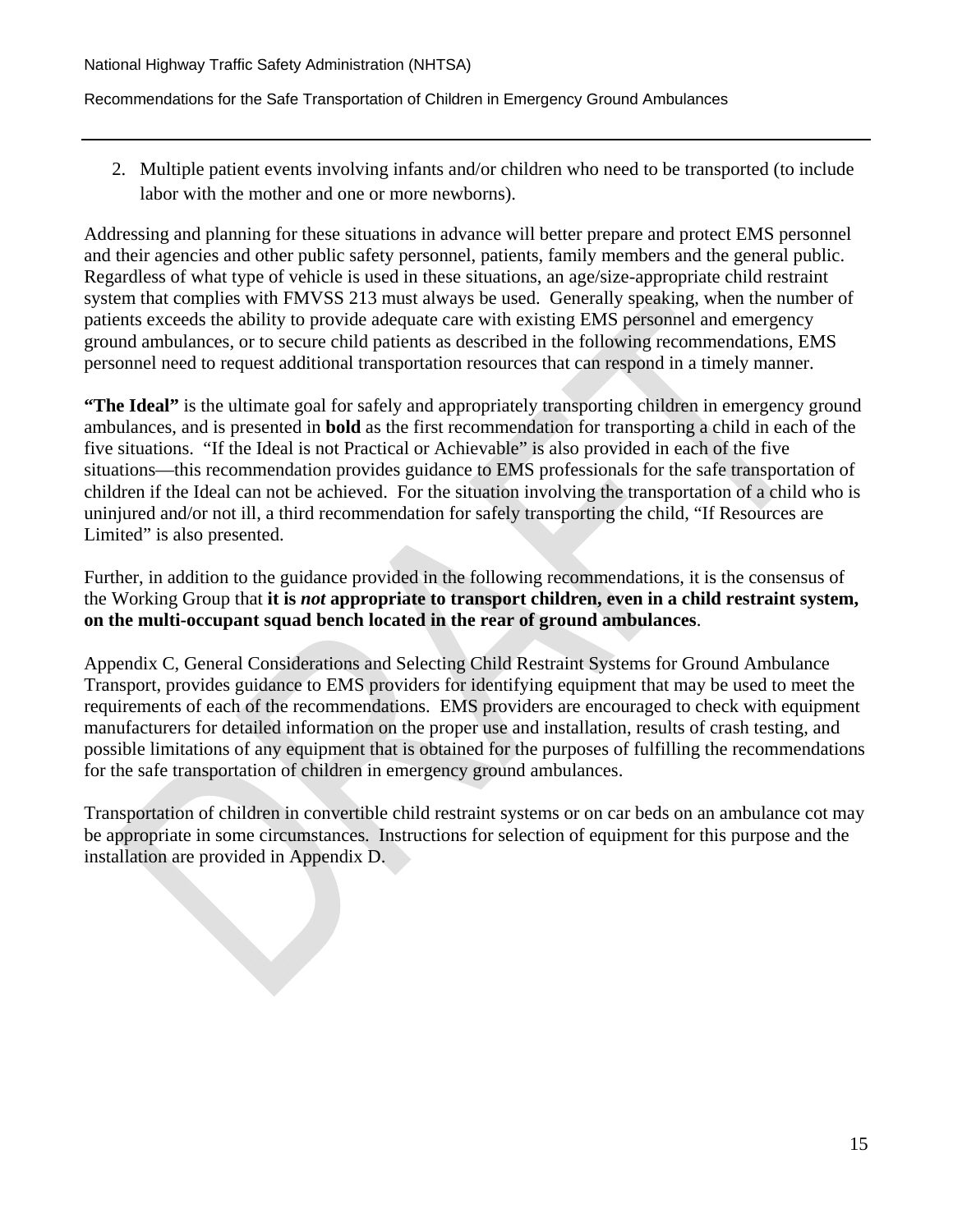2. Multiple patient events involving infants and/or children who need to be transported (to include labor with the mother and one or more newborns).

Addressing and planning for these situations in advance will better prepare and protect EMS personnel and their agencies and other public safety personnel, patients, family members and the general public. Regardless of what type of vehicle is used in these situations, an age/size-appropriate child restraint system that complies with FMVSS 213 must always be used. Generally speaking, when the number of patients exceeds the ability to provide adequate care with existing EMS personnel and emergency ground ambulances, or to secure child patients as described in the following recommendations, EMS personnel need to request additional transportation resources that can respond in a timely manner.

**"The Ideal"** is the ultimate goal for safely and appropriately transporting children in emergency ground ambulances, and is presented in **bold** as the first recommendation for transporting a child in each of the five situations. "If the Ideal is not Practical or Achievable" is also provided in each of the five situations—this recommendation provides guidance to EMS professionals for the safe transportation of children if the Ideal can not be achieved. For the situation involving the transportation of a child who is uninjured and/or not ill, a third recommendation for safely transporting the child, "If Resources are Limited" is also presented.

Further, in addition to the guidance provided in the following recommendations, it is the consensus of the Working Group that **it is *not* appropriate to transport children, even in a child restraint system, on the multi-occupant squad bench located in the rear of ground ambulances**.

Appendix C, General Considerations and Selecting Child Restraint Systems for Ground Ambulance Transport, provides guidance to EMS providers for identifying equipment that may be used to meet the requirements of each of the recommendations. EMS providers are encouraged to check with equipment manufacturers for detailed information on the proper use and installation, results of crash testing, and possible limitations of any equipment that is obtained for the purposes of fulfilling the recommendations for the safe transportation of children in emergency ground ambulances.

Transportation of children in convertible child restraint systems or on car beds on an ambulance cot may be appropriate in some circumstances. Instructions for selection of equipment for this purpose and the installation are provided in Appendix D.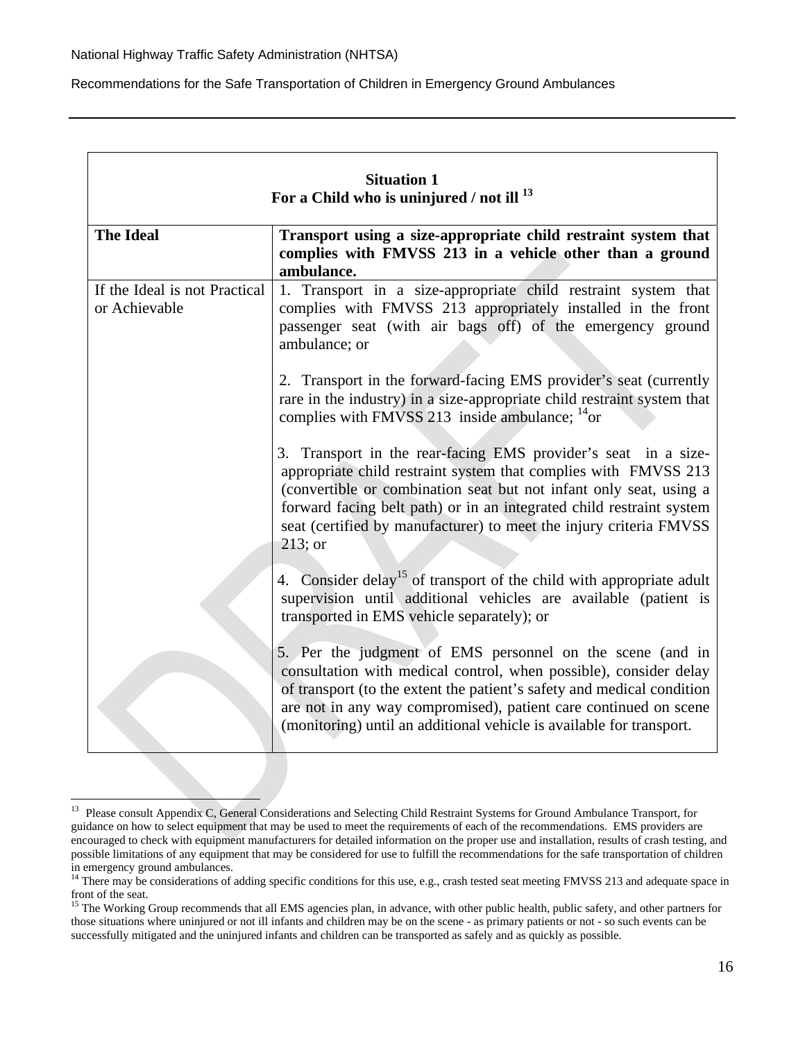| Situation 1<br>For a Child who is uninjured / not ill [13] | |
|---|---|
| **The Ideal** | **Transport using a size-appropriate child restraint system that complies with FMVSS 213 in a vehicle other than a ground ambulance.** |
| If the Ideal is not Practical or Achievable | 1. Transport in a size-appropriate child restraint system that complies with FMVSS 213 appropriately installed in the front passenger seat (with air bags off) of the emergency ground ambulance; or<br><br>2. Transport in the forward-facing EMS provider's seat (currently rare in the industry) in a size-appropriate child restraint system that complies with FMVSS 213 inside ambulance; [14]or<br><br>3. Transport in the rear-facing EMS provider's seat in a size-appropriate child restraint system that complies with FMVSS 213 (convertible or combination seat but not infant only seat, using a forward facing belt path) or in an integrated child restraint system seat (certified by manufacturer) to meet the injury criteria FMVSS 213; or<br><br>4. Consider delay[15] of transport of the child with appropriate adult supervision until additional vehicles are available (patient is transported in EMS vehicle separately); or<br><br>5. Per the judgment of EMS personnel on the scene (and in consultation with medical control, when possible), consider delay of transport (to the extent the patient's safety and medical condition are not in any way compromised), patient care continued on scene (monitoring) until an additional vehicle is available for transport. |

[13] Please consult Appendix C, General Considerations and Selecting Child Restraint Systems for Ground Ambulance Transport, for guidance on how to select equipment that may be used to meet the requirements of each of the recommendations. EMS providers are encouraged to check with equipment manufacturers for detailed information on the proper use and installation, results of crash testing, and possible limitations of any equipment that may be considered for use to fulfill the recommendations for the safe transportation of children in emergency ground ambulances.

[14] There may be considerations of adding specific conditions for this use, e.g., crash tested seat meeting FMVSS 213 and adequate space in front of the seat.

[15] The Working Group recommends that all EMS agencies plan, in advance, with other public health, public safety, and other partners for those situations where uninjured or not ill infants and children may be on the scene - as primary patients or not - so such events can be successfully mitigated and the uninjured infants and children can be transported as safely and as quickly as possible.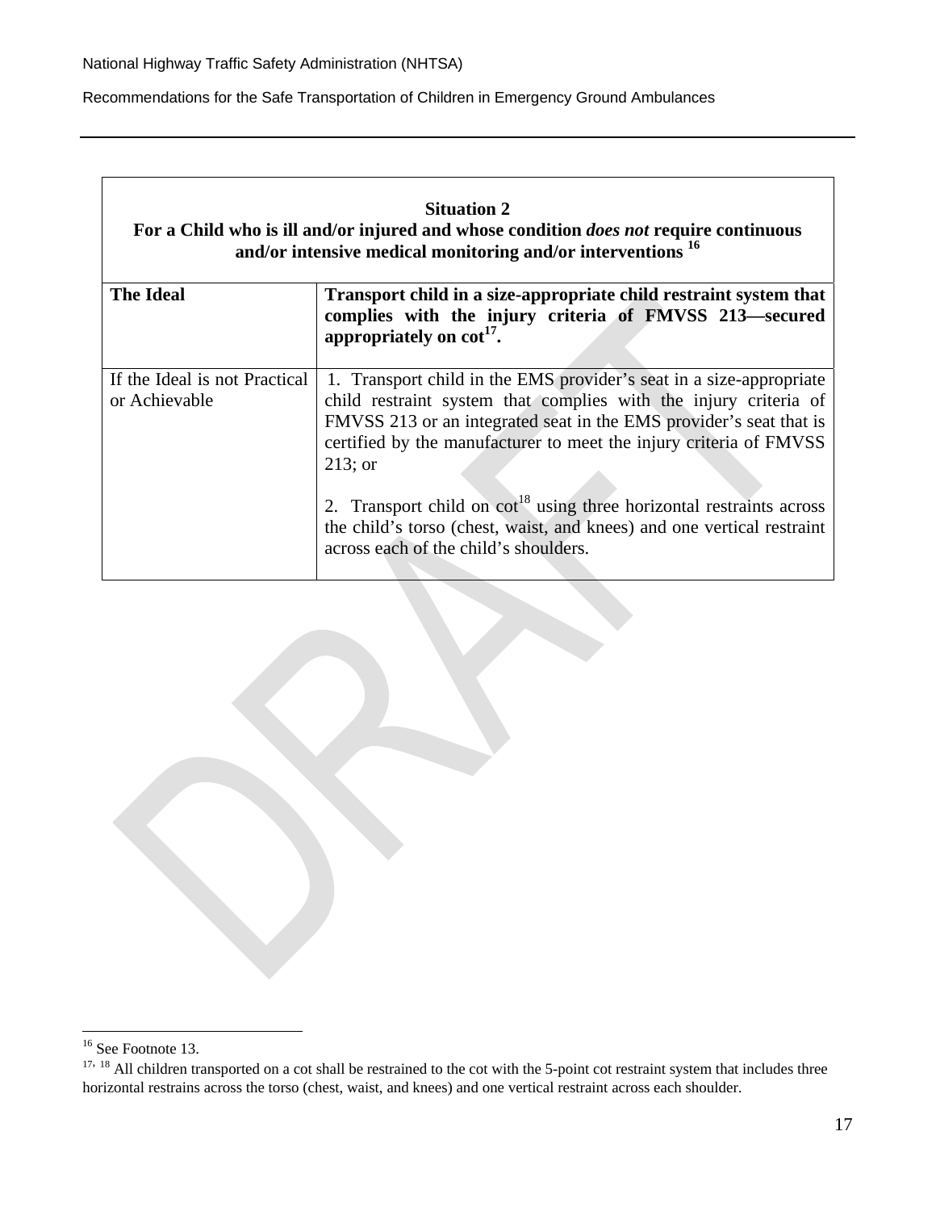| **Situation 2** For a Child who is ill and/or injured and whose condition *does not* require continuous and/or intensive medical monitoring and/or interventions [16] | |
|---|---|
| **The Ideal** | **Transport child in a size-appropriate child restraint system that complies with the injury criteria of FMVSS 213—secured appropriately on cot[17].** |
| If the Ideal is not Practical or Achievable | 1. Transport child in the EMS provider's seat in a size-appropriate child restraint system that complies with the injury criteria of FMVSS 213 or an integrated seat in the EMS provider's seat that is certified by the manufacturer to meet the injury criteria of FMVSS 213; or<br><br>2. Transport child on cot[18] using three horizontal restraints across the child's torso (chest, waist, and knees) and one vertical restraint across each of the child's shoulders. |

[16] See Footnote 13.

[17, 18] All children transported on a cot shall be restrained to the cot with the 5-point cot restraint system that includes three horizontal restrains across the torso (chest, waist, and knees) and one vertical restraint across each shoulder.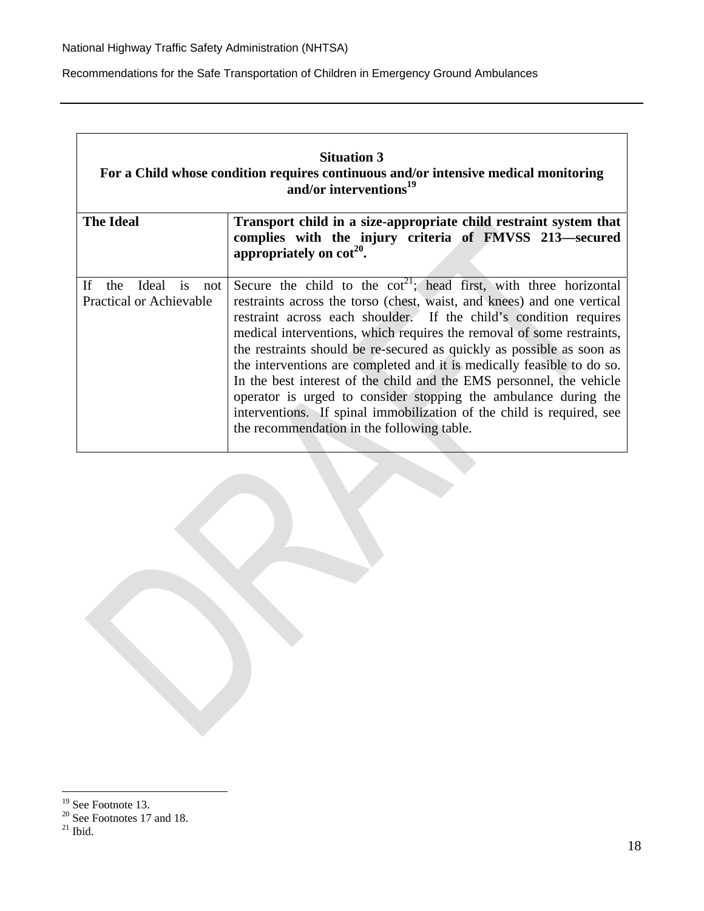| **Situation 3**<br>**For a Child whose condition requires continuous and/or intensive medical monitoring and/or interventions**[19] | |
|---|---|
| **The Ideal** | **Transport child in a size-appropriate child restraint system that complies with the injury criteria of FMVSS 213—secured appropriately on cot**[20]**.** |
| If the Ideal is not Practical or Achievable | Secure the child to the cot[21]; head first, with three horizontal restraints across the torso (chest, waist, and knees) and one vertical restraint across each shoulder. If the child's condition requires medical interventions, which requires the removal of some restraints, the restraints should be re-secured as quickly as possible as soon as the interventions are completed and it is medically feasible to do so. In the best interest of the child and the EMS personnel, the vehicle operator is urged to consider stopping the ambulance during the interventions. If spinal immobilization of the child is required, see the recommendation in the following table. |

[19] See Footnote 13.

[20] See Footnotes 17 and 18.

[21] Ibid.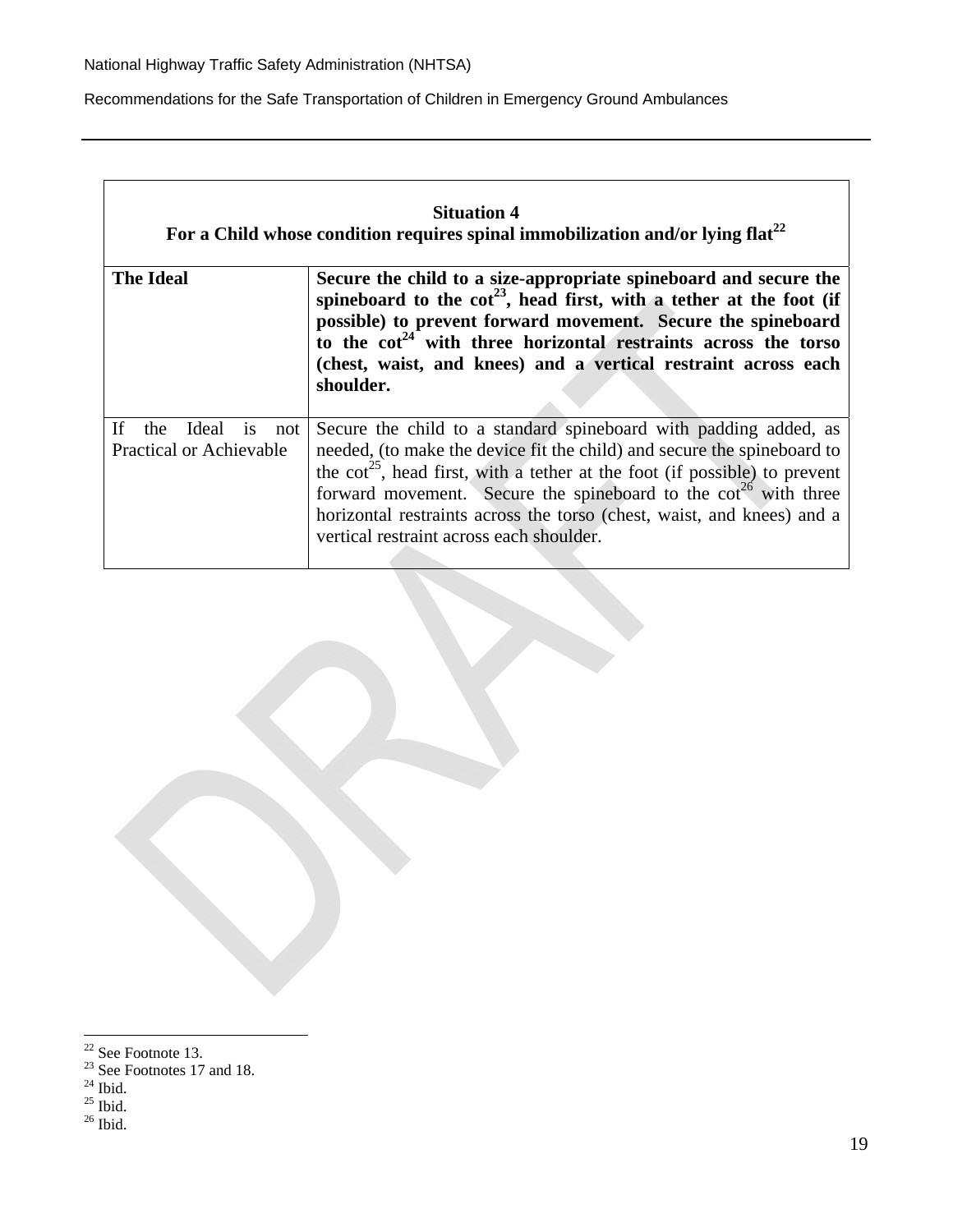| **Situation 4**<br>**For a Child whose condition requires spinal immobilization and/or lying flat[22]** | |
|---|---|
| **The Ideal** | **Secure the child to a size-appropriate spineboard and secure the spineboard to the cot[23], head first, with a tether at the foot (if possible) to prevent forward movement. Secure the spineboard to the cot[24] with three horizontal restraints across the torso (chest, waist, and knees) and a vertical restraint across each shoulder.** |
| If the Ideal is not Practical or Achievable | Secure the child to a standard spineboard with padding added, as needed, (to make the device fit the child) and secure the spineboard to the cot[25], head first, with a tether at the foot (if possible) to prevent forward movement. Secure the spineboard to the cot[26] with three horizontal restraints across the torso (chest, waist, and knees) and a vertical restraint across each shoulder. |

[22] See Footnote 13.
[23] See Footnotes 17 and 18.
[24] Ibid.
[25] Ibid.
[26] Ibid.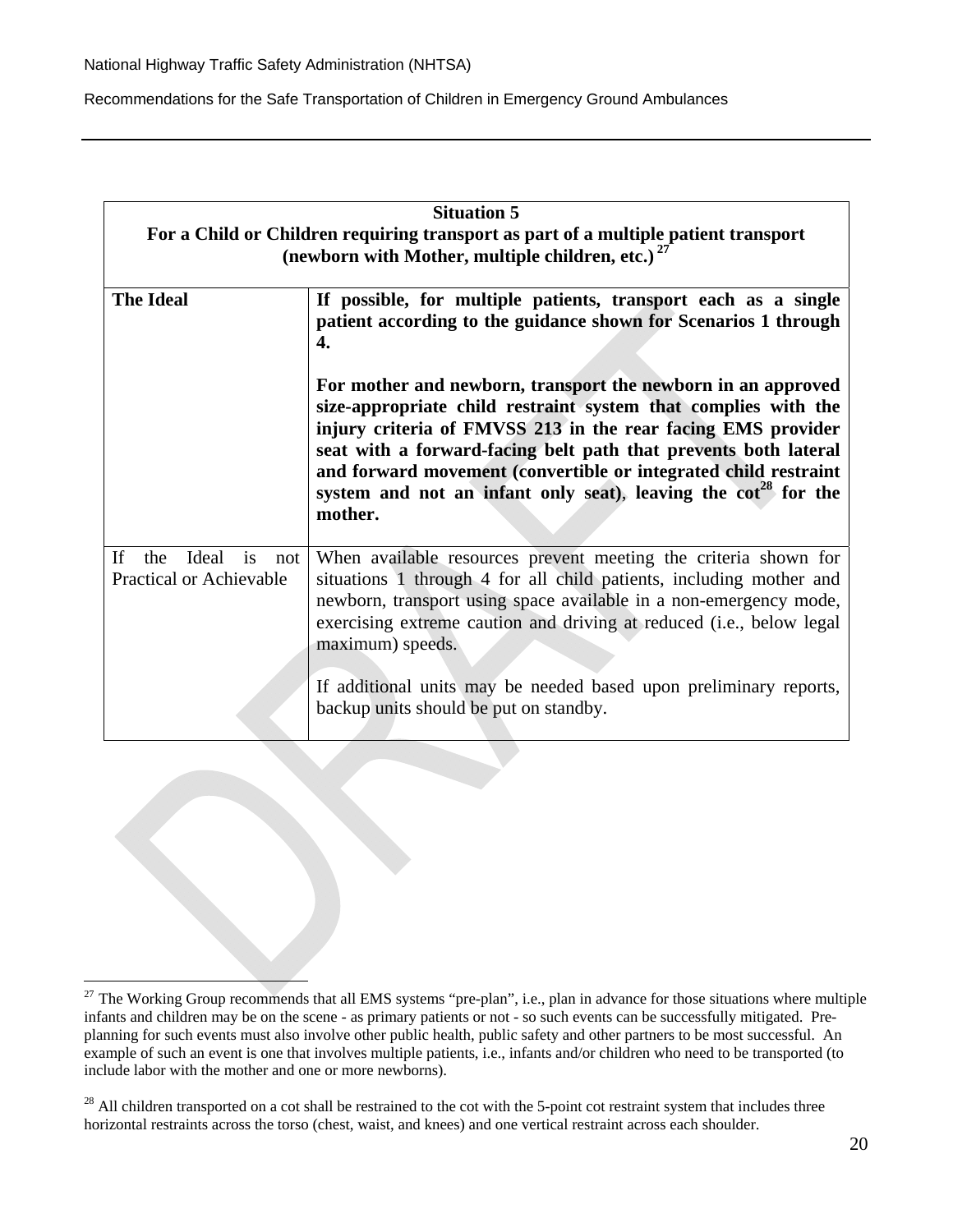| Situation 5<br>For a Child or Children requiring transport as part of a multiple patient transport (newborn with Mother, multiple children, etc.)[27] | |
|---|---|
| **The Ideal** | **If possible, for multiple patients, transport each as a single patient according to the guidance shown for Scenarios 1 through 4.**<br><br>**For mother and newborn, transport the newborn in an approved size-appropriate child restraint system that complies with the injury criteria of FMVSS 213 in the rear facing EMS provider seat with a forward-facing belt path that prevents both lateral and forward movement (convertible or integrated child restraint system and not an infant only seat), leaving the cot[28] for the mother.** |
| If the Ideal is not Practical or Achievable | When available resources prevent meeting the criteria shown for situations 1 through 4 for all child patients, including mother and newborn, transport using space available in a non-emergency mode, exercising extreme caution and driving at reduced (i.e., below legal maximum) speeds.<br><br>If additional units may be needed based upon preliminary reports, backup units should be put on standby. |

[27] The Working Group recommends that all EMS systems "pre-plan", i.e., plan in advance for those situations where multiple infants and children may be on the scene - as primary patients or not - so such events can be successfully mitigated. Pre-planning for such events must also involve other public health, public safety and other partners to be most successful. An example of such an event is one that involves multiple patients, i.e., infants and/or children who need to be transported (to include labor with the mother and one or more newborns).

[28] All children transported on a cot shall be restrained to the cot with the 5-point cot restraint system that includes three horizontal restraints across the torso (chest, waist, and knees) and one vertical restraint across each shoulder.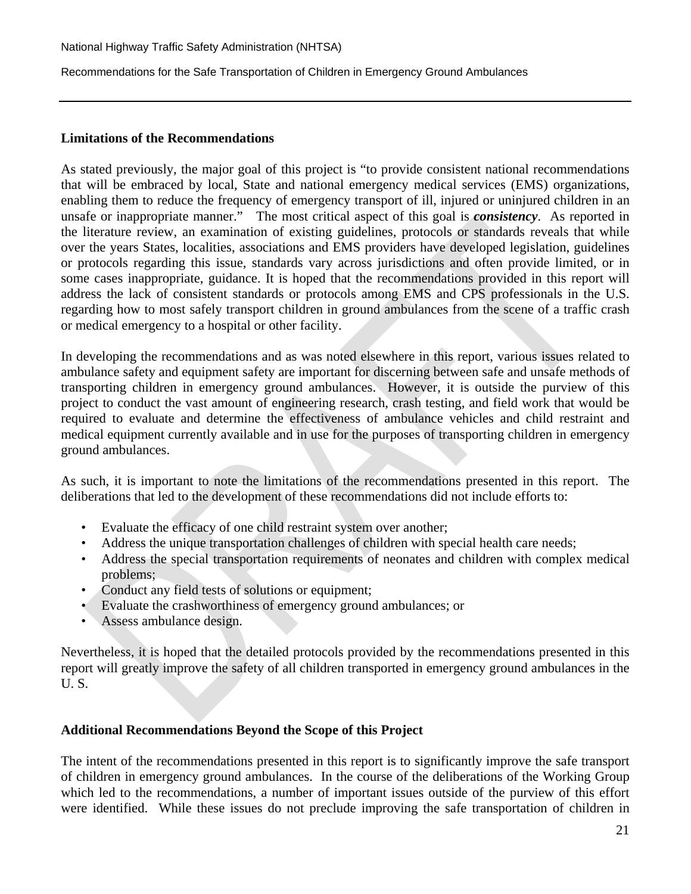## Limitations of the Recommendations

As stated previously, the major goal of this project is "to provide consistent national recommendations that will be embraced by local, State and national emergency medical services (EMS) organizations, enabling them to reduce the frequency of emergency transport of ill, injured or uninjured children in an unsafe or inappropriate manner." The most critical aspect of this goal is ***consistency***. As reported in the literature review, an examination of existing guidelines, protocols or standards reveals that while over the years States, localities, associations and EMS providers have developed legislation, guidelines or protocols regarding this issue, standards vary across jurisdictions and often provide limited, or in some cases inappropriate, guidance. It is hoped that the recommendations provided in this report will address the lack of consistent standards or protocols among EMS and CPS professionals in the U.S. regarding how to most safely transport children in ground ambulances from the scene of a traffic crash or medical emergency to a hospital or other facility.

In developing the recommendations and as was noted elsewhere in this report, various issues related to ambulance safety and equipment safety are important for discerning between safe and unsafe methods of transporting children in emergency ground ambulances. However, it is outside the purview of this project to conduct the vast amount of engineering research, crash testing, and field work that would be required to evaluate and determine the effectiveness of ambulance vehicles and child restraint and medical equipment currently available and in use for the purposes of transporting children in emergency ground ambulances.

As such, it is important to note the limitations of the recommendations presented in this report. The deliberations that led to the development of these recommendations did not include efforts to:

- Evaluate the efficacy of one child restraint system over another;
- Address the unique transportation challenges of children with special health care needs;
- Address the special transportation requirements of neonates and children with complex medical problems;
- Conduct any field tests of solutions or equipment;
- Evaluate the crashworthiness of emergency ground ambulances; or
- Assess ambulance design.

Nevertheless, it is hoped that the detailed protocols provided by the recommendations presented in this report will greatly improve the safety of all children transported in emergency ground ambulances in the U. S.

## Additional Recommendations Beyond the Scope of this Project

The intent of the recommendations presented in this report is to significantly improve the safe transport of children in emergency ground ambulances. In the course of the deliberations of the Working Group which led to the recommendations, a number of important issues outside of the purview of this effort were identified. While these issues do not preclude improving the safe transportation of children in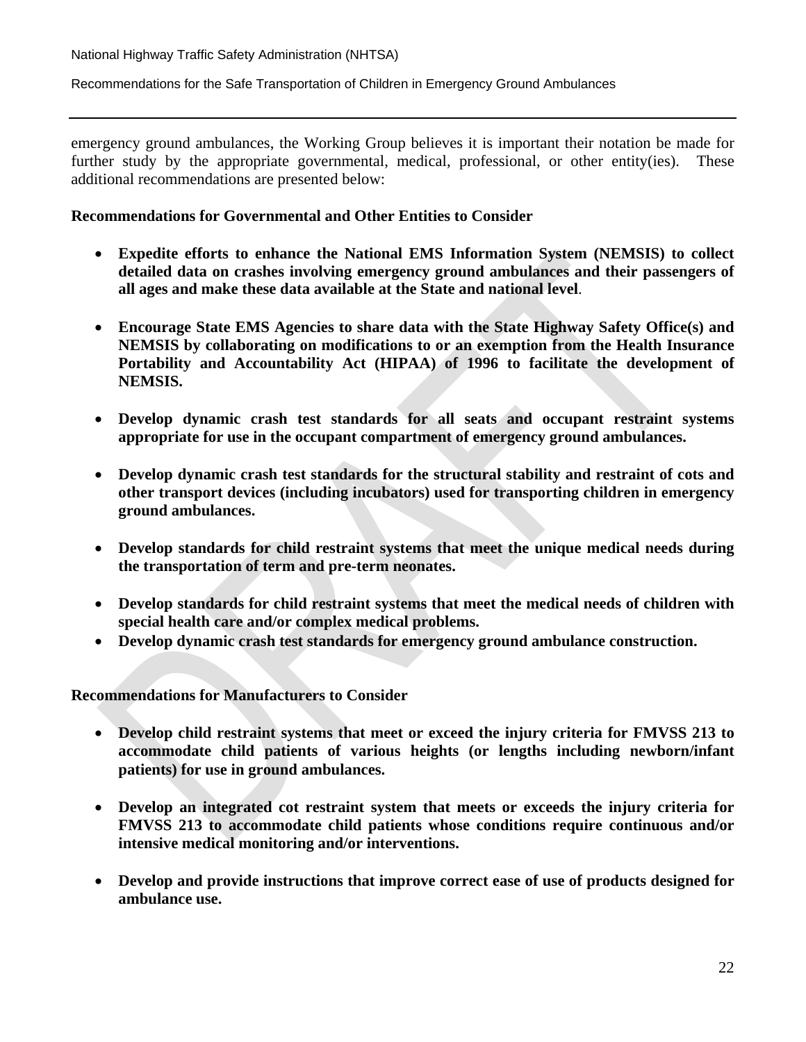emergency ground ambulances, the Working Group believes it is important their notation be made for further study by the appropriate governmental, medical, professional, or other entity(ies). These additional recommendations are presented below:

**Recommendations for Governmental and Other Entities to Consider**

- **Expedite efforts to enhance the National EMS Information System (NEMSIS) to collect detailed data on crashes involving emergency ground ambulances and their passengers of all ages and make these data available at the State and national level**.
- **Encourage State EMS Agencies to share data with the State Highway Safety Office(s) and NEMSIS by collaborating on modifications to or an exemption from the Health Insurance Portability and Accountability Act (HIPAA) of 1996 to facilitate the development of NEMSIS.**
- **Develop dynamic crash test standards for all seats and occupant restraint systems appropriate for use in the occupant compartment of emergency ground ambulances.**
- **Develop dynamic crash test standards for the structural stability and restraint of cots and other transport devices (including incubators) used for transporting children in emergency ground ambulances.**
- **Develop standards for child restraint systems that meet the unique medical needs during the transportation of term and pre-term neonates.**
- **Develop standards for child restraint systems that meet the medical needs of children with special health care and/or complex medical problems.**
- **Develop dynamic crash test standards for emergency ground ambulance construction.**

**Recommendations for Manufacturers to Consider**

- **Develop child restraint systems that meet or exceed the injury criteria for FMVSS 213 to accommodate child patients of various heights (or lengths including newborn/infant patients) for use in ground ambulances.**
- **Develop an integrated cot restraint system that meets or exceeds the injury criteria for FMVSS 213 to accommodate child patients whose conditions require continuous and/or intensive medical monitoring and/or interventions.**
- **Develop and provide instructions that improve correct ease of use of products designed for ambulance use.**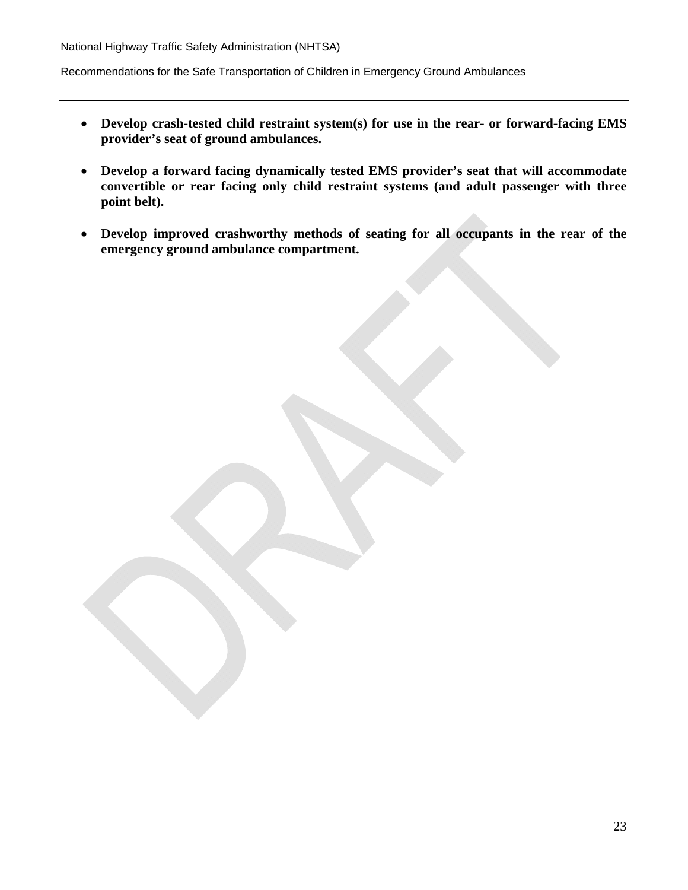- **Develop crash-tested child restraint system(s) for use in the rear- or forward-facing EMS provider's seat of ground ambulances.**

- **Develop a forward facing dynamically tested EMS provider's seat that will accommodate convertible or rear facing only child restraint systems (and adult passenger with three point belt).**

- **Develop improved crashworthy methods of seating for all occupants in the rear of the emergency ground ambulance compartment.**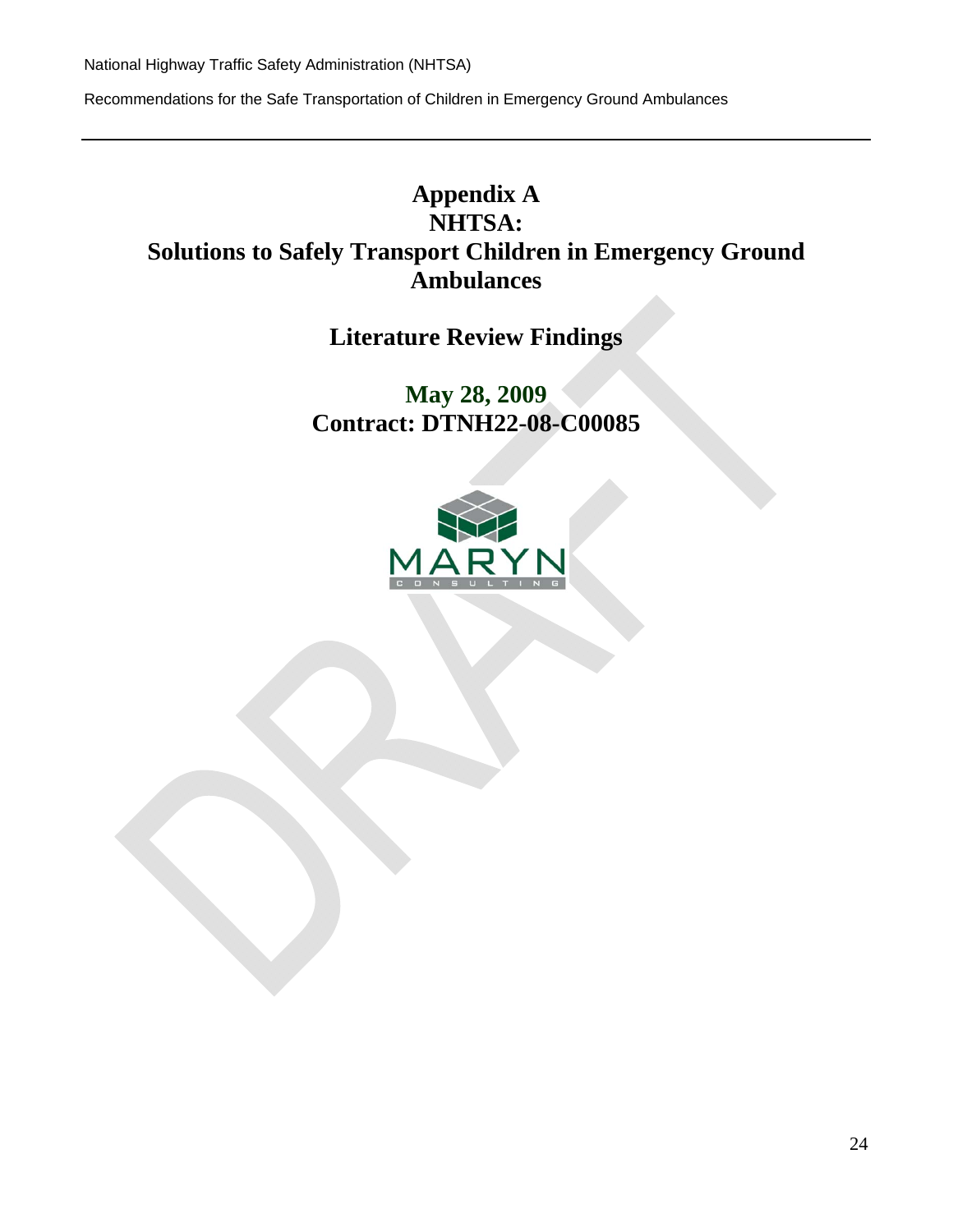# Appendix A
# NHTSA:
# Solutions to Safely Transport Children in Emergency Ground Ambulances

## Literature Review Findings

**May 28, 2009**

**Contract: DTNH22-08-C00085**

MARYN CONSULTING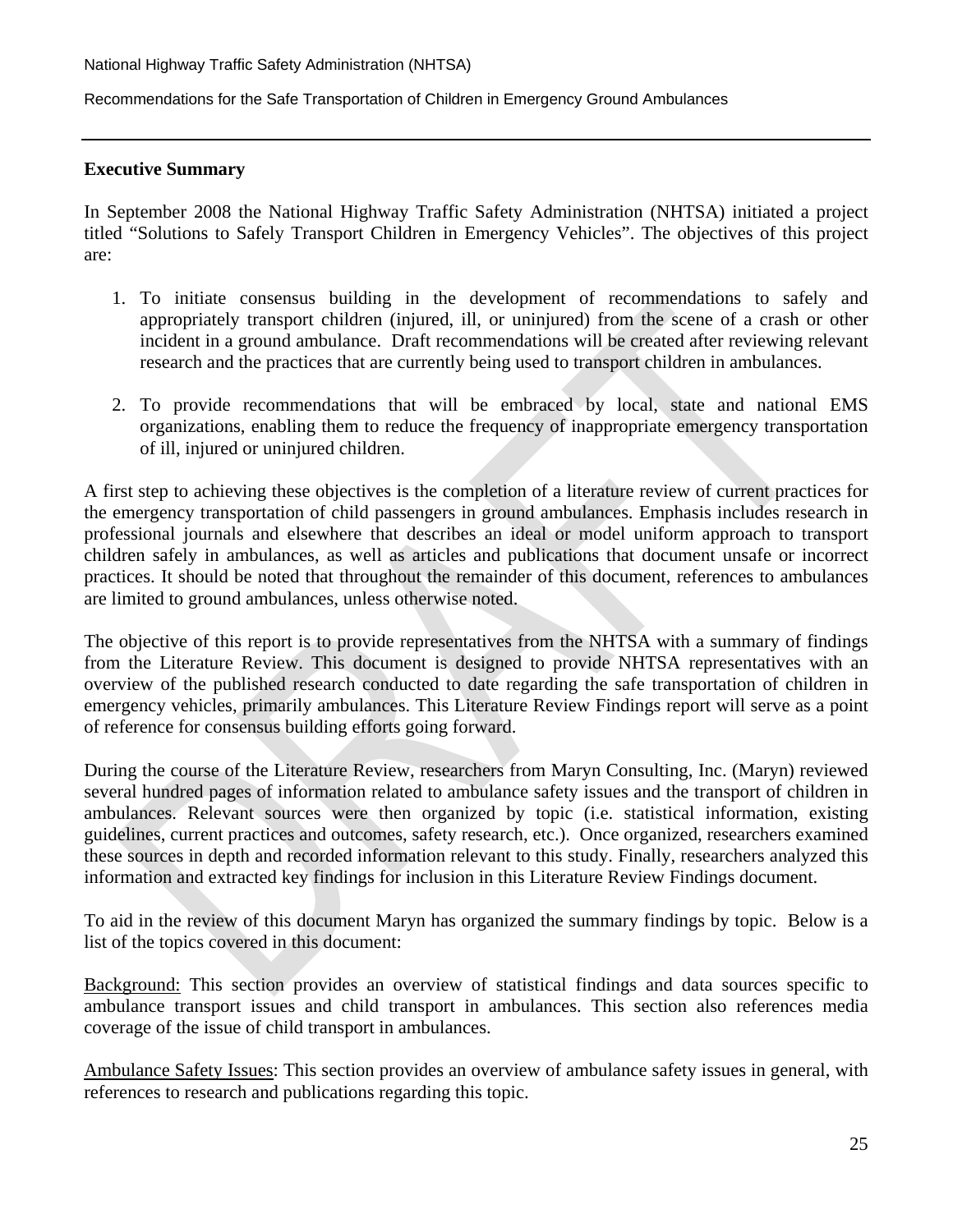## Executive Summary

In September 2008 the National Highway Traffic Safety Administration (NHTSA) initiated a project titled "Solutions to Safely Transport Children in Emergency Vehicles". The objectives of this project are:

1. To initiate consensus building in the development of recommendations to safely and appropriately transport children (injured, ill, or uninjured) from the scene of a crash or other incident in a ground ambulance. Draft recommendations will be created after reviewing relevant research and the practices that are currently being used to transport children in ambulances.

2. To provide recommendations that will be embraced by local, state and national EMS organizations, enabling them to reduce the frequency of inappropriate emergency transportation of ill, injured or uninjured children.

A first step to achieving these objectives is the completion of a literature review of current practices for the emergency transportation of child passengers in ground ambulances. Emphasis includes research in professional journals and elsewhere that describes an ideal or model uniform approach to transport children safely in ambulances, as well as articles and publications that document unsafe or incorrect practices. It should be noted that throughout the remainder of this document, references to ambulances are limited to ground ambulances, unless otherwise noted.

The objective of this report is to provide representatives from the NHTSA with a summary of findings from the Literature Review. This document is designed to provide NHTSA representatives with an overview of the published research conducted to date regarding the safe transportation of children in emergency vehicles, primarily ambulances. This Literature Review Findings report will serve as a point of reference for consensus building efforts going forward.

During the course of the Literature Review, researchers from Maryn Consulting, Inc. (Maryn) reviewed several hundred pages of information related to ambulance safety issues and the transport of children in ambulances. Relevant sources were then organized by topic (i.e. statistical information, existing guidelines, current practices and outcomes, safety research, etc.). Once organized, researchers examined these sources in depth and recorded information relevant to this study. Finally, researchers analyzed this information and extracted key findings for inclusion in this Literature Review Findings document.

To aid in the review of this document Maryn has organized the summary findings by topic. Below is a list of the topics covered in this document:

Background: This section provides an overview of statistical findings and data sources specific to ambulance transport issues and child transport in ambulances. This section also references media coverage of the issue of child transport in ambulances.

Ambulance Safety Issues: This section provides an overview of ambulance safety issues in general, with references to research and publications regarding this topic.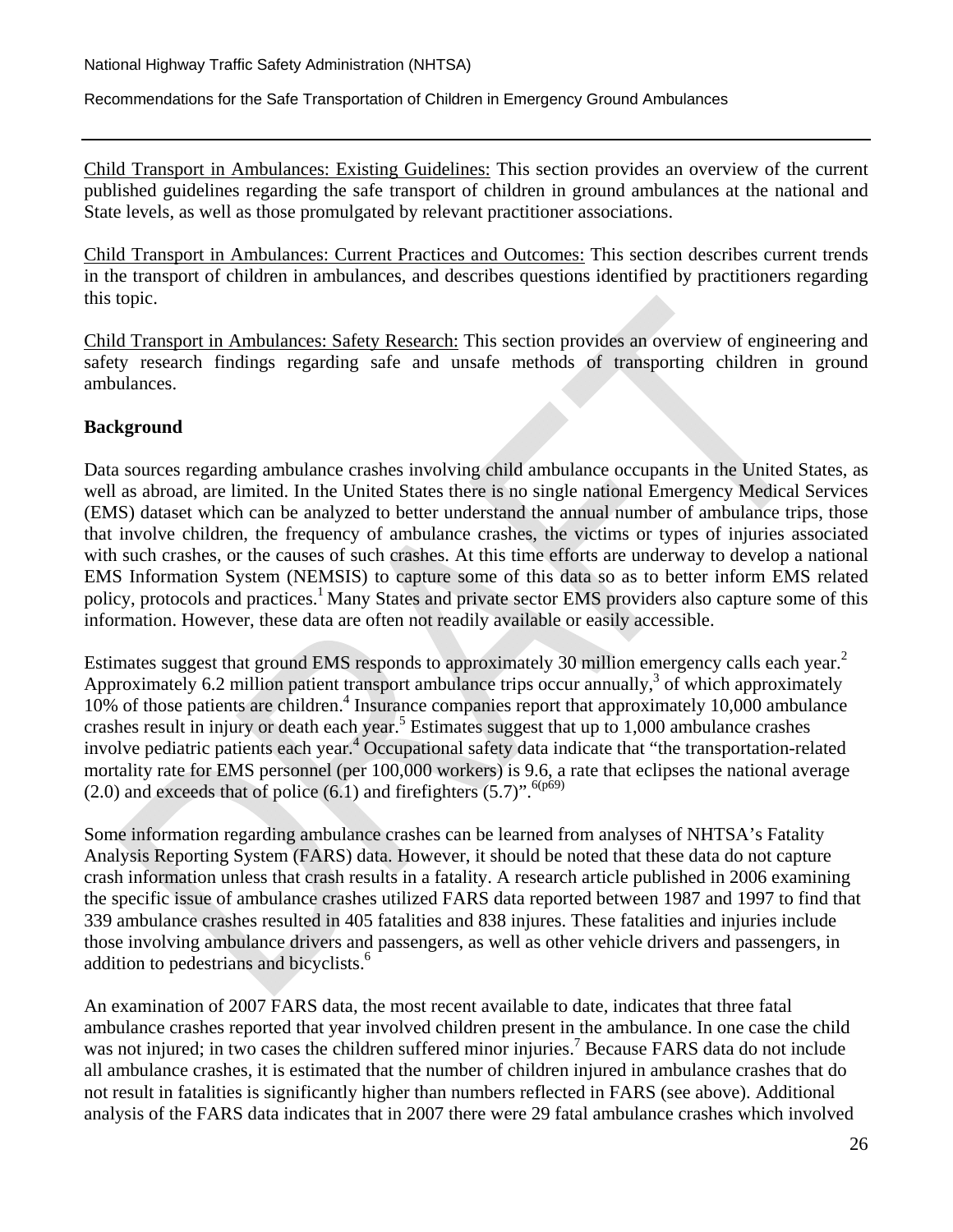Child Transport in Ambulances: Existing Guidelines: This section provides an overview of the current published guidelines regarding the safe transport of children in ground ambulances at the national and State levels, as well as those promulgated by relevant practitioner associations.

Child Transport in Ambulances: Current Practices and Outcomes: This section describes current trends in the transport of children in ambulances, and describes questions identified by practitioners regarding this topic.

Child Transport in Ambulances: Safety Research: This section provides an overview of engineering and safety research findings regarding safe and unsafe methods of transporting children in ground ambulances.

**Background**

Data sources regarding ambulance crashes involving child ambulance occupants in the United States, as well as abroad, are limited. In the United States there is no single national Emergency Medical Services (EMS) dataset which can be analyzed to better understand the annual number of ambulance trips, those that involve children, the frequency of ambulance crashes, the victims or types of injuries associated with such crashes, or the causes of such crashes. At this time efforts are underway to develop a national EMS Information System (NEMSIS) to capture some of this data so as to better inform EMS related policy, protocols and practices.[1] Many States and private sector EMS providers also capture some of this information. However, these data are often not readily available or easily accessible.

Estimates suggest that ground EMS responds to approximately 30 million emergency calls each year.[2] Approximately 6.2 million patient transport ambulance trips occur annually,[3] of which approximately 10% of those patients are children.[4] Insurance companies report that approximately 10,000 ambulance crashes result in injury or death each year.[5] Estimates suggest that up to 1,000 ambulance crashes involve pediatric patients each year.[4] Occupational safety data indicate that "the transportation-related mortality rate for EMS personnel (per 100,000 workers) is 9.6, a rate that eclipses the national average (2.0) and exceeds that of police (6.1) and firefighters (5.7)".[6(p69)]

Some information regarding ambulance crashes can be learned from analyses of NHTSA's Fatality Analysis Reporting System (FARS) data. However, it should be noted that these data do not capture crash information unless that crash results in a fatality. A research article published in 2006 examining the specific issue of ambulance crashes utilized FARS data reported between 1987 and 1997 to find that 339 ambulance crashes resulted in 405 fatalities and 838 injures. These fatalities and injuries include those involving ambulance drivers and passengers, as well as other vehicle drivers and passengers, in addition to pedestrians and bicyclists.[6]

An examination of 2007 FARS data, the most recent available to date, indicates that three fatal ambulance crashes reported that year involved children present in the ambulance. In one case the child was not injured; in two cases the children suffered minor injuries.[7] Because FARS data do not include all ambulance crashes, it is estimated that the number of children injured in ambulance crashes that do not result in fatalities is significantly higher than numbers reflected in FARS (see above). Additional analysis of the FARS data indicates that in 2007 there were 29 fatal ambulance crashes which involved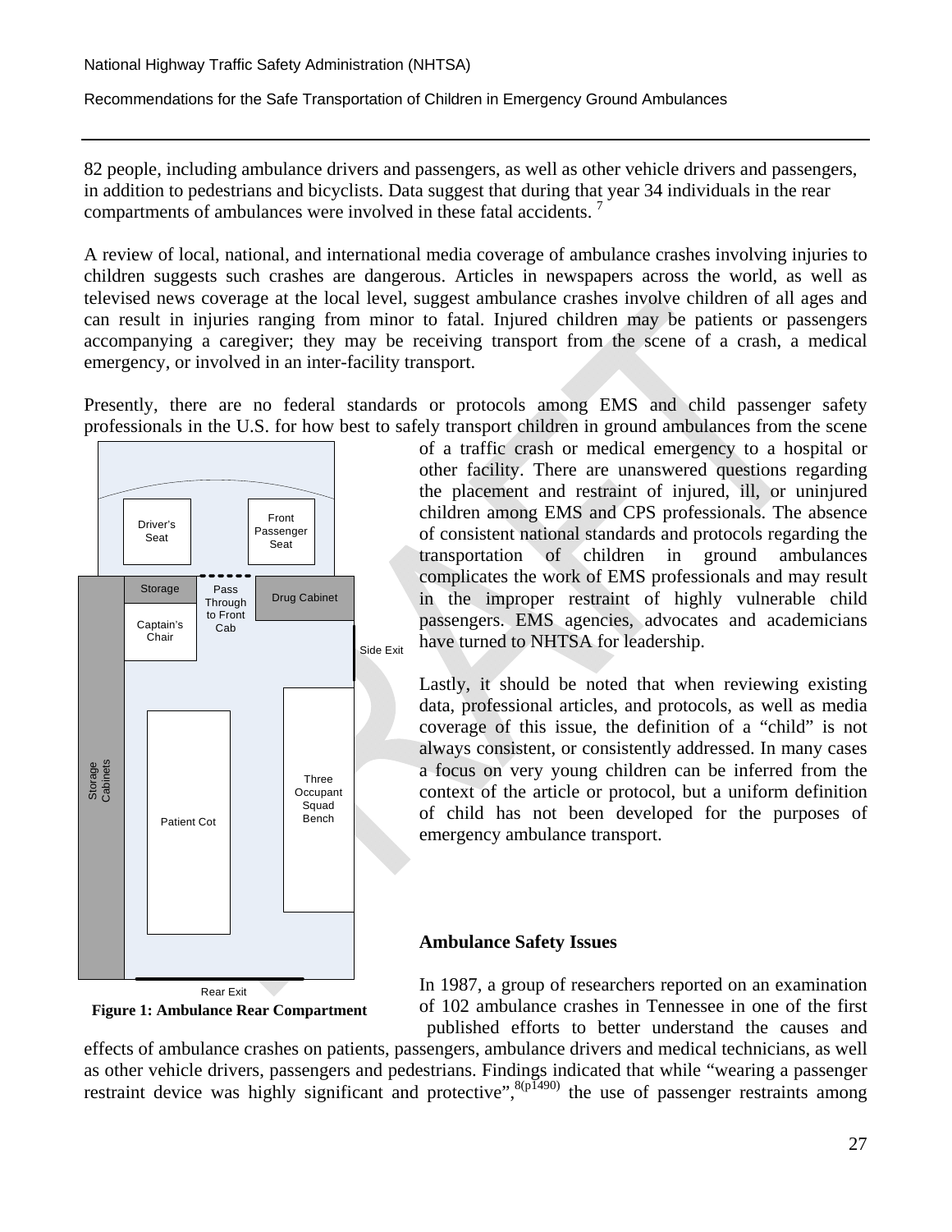82 people, including ambulance drivers and passengers, as well as other vehicle drivers and passengers, in addition to pedestrians and bicyclists. Data suggest that during that year 34 individuals in the rear compartments of ambulances were involved in these fatal accidents. [7]

A review of local, national, and international media coverage of ambulance crashes involving injuries to children suggests such crashes are dangerous. Articles in newspapers across the world, as well as televised news coverage at the local level, suggest ambulance crashes involve children of all ages and can result in injuries ranging from minor to fatal. Injured children may be patients or passengers accompanying a caregiver; they may be receiving transport from the scene of a crash, a medical emergency, or involved in an inter-facility transport.

Presently, there are no federal standards or protocols among EMS and child passenger safety professionals in the U.S. for how best to safely transport children in ground ambulances from the scene of a traffic crash or medical emergency to a hospital or other facility. There are unanswered questions regarding the placement and restraint of injured, ill, or uninjured children among EMS and CPS professionals. The absence of consistent national standards and protocols regarding the transportation of children in ground ambulances complicates the work of EMS professionals and may result in the improper restraint of highly vulnerable child passengers. EMS agencies, advocates and academicians have turned to NHTSA for leadership.

Driver's Seat
Front Passenger Seat
Storage
Pass Through to Front Cab
Drug Cabinet
Captain's Chair
Side Exit
Storage Cabinets
Patient Cot
Three Occupant Squad Bench
Rear Exit

**Figure 1: Ambulance Rear Compartment**

Lastly, it should be noted that when reviewing existing data, professional articles, and protocols, as well as media coverage of this issue, the definition of a "child" is not always consistent, or consistently addressed. In many cases a focus on very young children can be inferred from the context of the article or protocol, but a uniform definition of child has not been developed for the purposes of emergency ambulance transport.

### Ambulance Safety Issues

In 1987, a group of researchers reported on an examination of 102 ambulance crashes in Tennessee in one of the first published efforts to better understand the causes and effects of ambulance crashes on patients, passengers, ambulance drivers and medical technicians, as well as other vehicle drivers, passengers and pedestrians. Findings indicated that while "wearing a passenger restraint device was highly significant and protective",[8(p1490)] the use of passenger restraints among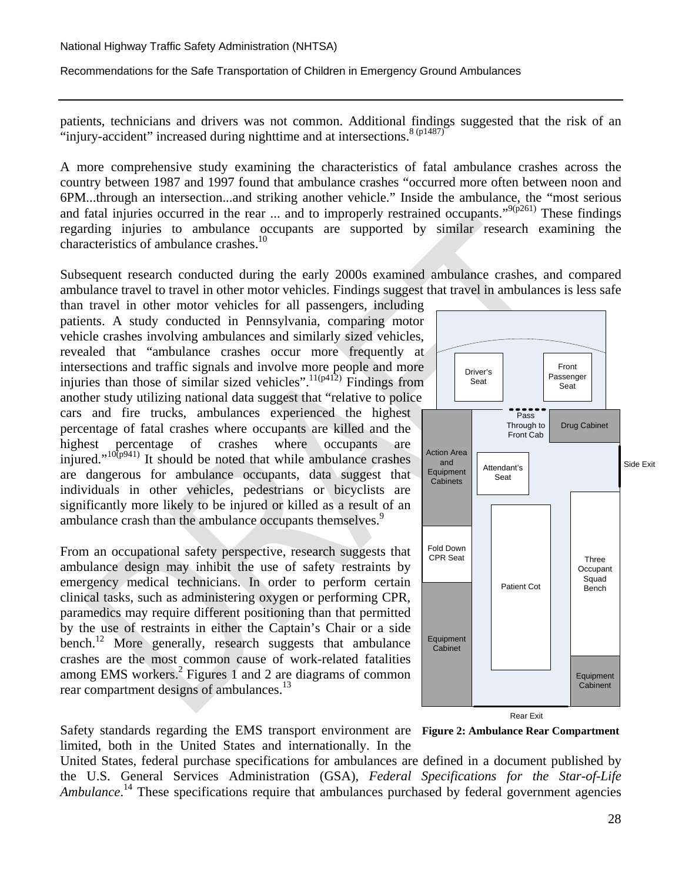patients, technicians and drivers was not common. Additional findings suggested that the risk of an "injury-accident" increased during nighttime and at intersections.[8 (p1487)]

A more comprehensive study examining the characteristics of fatal ambulance crashes across the country between 1987 and 1997 found that ambulance crashes "occurred more often between noon and 6PM...through an intersection...and striking another vehicle." Inside the ambulance, the "most serious and fatal injuries occurred in the rear ... and to improperly restrained occupants."[9(p261)] These findings regarding injuries to ambulance occupants are supported by similar research examining the characteristics of ambulance crashes.[10]

Subsequent research conducted during the early 2000s examined ambulance crashes, and compared ambulance travel to travel in other motor vehicles. Findings suggest that travel in ambulances is less safe than travel in other motor vehicles for all passengers, including patients. A study conducted in Pennsylvania, comparing motor vehicle crashes involving ambulances and similarly sized vehicles, revealed that "ambulance crashes occur more frequently at intersections and traffic signals and involve more people and more injuries than those of similar sized vehicles".[11(p412)] Findings from another study utilizing national data suggest that "relative to police cars and fire trucks, ambulances experienced the highest percentage of fatal crashes where occupants are killed and the highest percentage of crashes where occupants are injured."[10(p941)] It should be noted that while ambulance crashes are dangerous for ambulance occupants, data suggest that individuals in other vehicles, pedestrians or bicyclists are significantly more likely to be injured or killed as a result of an ambulance crash than the ambulance occupants themselves.[9]

From an occupational safety perspective, research suggests that ambulance design may inhibit the use of safety restraints by emergency medical technicians. In order to perform certain clinical tasks, such as administering oxygen or performing CPR, paramedics may require different positioning than that permitted by the use of restraints in either the Captain's Chair or a side bench.[12] More generally, research suggests that ambulance crashes are the most common cause of work-related fatalities among EMS workers.[2] Figures 1 and 2 are diagrams of common rear compartment designs of ambulances.[13]

Driver's Seat
Front Passenger Seat
Pass Through to Front Cab
Drug Cabinet
Action Area and Equipment Cabinets
Attendant's Seat
Side Exit
Fold Down CPR Seat
Patient Cot
Three Occupant Squad Bench
Equipment Cabinet
Equipment Cabinent
Rear Exit

**Figure 2: Ambulance Rear Compartment**

Safety standards regarding the EMS transport environment are limited, both in the United States and internationally. In the United States, federal purchase specifications for ambulances are defined in a document published by the U.S. General Services Administration (GSA), *Federal Specifications for the Star-of-Life Ambulance*.[14] These specifications require that ambulances purchased by federal government agencies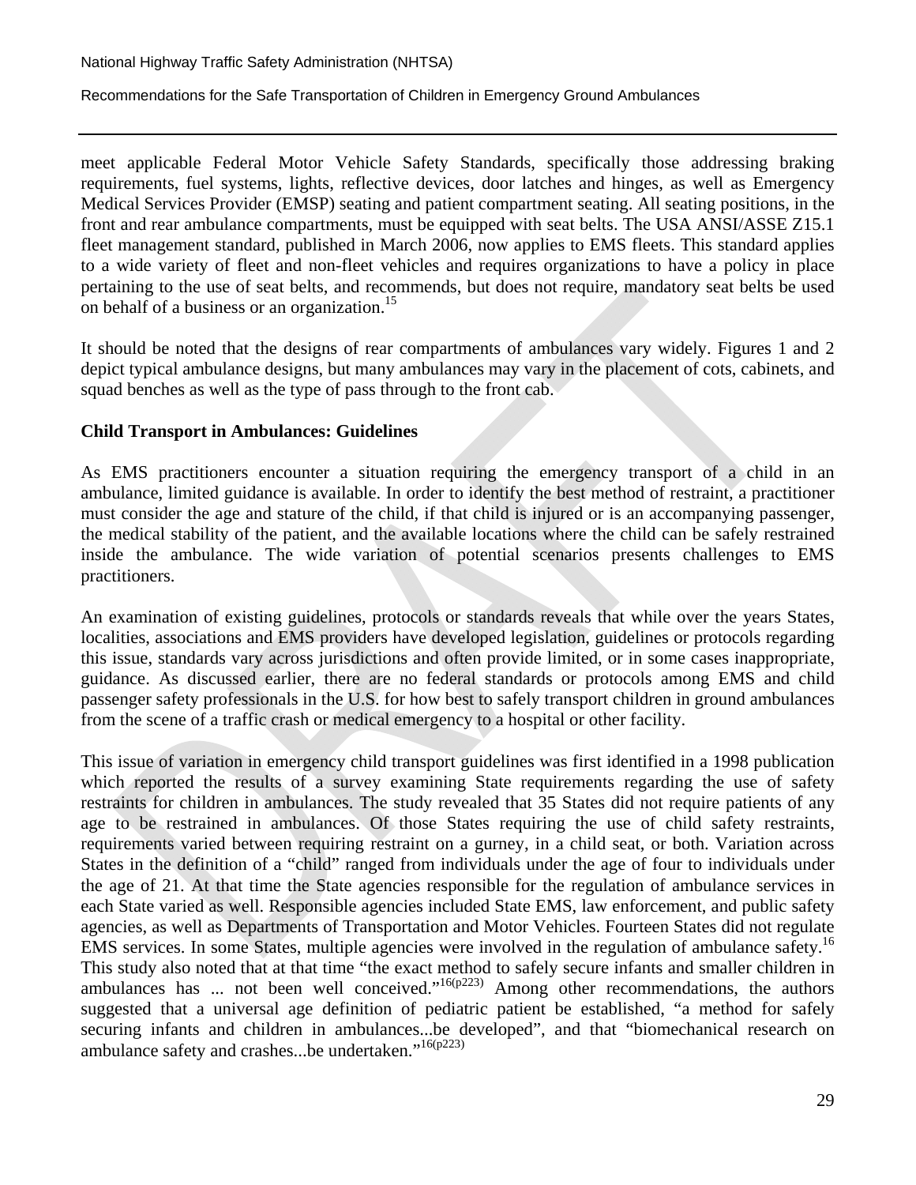meet applicable Federal Motor Vehicle Safety Standards, specifically those addressing braking requirements, fuel systems, lights, reflective devices, door latches and hinges, as well as Emergency Medical Services Provider (EMSP) seating and patient compartment seating. All seating positions, in the front and rear ambulance compartments, must be equipped with seat belts. The USA ANSI/ASSE Z15.1 fleet management standard, published in March 2006, now applies to EMS fleets. This standard applies to a wide variety of fleet and non-fleet vehicles and requires organizations to have a policy in place pertaining to the use of seat belts, and recommends, but does not require, mandatory seat belts be used on behalf of a business or an organization.[15]

It should be noted that the designs of rear compartments of ambulances vary widely. Figures 1 and 2 depict typical ambulance designs, but many ambulances may vary in the placement of cots, cabinets, and squad benches as well as the type of pass through to the front cab.

**Child Transport in Ambulances: Guidelines**

As EMS practitioners encounter a situation requiring the emergency transport of a child in an ambulance, limited guidance is available. In order to identify the best method of restraint, a practitioner must consider the age and stature of the child, if that child is injured or is an accompanying passenger, the medical stability of the patient, and the available locations where the child can be safely restrained inside the ambulance. The wide variation of potential scenarios presents challenges to EMS practitioners.

An examination of existing guidelines, protocols or standards reveals that while over the years States, localities, associations and EMS providers have developed legislation, guidelines or protocols regarding this issue, standards vary across jurisdictions and often provide limited, or in some cases inappropriate, guidance. As discussed earlier, there are no federal standards or protocols among EMS and child passenger safety professionals in the U.S. for how best to safely transport children in ground ambulances from the scene of a traffic crash or medical emergency to a hospital or other facility.

This issue of variation in emergency child transport guidelines was first identified in a 1998 publication which reported the results of a survey examining State requirements regarding the use of safety restraints for children in ambulances. The study revealed that 35 States did not require patients of any age to be restrained in ambulances. Of those States requiring the use of child safety restraints, requirements varied between requiring restraint on a gurney, in a child seat, or both. Variation across States in the definition of a "child" ranged from individuals under the age of four to individuals under the age of 21. At that time the State agencies responsible for the regulation of ambulance services in each State varied as well. Responsible agencies included State EMS, law enforcement, and public safety agencies, as well as Departments of Transportation and Motor Vehicles. Fourteen States did not regulate EMS services. In some States, multiple agencies were involved in the regulation of ambulance safety.[16] This study also noted that at that time "the exact method to safely secure infants and smaller children in ambulances has ... not been well conceived."[16(p223)] Among other recommendations, the authors suggested that a universal age definition of pediatric patient be established, "a method for safely securing infants and children in ambulances...be developed", and that "biomechanical research on ambulance safety and crashes...be undertaken."[16(p223)]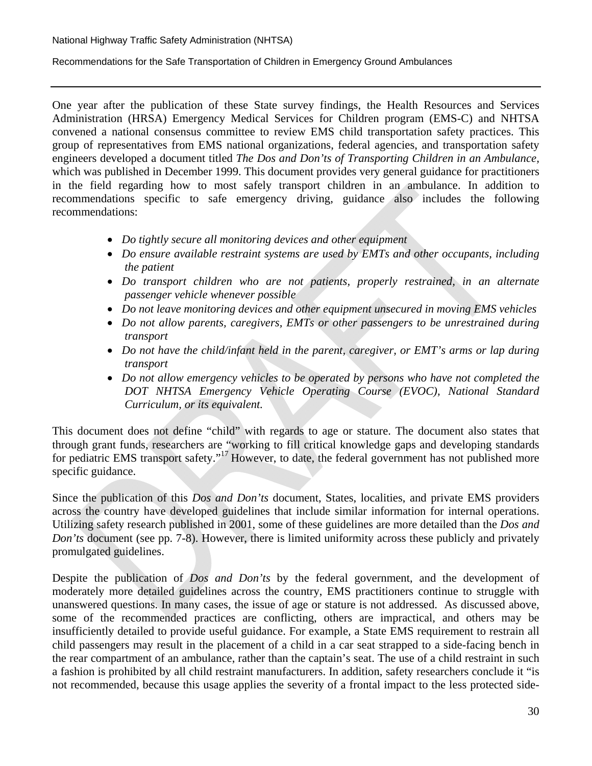One year after the publication of these State survey findings, the Health Resources and Services Administration (HRSA) Emergency Medical Services for Children program (EMS-C) and NHTSA convened a national consensus committee to review EMS child transportation safety practices. This group of representatives from EMS national organizations, federal agencies, and transportation safety engineers developed a document titled *The Dos and Don'ts of Transporting Children in an Ambulance*, which was published in December 1999. This document provides very general guidance for practitioners in the field regarding how to most safely transport children in an ambulance. In addition to recommendations specific to safe emergency driving, guidance also includes the following recommendations:

- *Do tightly secure all monitoring devices and other equipment*
- *Do ensure available restraint systems are used by EMTs and other occupants, including the patient*
- *Do transport children who are not patients, properly restrained, in an alternate passenger vehicle whenever possible*
- *Do not leave monitoring devices and other equipment unsecured in moving EMS vehicles*
- *Do not allow parents, caregivers, EMTs or other passengers to be unrestrained during transport*
- *Do not have the child/infant held in the parent, caregiver, or EMT's arms or lap during transport*
- *Do not allow emergency vehicles to be operated by persons who have not completed the DOT NHTSA Emergency Vehicle Operating Course (EVOC), National Standard Curriculum, or its equivalent.*

This document does not define "child" with regards to age or stature. The document also states that through grant funds, researchers are "working to fill critical knowledge gaps and developing standards for pediatric EMS transport safety."[17] However, to date, the federal government has not published more specific guidance.

Since the publication of this *Dos and Don'ts* document, States, localities, and private EMS providers across the country have developed guidelines that include similar information for internal operations. Utilizing safety research published in 2001, some of these guidelines are more detailed than the *Dos and Don'ts* document (see pp. 7-8). However, there is limited uniformity across these publicly and privately promulgated guidelines.

Despite the publication of *Dos and Don'ts* by the federal government, and the development of moderately more detailed guidelines across the country, EMS practitioners continue to struggle with unanswered questions. In many cases, the issue of age or stature is not addressed. As discussed above, some of the recommended practices are conflicting, others are impractical, and others may be insufficiently detailed to provide useful guidance. For example, a State EMS requirement to restrain all child passengers may result in the placement of a child in a car seat strapped to a side-facing bench in the rear compartment of an ambulance, rather than the captain's seat. The use of a child restraint in such a fashion is prohibited by all child restraint manufacturers. In addition, safety researchers conclude it "is not recommended, because this usage applies the severity of a frontal impact to the less protected side-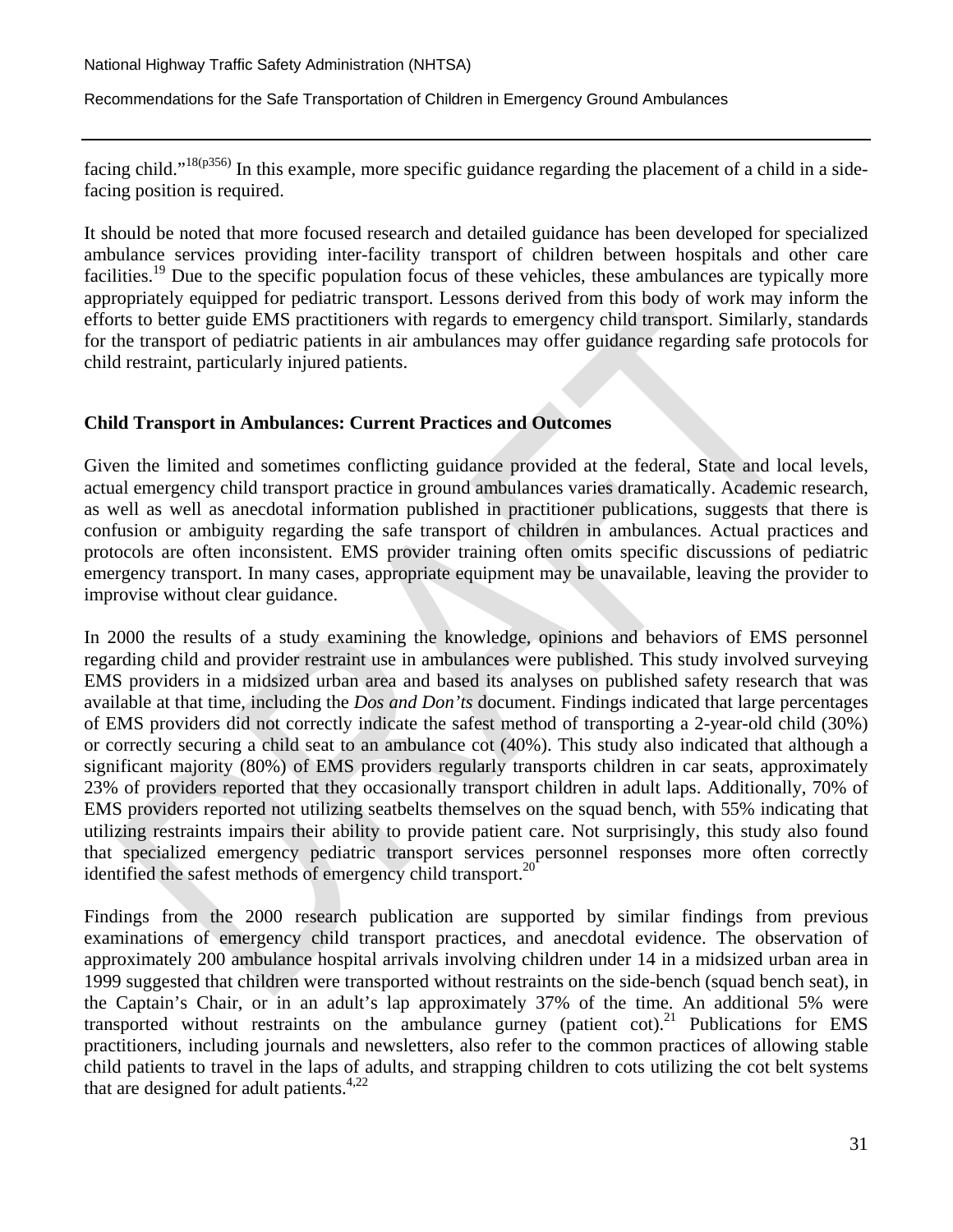facing child."[18(p356)] In this example, more specific guidance regarding the placement of a child in a side-facing position is required.

It should be noted that more focused research and detailed guidance has been developed for specialized ambulance services providing inter-facility transport of children between hospitals and other care facilities.[19] Due to the specific population focus of these vehicles, these ambulances are typically more appropriately equipped for pediatric transport. Lessons derived from this body of work may inform the efforts to better guide EMS practitioners with regards to emergency child transport. Similarly, standards for the transport of pediatric patients in air ambulances may offer guidance regarding safe protocols for child restraint, particularly injured patients.

**Child Transport in Ambulances: Current Practices and Outcomes**

Given the limited and sometimes conflicting guidance provided at the federal, State and local levels, actual emergency child transport practice in ground ambulances varies dramatically. Academic research, as well as well as anecdotal information published in practitioner publications, suggests that there is confusion or ambiguity regarding the safe transport of children in ambulances. Actual practices and protocols are often inconsistent. EMS provider training often omits specific discussions of pediatric emergency transport. In many cases, appropriate equipment may be unavailable, leaving the provider to improvise without clear guidance.

In 2000 the results of a study examining the knowledge, opinions and behaviors of EMS personnel regarding child and provider restraint use in ambulances were published. This study involved surveying EMS providers in a midsized urban area and based its analyses on published safety research that was available at that time, including the *Dos and Don'ts* document. Findings indicated that large percentages of EMS providers did not correctly indicate the safest method of transporting a 2-year-old child (30%) or correctly securing a child seat to an ambulance cot (40%). This study also indicated that although a significant majority (80%) of EMS providers regularly transports children in car seats, approximately 23% of providers reported that they occasionally transport children in adult laps. Additionally, 70% of EMS providers reported not utilizing seatbelts themselves on the squad bench, with 55% indicating that utilizing restraints impairs their ability to provide patient care. Not surprisingly, this study also found that specialized emergency pediatric transport services personnel responses more often correctly identified the safest methods of emergency child transport.[20]

Findings from the 2000 research publication are supported by similar findings from previous examinations of emergency child transport practices, and anecdotal evidence. The observation of approximately 200 ambulance hospital arrivals involving children under 14 in a midsized urban area in 1999 suggested that children were transported without restraints on the side-bench (squad bench seat), in the Captain's Chair, or in an adult's lap approximately 37% of the time. An additional 5% were transported without restraints on the ambulance gurney (patient cot).[21] Publications for EMS practitioners, including journals and newsletters, also refer to the common practices of allowing stable child patients to travel in the laps of adults, and strapping children to cots utilizing the cot belt systems that are designed for adult patients.[4,22]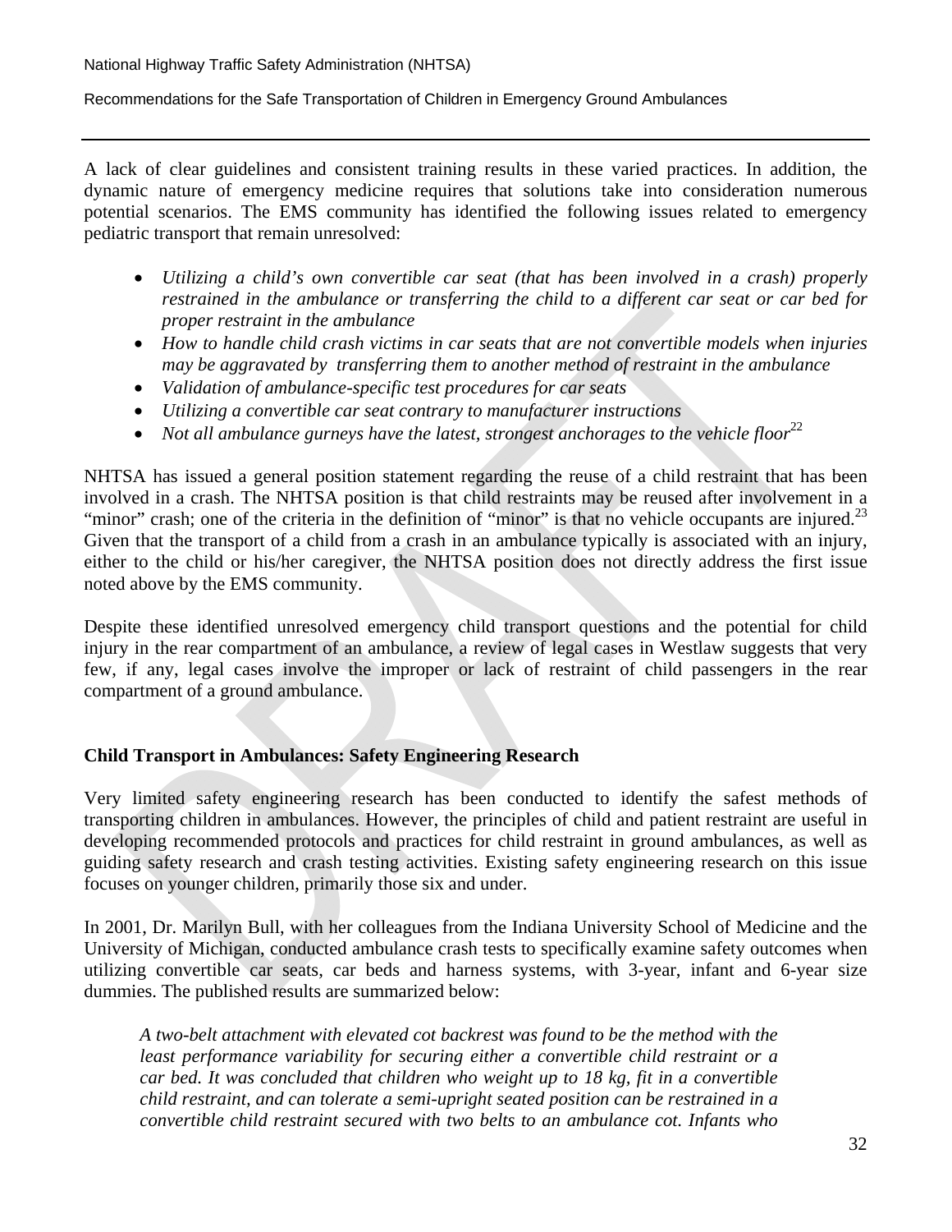A lack of clear guidelines and consistent training results in these varied practices. In addition, the dynamic nature of emergency medicine requires that solutions take into consideration numerous potential scenarios. The EMS community has identified the following issues related to emergency pediatric transport that remain unresolved:

- *Utilizing a child's own convertible car seat (that has been involved in a crash) properly restrained in the ambulance or transferring the child to a different car seat or car bed for proper restraint in the ambulance*
- *How to handle child crash victims in car seats that are not convertible models when injuries may be aggravated by transferring them to another method of restraint in the ambulance*
- *Validation of ambulance-specific test procedures for car seats*
- *Utilizing a convertible car seat contrary to manufacturer instructions*
- *Not all ambulance gurneys have the latest, strongest anchorages to the vehicle floor*[22]

NHTSA has issued a general position statement regarding the reuse of a child restraint that has been involved in a crash. The NHTSA position is that child restraints may be reused after involvement in a "minor" crash; one of the criteria in the definition of "minor" is that no vehicle occupants are injured.[23] Given that the transport of a child from a crash in an ambulance typically is associated with an injury, either to the child or his/her caregiver, the NHTSA position does not directly address the first issue noted above by the EMS community.

Despite these identified unresolved emergency child transport questions and the potential for child injury in the rear compartment of an ambulance, a review of legal cases in Westlaw suggests that very few, if any, legal cases involve the improper or lack of restraint of child passengers in the rear compartment of a ground ambulance.

**Child Transport in Ambulances: Safety Engineering Research**

Very limited safety engineering research has been conducted to identify the safest methods of transporting children in ambulances. However, the principles of child and patient restraint are useful in developing recommended protocols and practices for child restraint in ground ambulances, as well as guiding safety research and crash testing activities. Existing safety engineering research on this issue focuses on younger children, primarily those six and under.

In 2001, Dr. Marilyn Bull, with her colleagues from the Indiana University School of Medicine and the University of Michigan, conducted ambulance crash tests to specifically examine safety outcomes when utilizing convertible car seats, car beds and harness systems, with 3-year, infant and 6-year size dummies. The published results are summarized below:

> *A two-belt attachment with elevated cot backrest was found to be the method with the least performance variability for securing either a convertible child restraint or a car bed. It was concluded that children who weight up to 18 kg, fit in a convertible child restraint, and can tolerate a semi-upright seated position can be restrained in a convertible child restraint secured with two belts to an ambulance cot. Infants who*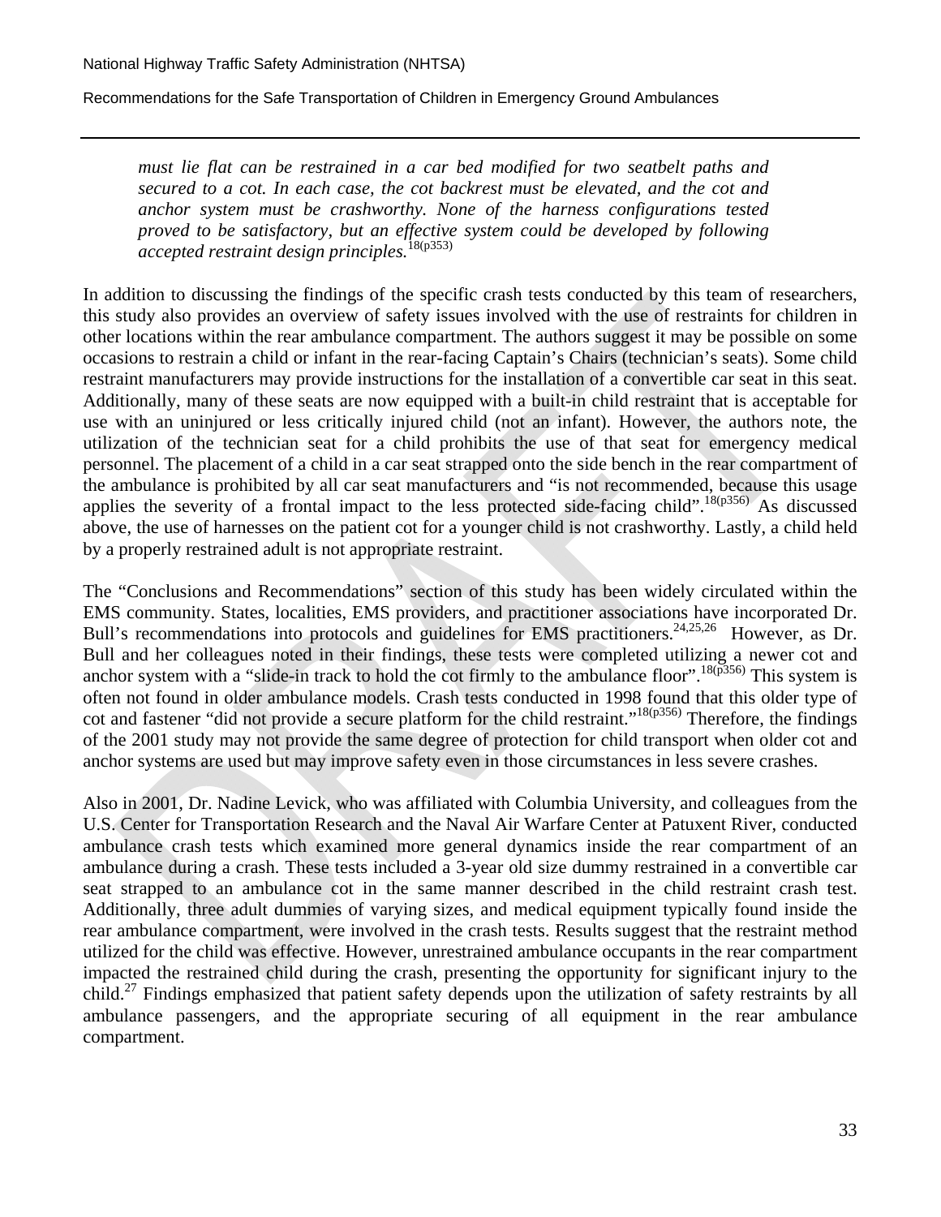*must lie flat can be restrained in a car bed modified for two seatbelt paths and secured to a cot. In each case, the cot backrest must be elevated, and the cot and anchor system must be crashworthy. None of the harness configurations tested proved to be satisfactory, but an effective system could be developed by following accepted restraint design principles.*[18(p353)]

In addition to discussing the findings of the specific crash tests conducted by this team of researchers, this study also provides an overview of safety issues involved with the use of restraints for children in other locations within the rear ambulance compartment. The authors suggest it may be possible on some occasions to restrain a child or infant in the rear-facing Captain's Chairs (technician's seats). Some child restraint manufacturers may provide instructions for the installation of a convertible car seat in this seat. Additionally, many of these seats are now equipped with a built-in child restraint that is acceptable for use with an uninjured or less critically injured child (not an infant). However, the authors note, the utilization of the technician seat for a child prohibits the use of that seat for emergency medical personnel. The placement of a child in a car seat strapped onto the side bench in the rear compartment of the ambulance is prohibited by all car seat manufacturers and "is not recommended, because this usage applies the severity of a frontal impact to the less protected side-facing child".[18(p356)] As discussed above, the use of harnesses on the patient cot for a younger child is not crashworthy. Lastly, a child held by a properly restrained adult is not appropriate restraint.

The "Conclusions and Recommendations" section of this study has been widely circulated within the EMS community. States, localities, EMS providers, and practitioner associations have incorporated Dr. Bull's recommendations into protocols and guidelines for EMS practitioners.[24,25,26] However, as Dr. Bull and her colleagues noted in their findings, these tests were completed utilizing a newer cot and anchor system with a "slide-in track to hold the cot firmly to the ambulance floor".[18(p356)] This system is often not found in older ambulance models. Crash tests conducted in 1998 found that this older type of cot and fastener "did not provide a secure platform for the child restraint."[18(p356)] Therefore, the findings of the 2001 study may not provide the same degree of protection for child transport when older cot and anchor systems are used but may improve safety even in those circumstances in less severe crashes.

Also in 2001, Dr. Nadine Levick, who was affiliated with Columbia University, and colleagues from the U.S. Center for Transportation Research and the Naval Air Warfare Center at Patuxent River, conducted ambulance crash tests which examined more general dynamics inside the rear compartment of an ambulance during a crash. These tests included a 3-year old size dummy restrained in a convertible car seat strapped to an ambulance cot in the same manner described in the child restraint crash test. Additionally, three adult dummies of varying sizes, and medical equipment typically found inside the rear ambulance compartment, were involved in the crash tests. Results suggest that the restraint method utilized for the child was effective. However, unrestrained ambulance occupants in the rear compartment impacted the restrained child during the crash, presenting the opportunity for significant injury to the child.[27] Findings emphasized that patient safety depends upon the utilization of safety restraints by all ambulance passengers, and the appropriate securing of all equipment in the rear ambulance compartment.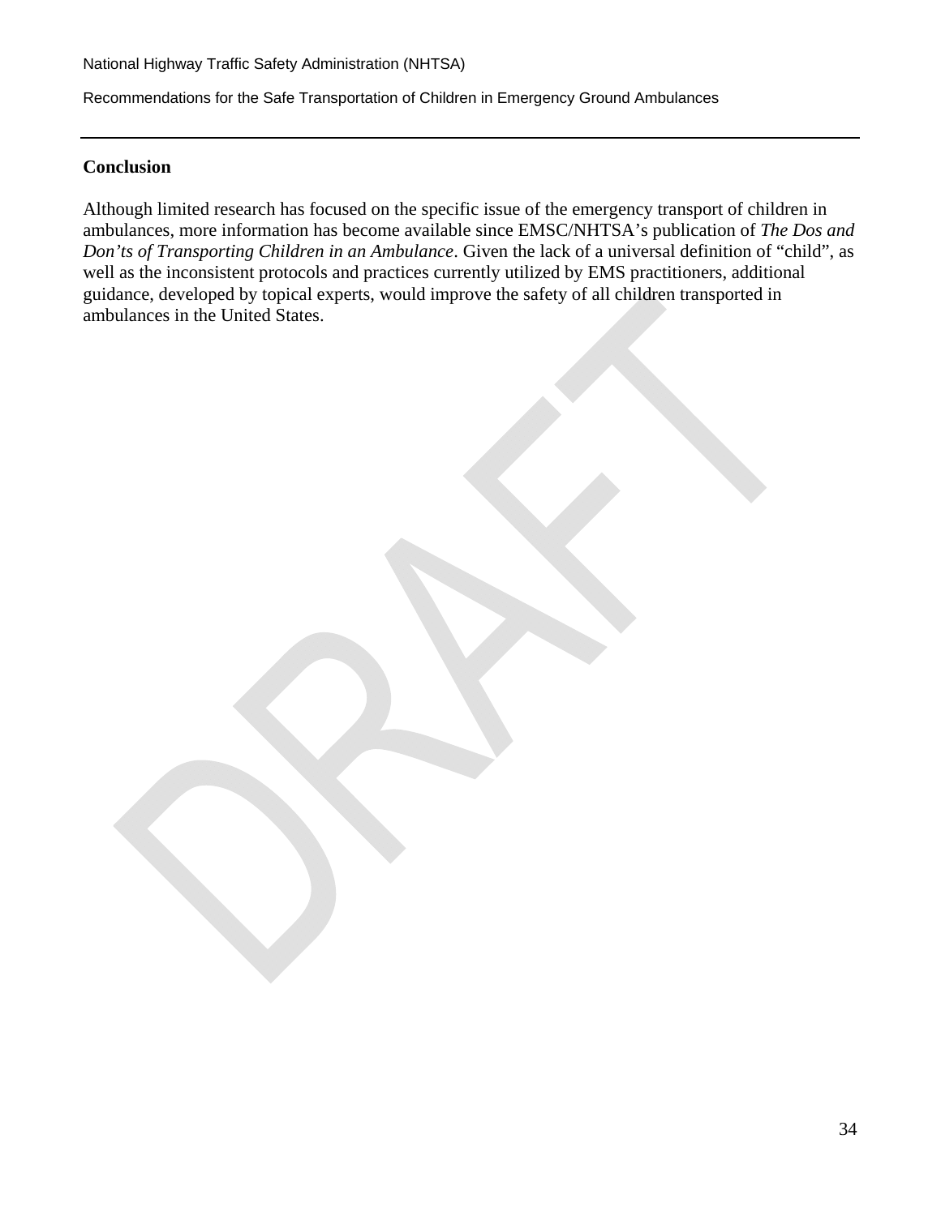## Conclusion

Although limited research has focused on the specific issue of the emergency transport of children in ambulances, more information has become available since EMSC/NHTSA's publication of *The Dos and Don'ts of Transporting Children in an Ambulance*. Given the lack of a universal definition of "child", as well as the inconsistent protocols and practices currently utilized by EMS practitioners, additional guidance, developed by topical experts, would improve the safety of all children transported in ambulances in the United States.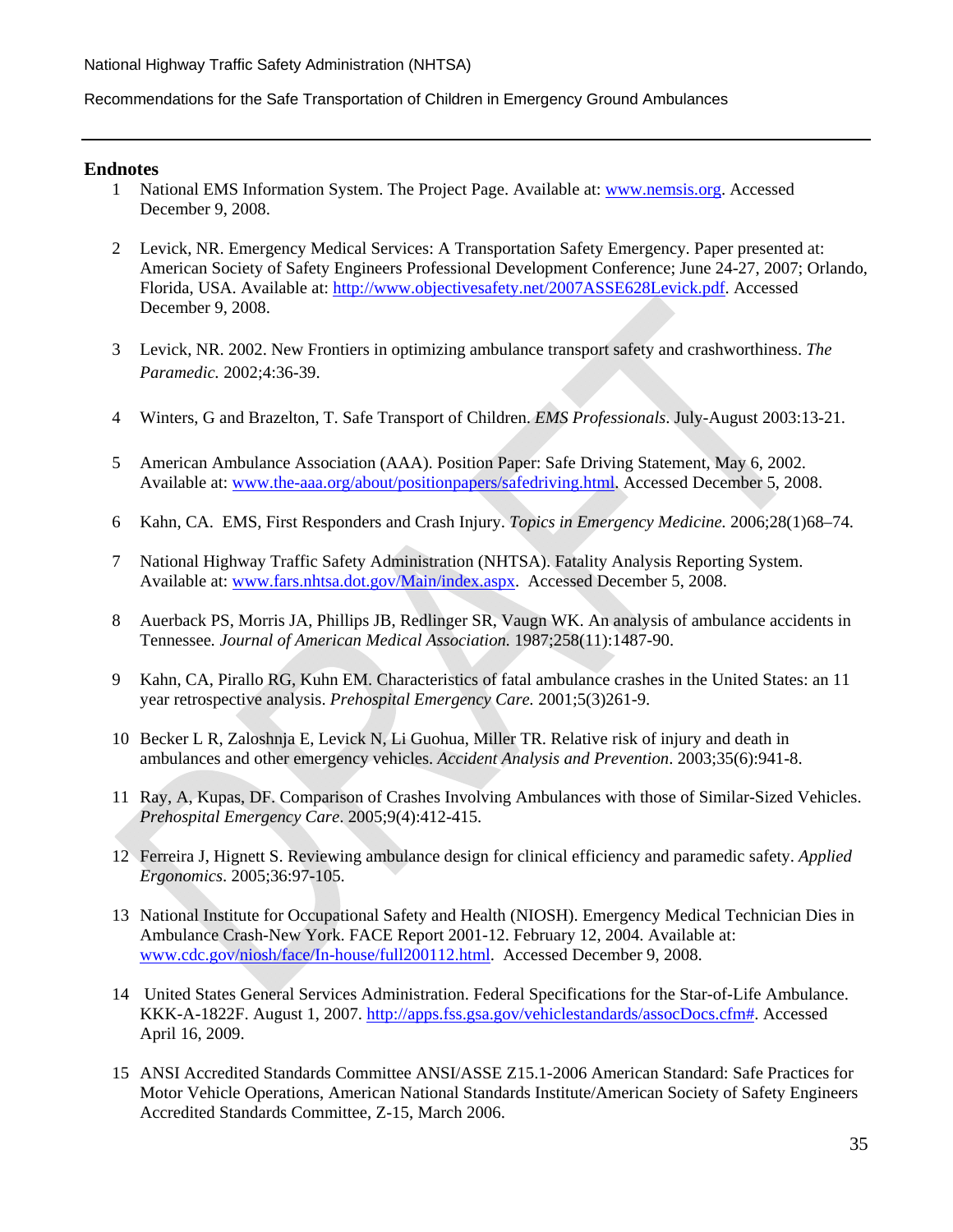## Endnotes

1. National EMS Information System. The Project Page. Available at: www.nemsis.org. Accessed December 9, 2008.

2. Levick, NR. Emergency Medical Services: A Transportation Safety Emergency. Paper presented at: American Society of Safety Engineers Professional Development Conference; June 24-27, 2007; Orlando, Florida, USA. Available at: http://www.objectivesafety.net/2007ASSE628Levick.pdf. Accessed December 9, 2008.

3. Levick, NR. 2002. New Frontiers in optimizing ambulance transport safety and crashworthiness. *The Paramedic.* 2002;4:36-39.

4. Winters, G and Brazelton, T. Safe Transport of Children. *EMS Professionals*. July-August 2003:13-21.

5. American Ambulance Association (AAA). Position Paper: Safe Driving Statement, May 6, 2002. Available at: www.the-aaa.org/about/positionpapers/safedriving.html. Accessed December 5, 2008.

6. Kahn, CA. EMS, First Responders and Crash Injury. *Topics in Emergency Medicine.* 2006;28(1)68–74.

7. National Highway Traffic Safety Administration (NHTSA). Fatality Analysis Reporting System. Available at: www.fars.nhtsa.dot.gov/Main/index.aspx. Accessed December 5, 2008.

8. Auerback PS, Morris JA, Phillips JB, Redlinger SR, Vaugn WK. An analysis of ambulance accidents in Tennessee. *Journal of American Medical Association.* 1987;258(11):1487-90.

9. Kahn, CA, Pirallo RG, Kuhn EM. Characteristics of fatal ambulance crashes in the United States: an 11 year retrospective analysis. *Prehospital Emergency Care.* 2001;5(3)261-9.

10. Becker L R, Zaloshnja E, Levick N, Li Guohua, Miller TR. Relative risk of injury and death in ambulances and other emergency vehicles. *Accident Analysis and Prevention*. 2003;35(6):941-8.

11. Ray, A, Kupas, DF. Comparison of Crashes Involving Ambulances with those of Similar-Sized Vehicles. *Prehospital Emergency Care*. 2005;9(4):412-415.

12. Ferreira J, Hignett S. Reviewing ambulance design for clinical efficiency and paramedic safety. *Applied Ergonomics*. 2005;36:97-105.

13. National Institute for Occupational Safety and Health (NIOSH). Emergency Medical Technician Dies in Ambulance Crash-New York. FACE Report 2001-12. February 12, 2004. Available at: www.cdc.gov/niosh/face/In-house/full200112.html. Accessed December 9, 2008.

14. United States General Services Administration. Federal Specifications for the Star-of-Life Ambulance. KKK-A-1822F. August 1, 2007. http://apps.fss.gsa.gov/vehiclestandards/assocDocs.cfm#. Accessed April 16, 2009.

15. ANSI Accredited Standards Committee ANSI/ASSE Z15.1-2006 American Standard: Safe Practices for Motor Vehicle Operations, American National Standards Institute/American Society of Safety Engineers Accredited Standards Committee, Z-15, March 2006.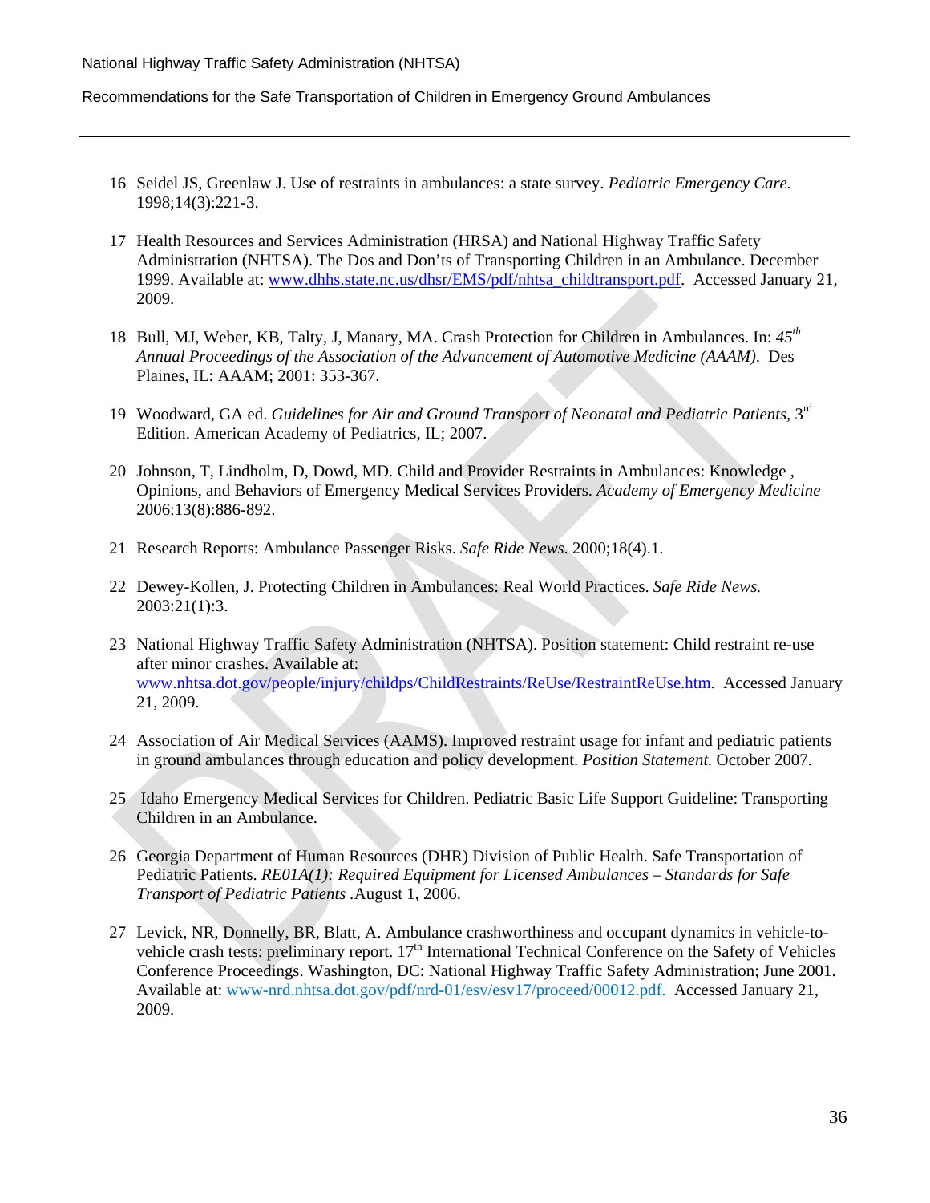16 Seidel JS, Greenlaw J. Use of restraints in ambulances: a state survey. *Pediatric Emergency Care.* 1998;14(3):221-3.

17 Health Resources and Services Administration (HRSA) and National Highway Traffic Safety Administration (NHTSA). The Dos and Don'ts of Transporting Children in an Ambulance. December 1999. Available at: www.dhhs.state.nc.us/dhsr/EMS/pdf/nhtsa_childtransport.pdf. Accessed January 21, 2009.

18 Bull, MJ, Weber, KB, Talty, J, Manary, MA. Crash Protection for Children in Ambulances. In: *45th Annual Proceedings of the Association of the Advancement of Automotive Medicine (AAAM).* Des Plaines, IL: AAAM; 2001: 353-367.

19 Woodward, GA ed. *Guidelines for Air and Ground Transport of Neonatal and Pediatric Patients*, 3rd Edition. American Academy of Pediatrics, IL; 2007.

20 Johnson, T, Lindholm, D, Dowd, MD. Child and Provider Restraints in Ambulances: Knowledge , Opinions, and Behaviors of Emergency Medical Services Providers. *Academy of Emergency Medicine* 2006:13(8):886-892.

21 Research Reports: Ambulance Passenger Risks. *Safe Ride News.* 2000;18(4).1.

22 Dewey-Kollen, J. Protecting Children in Ambulances: Real World Practices. *Safe Ride News.* 2003:21(1):3.

23 National Highway Traffic Safety Administration (NHTSA). Position statement: Child restraint re-use after minor crashes. Available at: www.nhtsa.dot.gov/people/injury/childps/ChildRestraints/ReUse/RestraintReUse.htm. Accessed January 21, 2009.

24 Association of Air Medical Services (AAMS). Improved restraint usage for infant and pediatric patients in ground ambulances through education and policy development. *Position Statement.* October 2007.

25 Idaho Emergency Medical Services for Children. Pediatric Basic Life Support Guideline: Transporting Children in an Ambulance.

26 Georgia Department of Human Resources (DHR) Division of Public Health. Safe Transportation of Pediatric Patients. *RE01A(1): Required Equipment for Licensed Ambulances – Standards for Safe Transport of Pediatric Patients* .August 1, 2006.

27 Levick, NR, Donnelly, BR, Blatt, A. Ambulance crashworthiness and occupant dynamics in vehicle-to-vehicle crash tests: preliminary report. 17th International Technical Conference on the Safety of Vehicles Conference Proceedings. Washington, DC: National Highway Traffic Safety Administration; June 2001. Available at: www-nrd.nhtsa.dot.gov/pdf/nrd-01/esv/esv17/proceed/00012.pdf. Accessed January 21, 2009.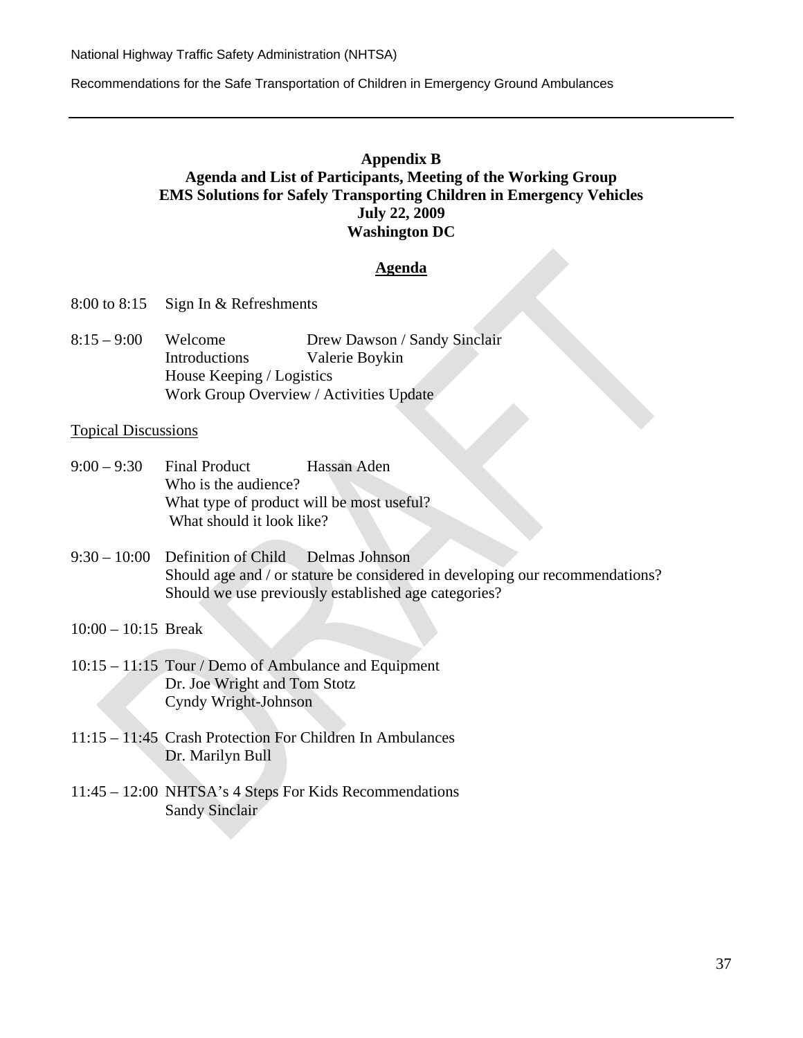## Appendix B
## Agenda and List of Participants, Meeting of the Working Group
## EMS Solutions for Safely Transporting Children in Emergency Vehicles
## July 22, 2009
## Washington DC

### Agenda

8:00 to 8:15 Sign In & Refreshments

8:15 – 9:00 Welcome — Drew Dawson / Sandy Sinclair
Introductions — Valerie Boykin
House Keeping / Logistics
Work Group Overview / Activities Update

Topical Discussions

9:00 – 9:30 Final Product — Hassan Aden
Who is the audience?
What type of product will be most useful?
What should it look like?

9:30 – 10:00 Definition of Child — Delmas Johnson
Should age and / or stature be considered in developing our recommendations?
Should we use previously established age categories?

10:00 – 10:15 Break

10:15 – 11:15 Tour / Demo of Ambulance and Equipment
Dr. Joe Wright and Tom Stotz
Cyndy Wright-Johnson

11:15 – 11:45 Crash Protection For Children In Ambulances
Dr. Marilyn Bull

11:45 – 12:00 NHTSA's 4 Steps For Kids Recommendations
Sandy Sinclair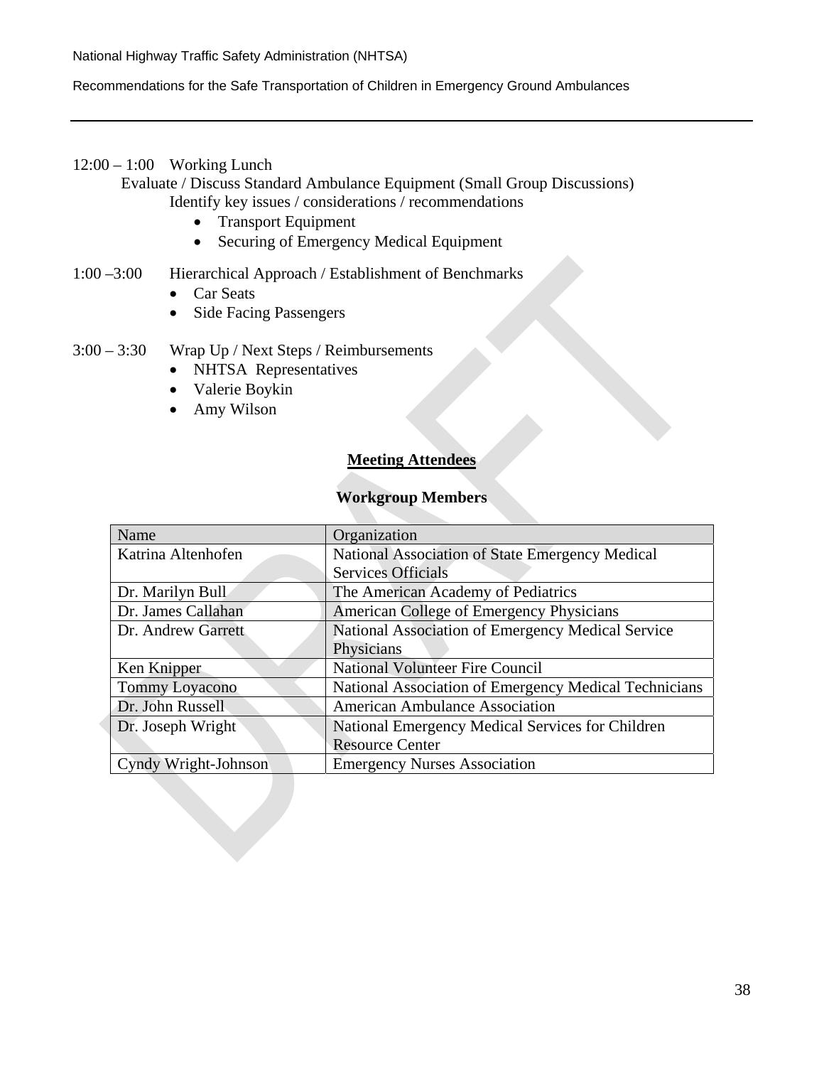12:00 – 1:00 Working Lunch

Evaluate / Discuss Standard Ambulance Equipment (Small Group Discussions)

Identify key issues / considerations / recommendations

- Transport Equipment
- Securing of Emergency Medical Equipment

1:00 –3:00 Hierarchical Approach / Establishment of Benchmarks

- Car Seats
- Side Facing Passengers

3:00 – 3:30 Wrap Up / Next Steps / Reimbursements

- NHTSA Representatives
- Valerie Boykin
- Amy Wilson

## Meeting Attendees

### Workgroup Members

| Name | Organization |
|---|---|
| Katrina Altenhofen | National Association of State Emergency Medical Services Officials |
| Dr. Marilyn Bull | The American Academy of Pediatrics |
| Dr. James Callahan | American College of Emergency Physicians |
| Dr. Andrew Garrett | National Association of Emergency Medical Service Physicians |
| Ken Knipper | National Volunteer Fire Council |
| Tommy Loyacono | National Association of Emergency Medical Technicians |
| Dr. John Russell | American Ambulance Association |
| Dr. Joseph Wright | National Emergency Medical Services for Children Resource Center |
| Cyndy Wright-Johnson | Emergency Nurses Association |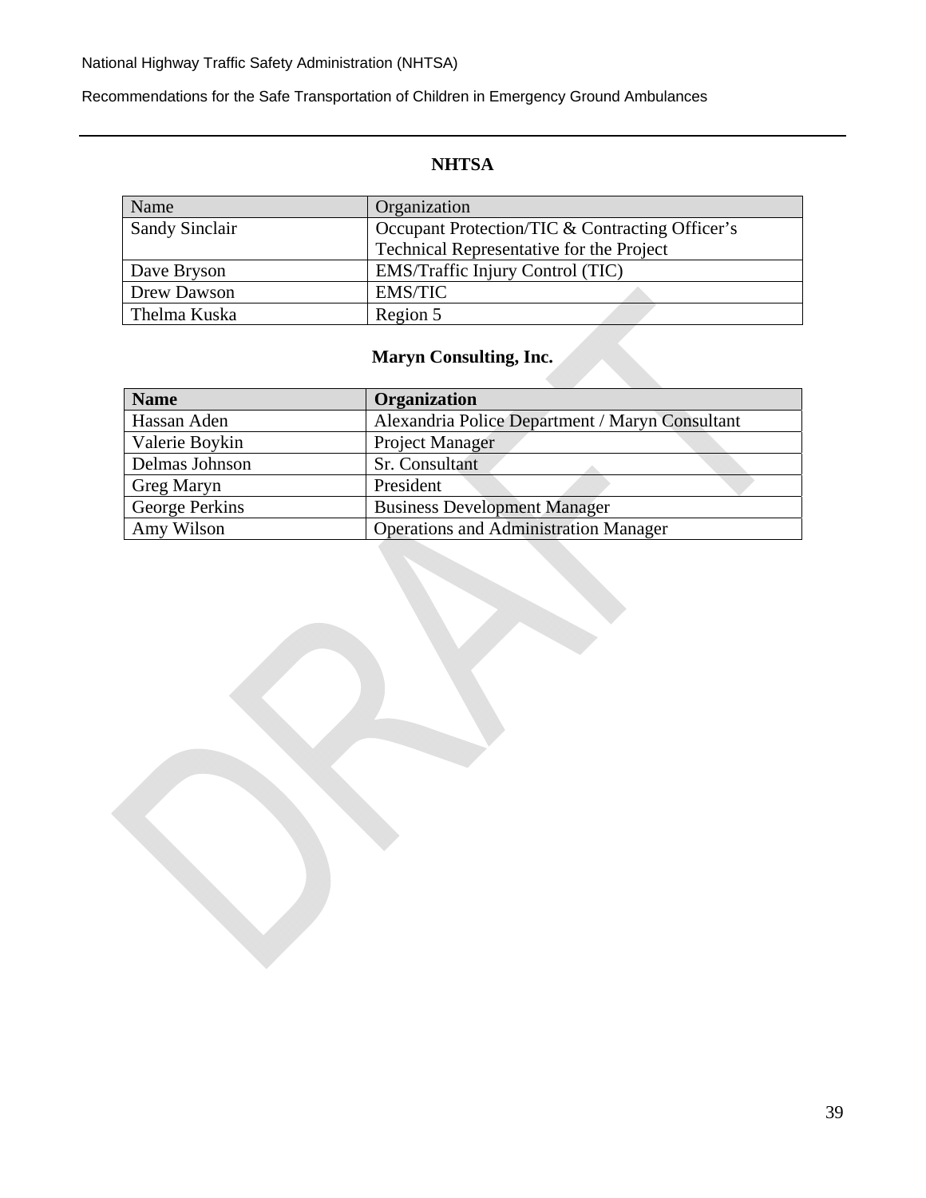## NHTSA

| Name | Organization |
|---|---|
| Sandy Sinclair | Occupant Protection/TIC & Contracting Officer's Technical Representative for the Project |
| Dave Bryson | EMS/Traffic Injury Control (TIC) |
| Drew Dawson | EMS/TIC |
| Thelma Kuska | Region 5 |

## Maryn Consulting, Inc.

| **Name** | **Organization** |
|---|---|
| Hassan Aden | Alexandria Police Department / Maryn Consultant |
| Valerie Boykin | Project Manager |
| Delmas Johnson | Sr. Consultant |
| Greg Maryn | President |
| George Perkins | Business Development Manager |
| Amy Wilson | Operations and Administration Manager |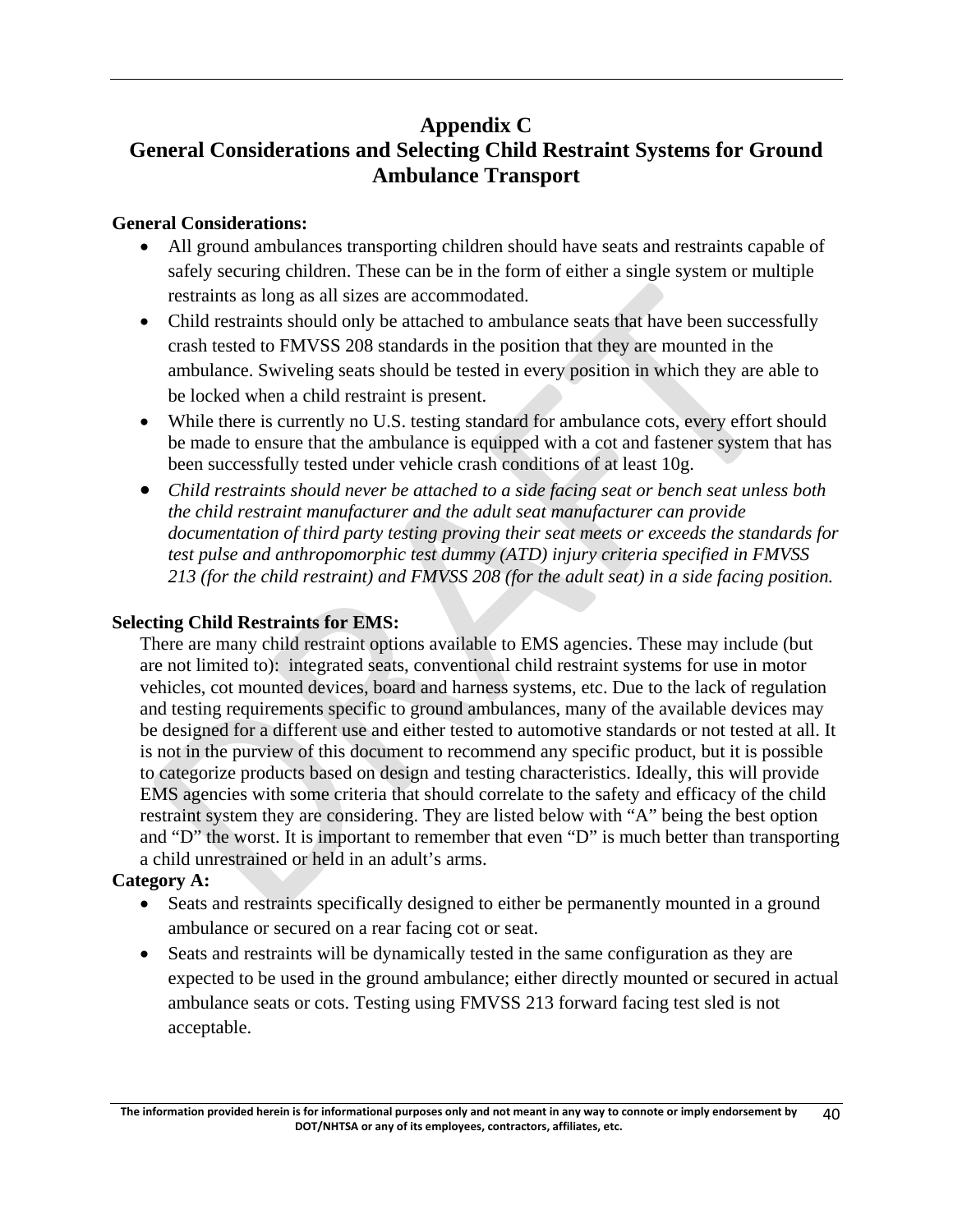# Appendix C
# General Considerations and Selecting Child Restraint Systems for Ground Ambulance Transport

**General Considerations:**

- All ground ambulances transporting children should have seats and restraints capable of safely securing children. These can be in the form of either a single system or multiple restraints as long as all sizes are accommodated.
- Child restraints should only be attached to ambulance seats that have been successfully crash tested to FMVSS 208 standards in the position that they are mounted in the ambulance. Swiveling seats should be tested in every position in which they are able to be locked when a child restraint is present.
- While there is currently no U.S. testing standard for ambulance cots, every effort should be made to ensure that the ambulance is equipped with a cot and fastener system that has been successfully tested under vehicle crash conditions of at least 10g.
- *Child restraints should never be attached to a side facing seat or bench seat unless both the child restraint manufacturer and the adult seat manufacturer can provide documentation of third party testing proving their seat meets or exceeds the standards for test pulse and anthropomorphic test dummy (ATD) injury criteria specified in FMVSS 213 (for the child restraint) and FMVSS 208 (for the adult seat) in a side facing position.*

**Selecting Child Restraints for EMS:**

There are many child restraint options available to EMS agencies. These may include (but are not limited to): integrated seats, conventional child restraint systems for use in motor vehicles, cot mounted devices, board and harness systems, etc. Due to the lack of regulation and testing requirements specific to ground ambulances, many of the available devices may be designed for a different use and either tested to automotive standards or not tested at all. It is not in the purview of this document to recommend any specific product, but it is possible to categorize products based on design and testing characteristics. Ideally, this will provide EMS agencies with some criteria that should correlate to the safety and efficacy of the child restraint system they are considering. They are listed below with "A" being the best option and "D" the worst. It is important to remember that even "D" is much better than transporting a child unrestrained or held in an adult's arms.

**Category A:**

- Seats and restraints specifically designed to either be permanently mounted in a ground ambulance or secured on a rear facing cot or seat.
- Seats and restraints will be dynamically tested in the same configuration as they are expected to be used in the ground ambulance; either directly mounted or secured in actual ambulance seats or cots. Testing using FMVSS 213 forward facing test sled is not acceptable.

The information provided herein is for informational purposes only and not meant in any way to connote or imply endorsement by DOT/NHTSA or any of its employees, contractors, affiliates, etc.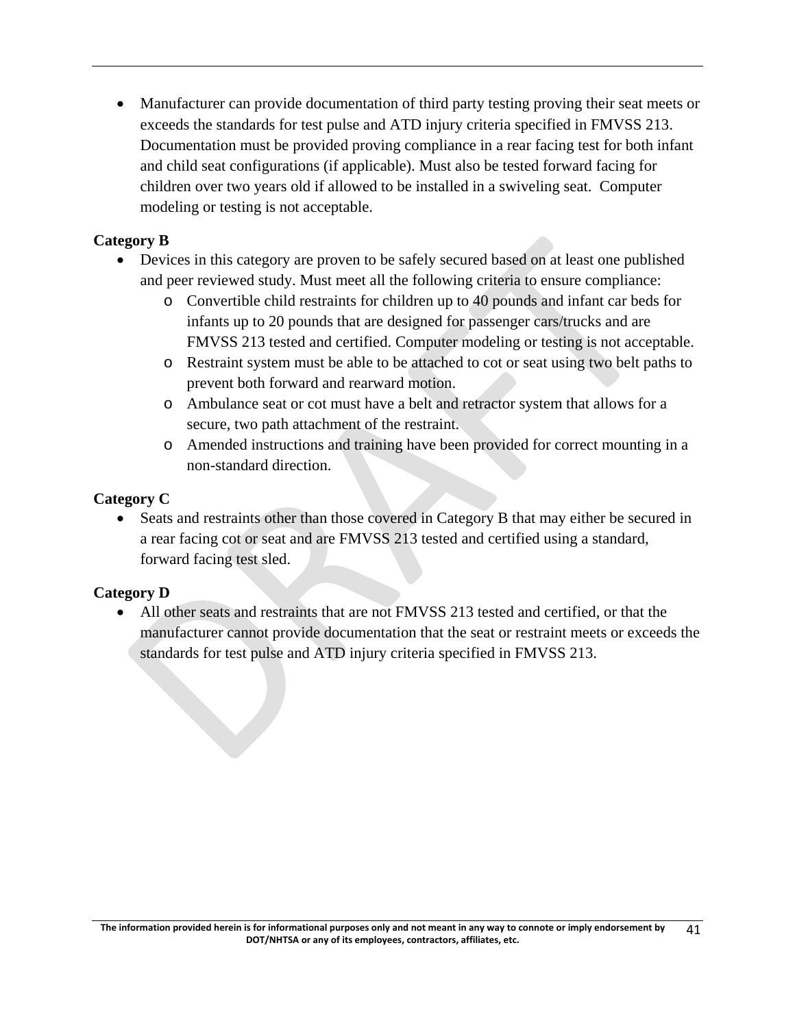- Manufacturer can provide documentation of third party testing proving their seat meets or exceeds the standards for test pulse and ATD injury criteria specified in FMVSS 213. Documentation must be provided proving compliance in a rear facing test for both infant and child seat configurations (if applicable). Must also be tested forward facing for children over two years old if allowed to be installed in a swiveling seat. Computer modeling or testing is not acceptable.

**Category B**

- Devices in this category are proven to be safely secured based on at least one published and peer reviewed study. Must meet all the following criteria to ensure compliance:
  - Convertible child restraints for children up to 40 pounds and infant car beds for infants up to 20 pounds that are designed for passenger cars/trucks and are FMVSS 213 tested and certified. Computer modeling or testing is not acceptable.
  - Restraint system must be able to be attached to cot or seat using two belt paths to prevent both forward and rearward motion.
  - Ambulance seat or cot must have a belt and retractor system that allows for a secure, two path attachment of the restraint.
  - Amended instructions and training have been provided for correct mounting in a non-standard direction.

**Category C**

- Seats and restraints other than those covered in Category B that may either be secured in a rear facing cot or seat and are FMVSS 213 tested and certified using a standard, forward facing test sled.

**Category D**

- All other seats and restraints that are not FMVSS 213 tested and certified, or that the manufacturer cannot provide documentation that the seat or restraint meets or exceeds the standards for test pulse and ATD injury criteria specified in FMVSS 213.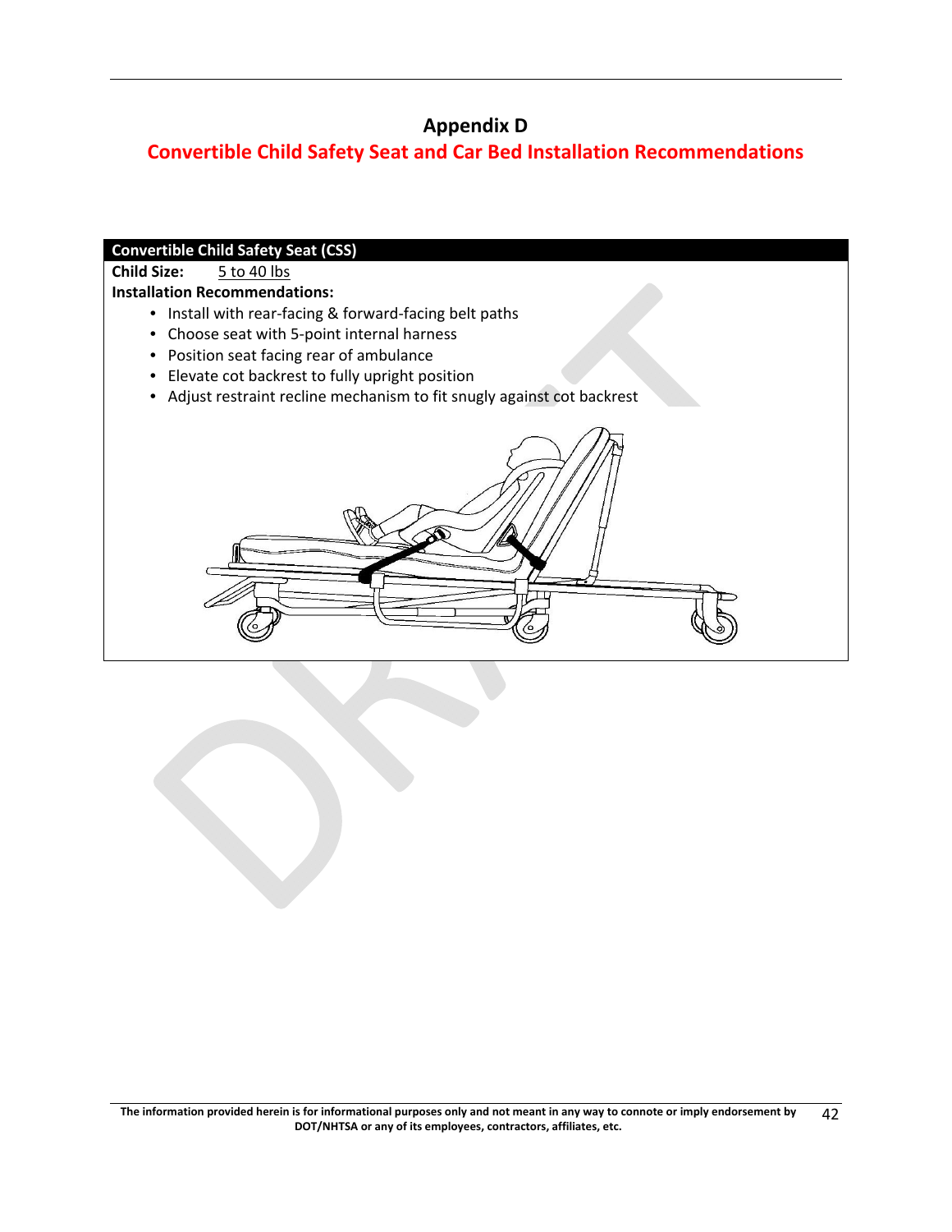# Appendix D

## Convertible Child Safety Seat and Car Bed Installation Recommendations

**Convertible Child Safety Seat (CSS)**

**Child Size:** 5 to 40 lbs

**Installation Recommendations:**

- Install with rear-facing & forward-facing belt paths
- Choose seat with 5-point internal harness
- Position seat facing rear of ambulance
- Elevate cot backrest to fully upright position
- Adjust restraint recline mechanism to fit snugly against cot backrest

**The information provided herein is for informational purposes only and not meant in any way to connote or imply endorsement by DOT/NHTSA or any of its employees, contractors, affiliates, etc.**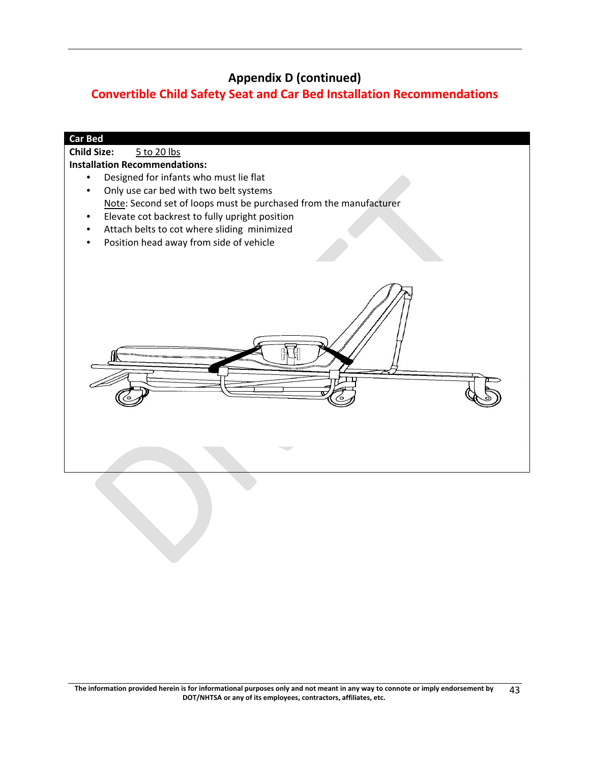## Appendix D (continued)

## Convertible Child Safety Seat and Car Bed Installation Recommendations

**Car Bed**

**Child Size:** 5 to 20 lbs

**Installation Recommendations:**

- Designed for infants who must lie flat
- Only use car bed with two belt systems
  Note: Second set of loops must be purchased from the manufacturer
- Elevate cot backrest to fully upright position
- Attach belts to cot where sliding minimized
- Position head away from side of vehicle

The information provided herein is for informational purposes only and not meant in any way to connote or imply endorsement by DOT/NHTSA or any of its employees, contractors, affiliates, etc.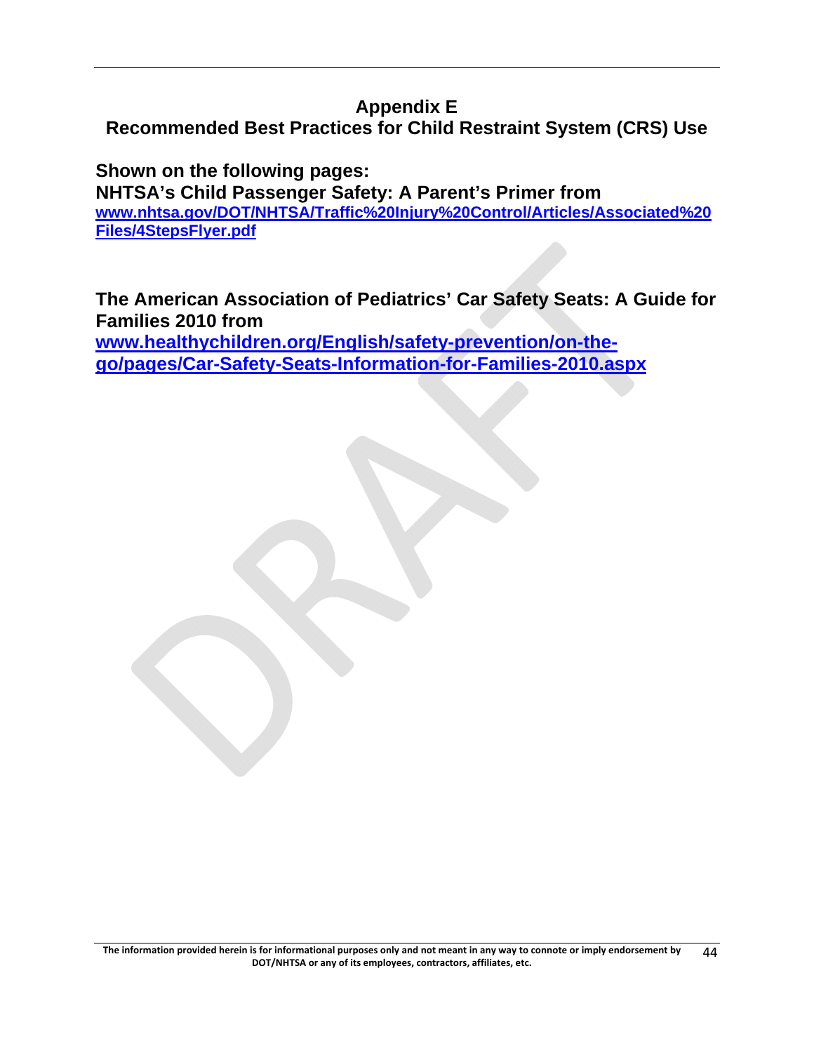# Appendix E
## Recommended Best Practices for Child Restraint System (CRS) Use

**Shown on the following pages:**

**NHTSA's Child Passenger Safety: A Parent's Primer from**
**[www.nhtsa.gov/DOT/NHTSA/Traffic%20Injury%20Control/Articles/Associated%20Files/4StepsFlyer.pdf](www.nhtsa.gov/DOT/NHTSA/Traffic%20Injury%20Control/Articles/Associated%20Files/4StepsFlyer.pdf)**

**The American Association of Pediatrics' Car Safety Seats: A Guide for Families 2010 from**
**[www.healthychildren.org/English/safety-prevention/on-the-go/pages/Car-Safety-Seats-Information-for-Families-2010.aspx](www.healthychildren.org/English/safety-prevention/on-the-go/pages/Car-Safety-Seats-Information-for-Families-2010.aspx)**

**The information provided herein is for informational purposes only and not meant in any way to connote or imply endorsement by DOT/NHTSA or any of its employees, contractors, affiliates, etc.**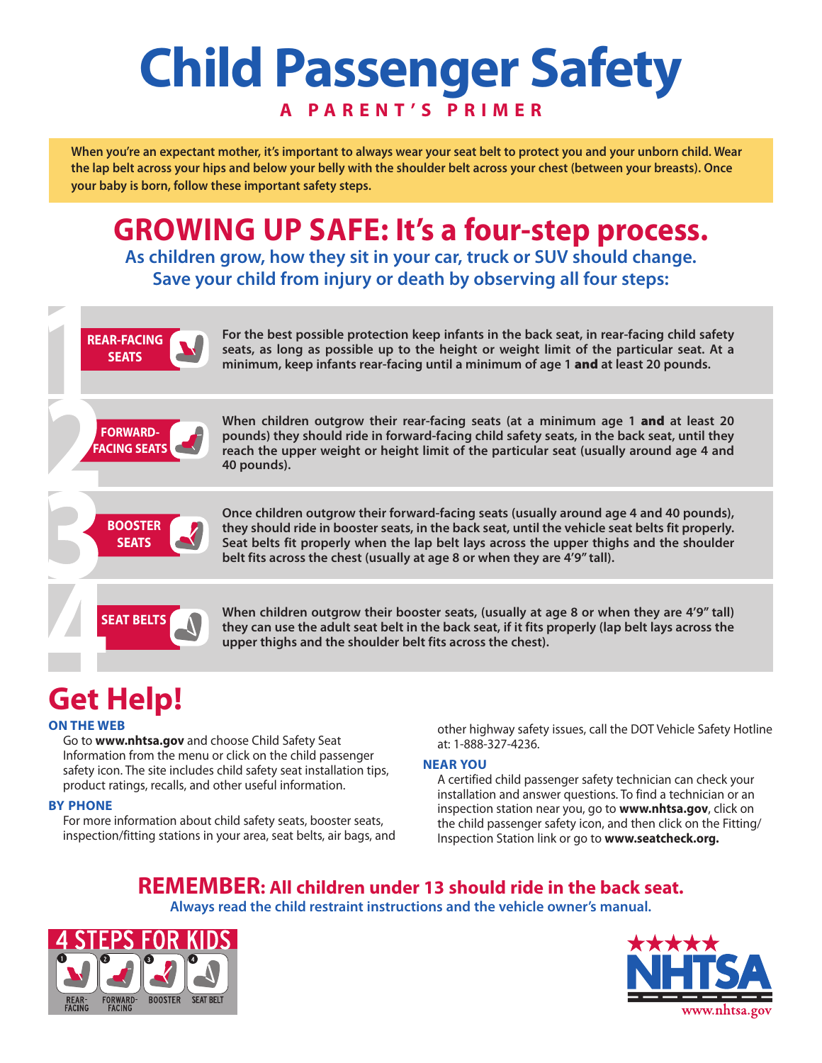# Child Passenger Safety

**A PARENT'S PRIMER**

**When you're an expectant mother, it's important to always wear your seat belt to protect you and your unborn child. Wear the lap belt across your hips and below your belly with the shoulder belt across your chest (between your breasts). Once your baby is born, follow these important safety steps.**

## GROWING UP SAFE: It's a four-step process.

**As children grow, how they sit in your car, truck or SUV should change. Save your child from injury or death by observing all four steps:**

### 1 REAR-FACING SEATS

**For the best possible protection keep infants in the back seat, in rear-facing child safety seats, as long as possible up to the height or weight limit of the particular seat. At a minimum, keep infants rear-facing until a minimum of age 1 and at least 20 pounds.**

### 2 FORWARD-FACING SEATS

**When children outgrow their rear-facing seats (at a minimum age 1 and at least 20 pounds) they should ride in forward-facing child safety seats, in the back seat, until they reach the upper weight or height limit of the particular seat (usually around age 4 and 40 pounds).**

### 3 BOOSTER SEATS

**Once children outgrow their forward-facing seats (usually around age 4 and 40 pounds), they should ride in booster seats, in the back seat, until the vehicle seat belts fit properly. Seat belts fit properly when the lap belt lays across the upper thighs and the shoulder belt fits across the chest (usually at age 8 or when they are 4'9" tall).**

### 4 SEAT BELTS

**When children outgrow their booster seats, (usually at age 8 or when they are 4'9" tall) they can use the adult seat belt in the back seat, if it fits properly (lap belt lays across the upper thighs and the shoulder belt fits across the chest).**

## Get Help!

### ON THE WEB

Go to **www.nhtsa.gov** and choose Child Safety Seat Information from the menu or click on the child passenger safety icon. The site includes child safety seat installation tips, product ratings, recalls, and other useful information.

### BY PHONE

For more information about child safety seats, booster seats, inspection/fitting stations in your area, seat belts, air bags, and other highway safety issues, call the DOT Vehicle Safety Hotline at: 1-888-327-4236.

### NEAR YOU

A certified child passenger safety technician can check your installation and answer questions. To find a technician or an inspection station near you, go to **www.nhtsa.gov**, click on the child passenger safety icon, and then click on the Fitting/ Inspection Station link or go to **www.seatcheck.org.**

**REMEMBER: All children under 13 should ride in the back seat.**

**Always read the child restraint instructions and the vehicle owner's manual.**

4 STEPS FOR KIDS

1 REAR-FACING 2 FORWARD-FACING 3 BOOSTER 4 SEAT BELT

NHTSA
www.nhtsa.gov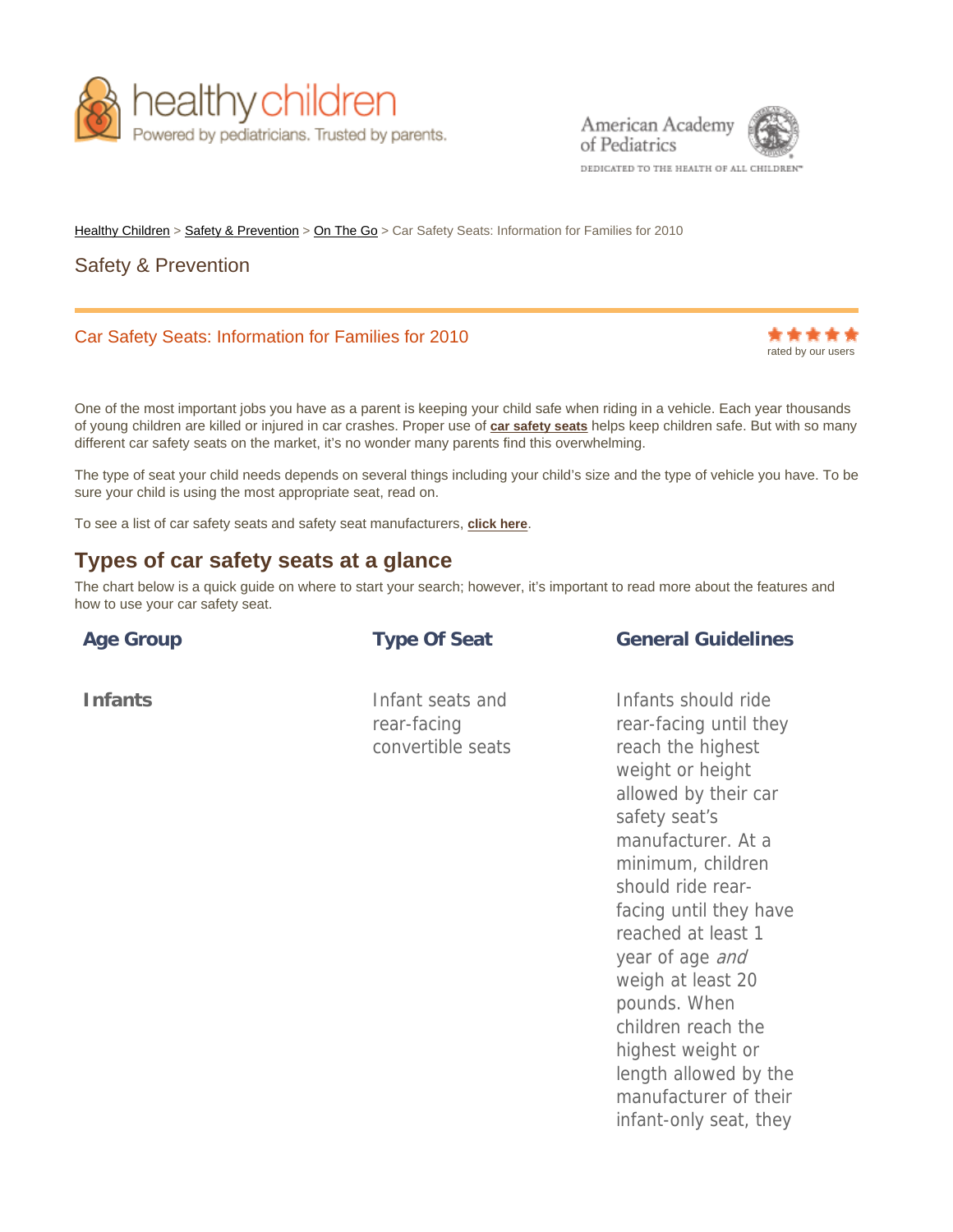Healthy Children > Safety & Prevention > On The Go > Car Safety Seats: Information for Families for 2010

Safety & Prevention

## Car Safety Seats: Information for Families for 2010

rated by our users

One of the most important jobs you have as a parent is keeping your child safe when riding in a vehicle. Each year thousands of young children are killed or injured in car crashes. Proper use of **car safety seats** helps keep children safe. But with so many different car safety seats on the market, it's no wonder many parents find this overwhelming.

The type of seat your child needs depends on several things including your child's size and the type of vehicle you have. To be sure your child is using the most appropriate seat, read on.

To see a list of car safety seats and safety seat manufacturers, **click here**.

## Types of car safety seats at a glance

The chart below is a quick guide on where to start your search; however, it's important to read more about the features and how to use your car safety seat.

| Age Group | Type Of Seat | General Guidelines |
|---|---|---|
| **Infants** | Infant seats and rear-facing convertible seats | Infants should ride rear-facing until they reach the highest weight or height allowed by their car safety seat's manufacturer. At a minimum, children should ride rear-facing until they have reached at least 1 year of age *and* weigh at least 20 pounds. When children reach the highest weight or length allowed by the manufacturer of their infant-only seat, they |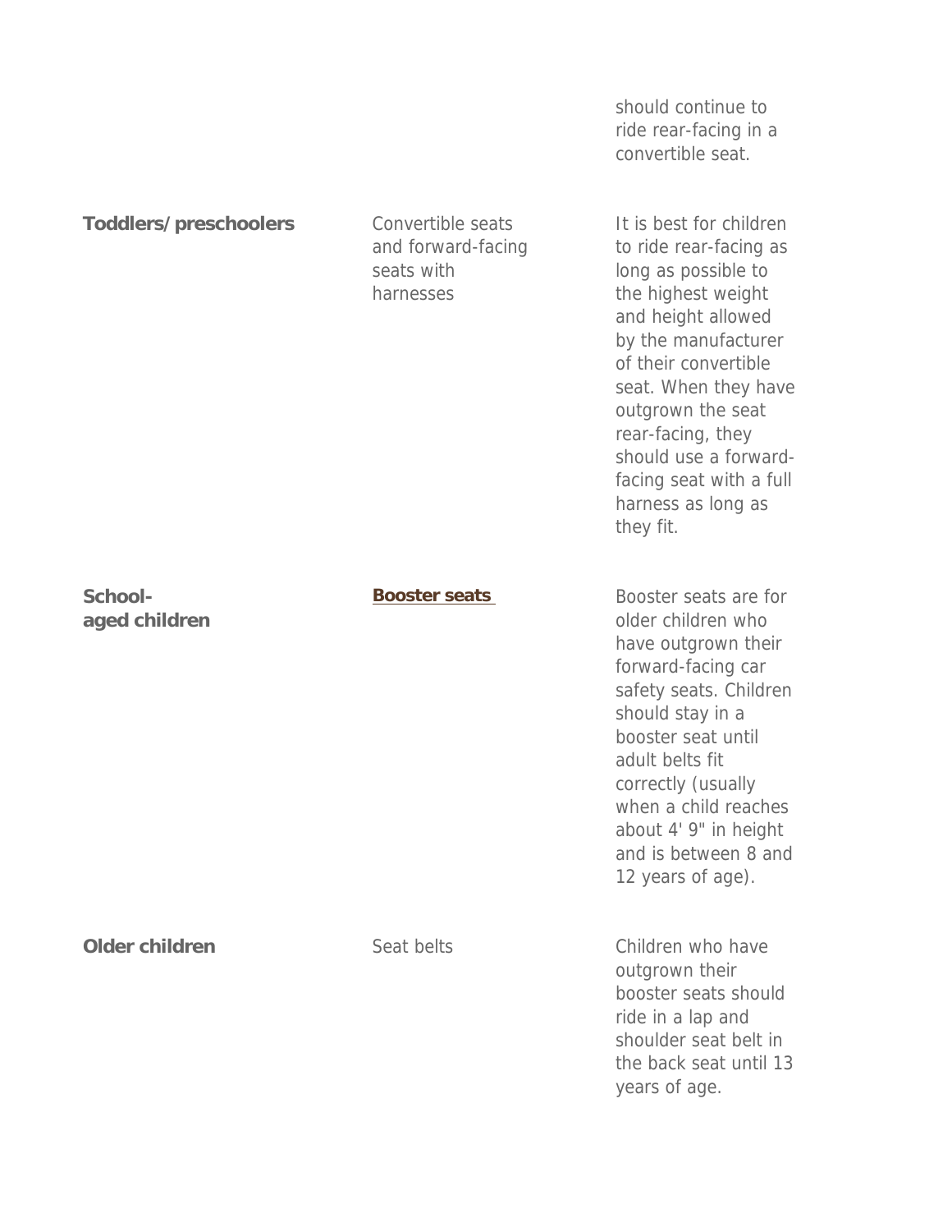| | | |
|---|---|---|
| | | should continue to ride rear-facing in a convertible seat. |
| **Toddlers/preschoolers** | Convertible seats and forward-facing seats with harnesses | It is best for children to ride rear-facing as long as possible to the highest weight and height allowed by the manufacturer of their convertible seat. When they have outgrown the seat rear-facing, they should use a forward-facing seat with a full harness as long as they fit. |
| **School-aged children** | **Booster seats** | Booster seats are for older children who have outgrown their forward-facing car safety seats. Children should stay in a booster seat until adult belts fit correctly (usually when a child reaches about 4' 9" in height and is between 8 and 12 years of age). |
| **Older children** | Seat belts | Children who have outgrown their booster seats should ride in a lap and shoulder seat belt in the back seat until 13 years of age. |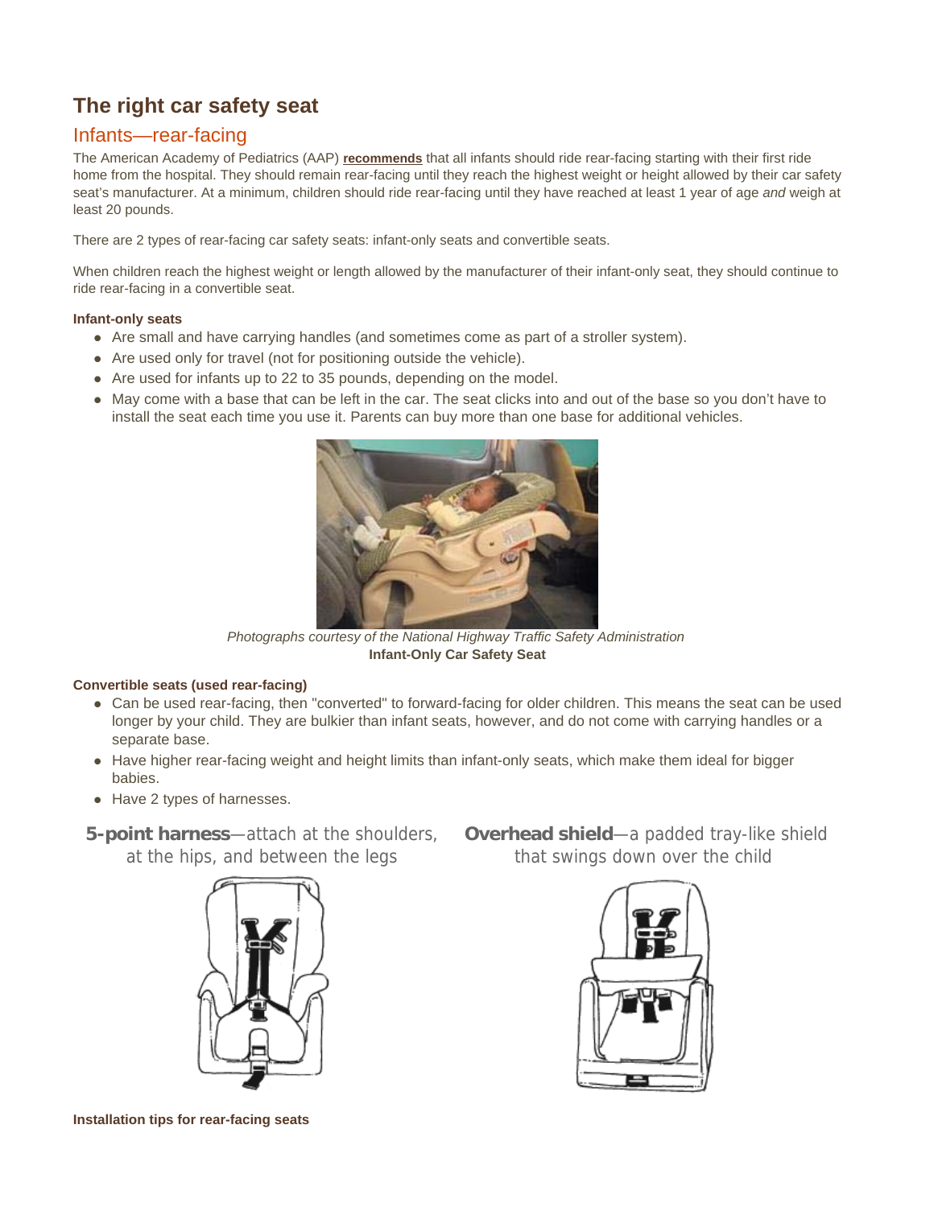## The right car safety seat

### Infants—rear-facing

The American Academy of Pediatrics (AAP) **recommends** that all infants should ride rear-facing starting with their first ride home from the hospital. They should remain rear-facing until they reach the highest weight or height allowed by their car safety seat's manufacturer. At a minimum, children should ride rear-facing until they have reached at least 1 year of age *and* weigh at least 20 pounds.

There are 2 types of rear-facing car safety seats: infant-only seats and convertible seats.

When children reach the highest weight or length allowed by the manufacturer of their infant-only seat, they should continue to ride rear-facing in a convertible seat.

**Infant-only seats**

- Are small and have carrying handles (and sometimes come as part of a stroller system).
- Are used only for travel (not for positioning outside the vehicle).
- Are used for infants up to 22 to 35 pounds, depending on the model.
- May come with a base that can be left in the car. The seat clicks into and out of the base so you don't have to install the seat each time you use it. Parents can buy more than one base for additional vehicles.

*Photographs courtesy of the National Highway Traffic Safety Administration*
**Infant-Only Car Safety Seat**

**Convertible seats (used rear-facing)**

- Can be used rear-facing, then "converted" to forward-facing for older children. This means the seat can be used longer by your child. They are bulkier than infant seats, however, and do not come with carrying handles or a separate base.
- Have higher rear-facing weight and height limits than infant-only seats, which make them ideal for bigger babies.
- Have 2 types of harnesses.

**5-point harness**—attach at the shoulders, at the hips, and between the legs

**Overhead shield**—a padded tray-like shield that swings down over the child

**Installation tips for rear-facing seats**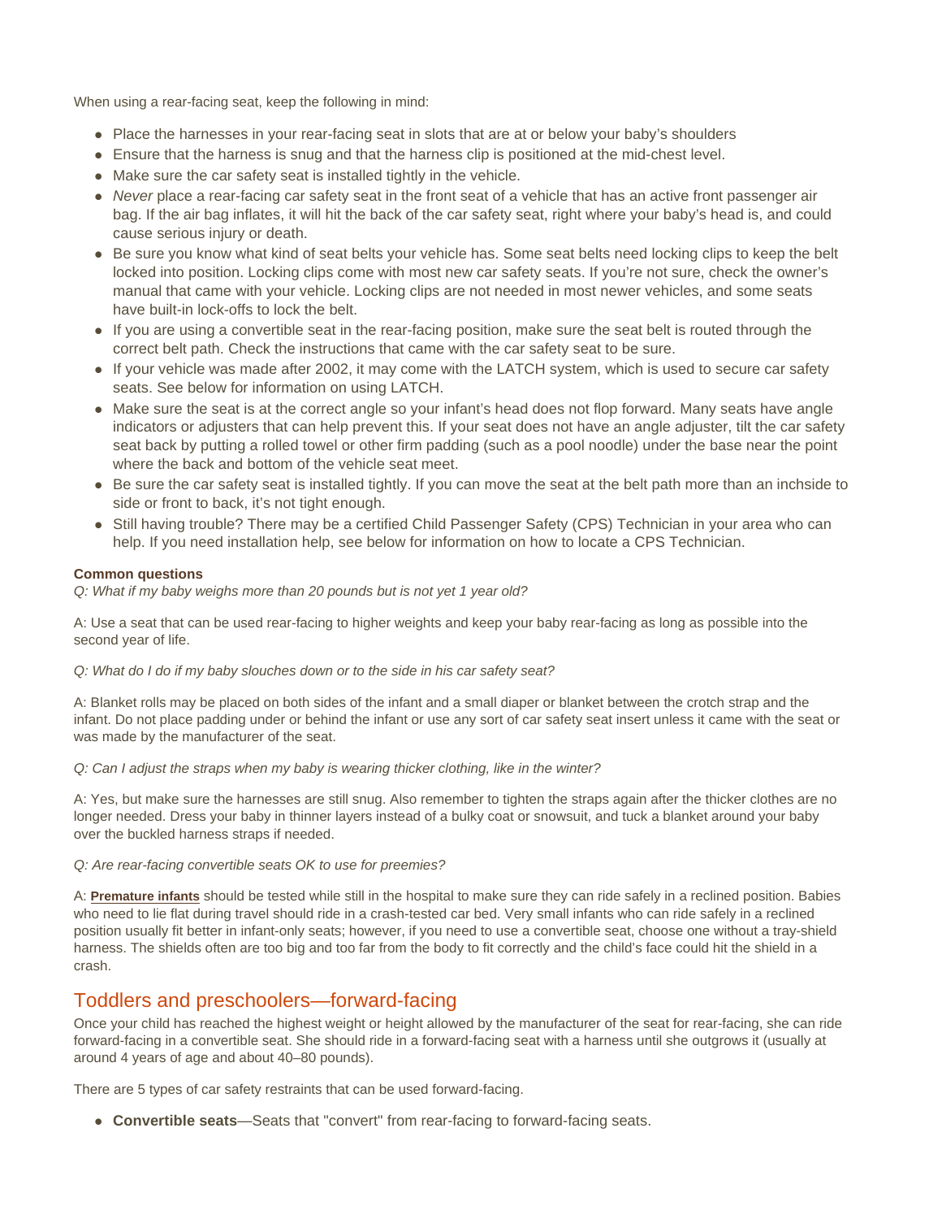When using a rear-facing seat, keep the following in mind:

- Place the harnesses in your rear-facing seat in slots that are at or below your baby's shoulders
- Ensure that the harness is snug and that the harness clip is positioned at the mid-chest level.
- Make sure the car safety seat is installed tightly in the vehicle.
- *Never* place a rear-facing car safety seat in the front seat of a vehicle that has an active front passenger air bag. If the air bag inflates, it will hit the back of the car safety seat, right where your baby's head is, and could cause serious injury or death.
- Be sure you know what kind of seat belts your vehicle has. Some seat belts need locking clips to keep the belt locked into position. Locking clips come with most new car safety seats. If you're not sure, check the owner's manual that came with your vehicle. Locking clips are not needed in most newer vehicles, and some seats have built-in lock-offs to lock the belt.
- If you are using a convertible seat in the rear-facing position, make sure the seat belt is routed through the correct belt path. Check the instructions that came with the car safety seat to be sure.
- If your vehicle was made after 2002, it may come with the LATCH system, which is used to secure car safety seats. See below for information on using LATCH.
- Make sure the seat is at the correct angle so your infant's head does not flop forward. Many seats have angle indicators or adjusters that can help prevent this. If your seat does not have an angle adjuster, tilt the car safety seat back by putting a rolled towel or other firm padding (such as a pool noodle) under the base near the point where the back and bottom of the vehicle seat meet.
- Be sure the car safety seat is installed tightly. If you can move the seat at the belt path more than an inchside to side or front to back, it's not tight enough.
- Still having trouble? There may be a certified Child Passenger Safety (CPS) Technician in your area who can help. If you need installation help, see below for information on how to locate a CPS Technician.

**Common questions**

*Q: What if my baby weighs more than 20 pounds but is not yet 1 year old?*

A: Use a seat that can be used rear-facing to higher weights and keep your baby rear-facing as long as possible into the second year of life.

*Q: What do I do if my baby slouches down or to the side in his car safety seat?*

A: Blanket rolls may be placed on both sides of the infant and a small diaper or blanket between the crotch strap and the infant. Do not place padding under or behind the infant or use any sort of car safety seat insert unless it came with the seat or was made by the manufacturer of the seat.

*Q: Can I adjust the straps when my baby is wearing thicker clothing, like in the winter?*

A: Yes, but make sure the harnesses are still snug. Also remember to tighten the straps again after the thicker clothes are no longer needed. Dress your baby in thinner layers instead of a bulky coat or snowsuit, and tuck a blanket around your baby over the buckled harness straps if needed.

*Q: Are rear-facing convertible seats OK to use for preemies?*

A: **Premature infants** should be tested while still in the hospital to make sure they can ride safely in a reclined position. Babies who need to lie flat during travel should ride in a crash-tested car bed. Very small infants who can ride safely in a reclined position usually fit better in infant-only seats; however, if you need to use a convertible seat, choose one without a tray-shield harness. The shields often are too big and too far from the body to fit correctly and the child's face could hit the shield in a crash.

## Toddlers and preschoolers—forward-facing

Once your child has reached the highest weight or height allowed by the manufacturer of the seat for rear-facing, she can ride forward-facing in a convertible seat. She should ride in a forward-facing seat with a harness until she outgrows it (usually at around 4 years of age and about 40–80 pounds).

There are 5 types of car safety restraints that can be used forward-facing.

- **Convertible seats**—Seats that "convert" from rear-facing to forward-facing seats.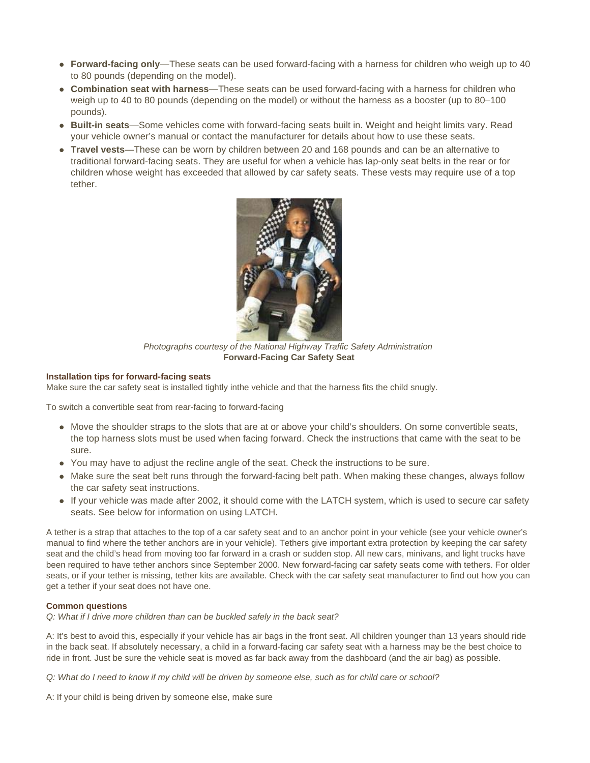- **Forward-facing only**—These seats can be used forward-facing with a harness for children who weigh up to 40 to 80 pounds (depending on the model).
- **Combination seat with harness**—These seats can be used forward-facing with a harness for children who weigh up to 40 to 80 pounds (depending on the model) or without the harness as a booster (up to 80–100 pounds).
- **Built-in seats**—Some vehicles come with forward-facing seats built in. Weight and height limits vary. Read your vehicle owner's manual or contact the manufacturer for details about how to use these seats.
- **Travel vests**—These can be worn by children between 20 and 168 pounds and can be an alternative to traditional forward-facing seats. They are useful for when a vehicle has lap-only seat belts in the rear or for children whose weight has exceeded that allowed by car safety seats. These vests may require use of a top tether.

*Photographs courtesy of the National Highway Traffic Safety Administration*
**Forward-Facing Car Safety Seat**

**Installation tips for forward-facing seats**
Make sure the car safety seat is installed tightly inthe vehicle and that the harness fits the child snugly.

To switch a convertible seat from rear-facing to forward-facing

- Move the shoulder straps to the slots that are at or above your child's shoulders. On some convertible seats, the top harness slots must be used when facing forward. Check the instructions that came with the seat to be sure.
- You may have to adjust the recline angle of the seat. Check the instructions to be sure.
- Make sure the seat belt runs through the forward-facing belt path. When making these changes, always follow the car safety seat instructions.
- If your vehicle was made after 2002, it should come with the LATCH system, which is used to secure car safety seats. See below for information on using LATCH.

A tether is a strap that attaches to the top of a car safety seat and to an anchor point in your vehicle (see your vehicle owner's manual to find where the tether anchors are in your vehicle). Tethers give important extra protection by keeping the car safety seat and the child's head from moving too far forward in a crash or sudden stop. All new cars, minivans, and light trucks have been required to have tether anchors since September 2000. New forward-facing car safety seats come with tethers. For older seats, or if your tether is missing, tether kits are available. Check with the car safety seat manufacturer to find out how you can get a tether if your seat does not have one.

**Common questions**
*Q: What if I drive more children than can be buckled safely in the back seat?*

A: It's best to avoid this, especially if your vehicle has air bags in the front seat. All children younger than 13 years should ride in the back seat. If absolutely necessary, a child in a forward-facing car safety seat with a harness may be the best choice to ride in front. Just be sure the vehicle seat is moved as far back away from the dashboard (and the air bag) as possible.

*Q: What do I need to know if my child will be driven by someone else, such as for child care or school?*

A: If your child is being driven by someone else, make sure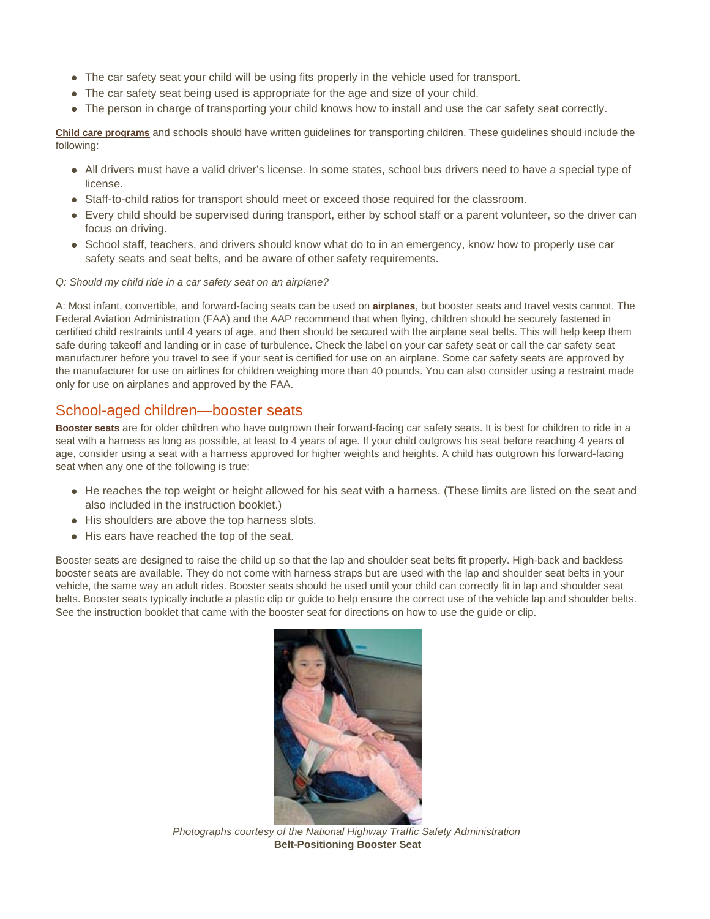- The car safety seat your child will be using fits properly in the vehicle used for transport.
- The car safety seat being used is appropriate for the age and size of your child.
- The person in charge of transporting your child knows how to install and use the car safety seat correctly.

**Child care programs** and schools should have written guidelines for transporting children. These guidelines should include the following:

- All drivers must have a valid driver's license. In some states, school bus drivers need to have a special type of license.
- Staff-to-child ratios for transport should meet or exceed those required for the classroom.
- Every child should be supervised during transport, either by school staff or a parent volunteer, so the driver can focus on driving.
- School staff, teachers, and drivers should know what do to in an emergency, know how to properly use car safety seats and seat belts, and be aware of other safety requirements.

*Q: Should my child ride in a car safety seat on an airplane?*

A: Most infant, convertible, and forward-facing seats can be used on **airplanes**, but booster seats and travel vests cannot. The Federal Aviation Administration (FAA) and the AAP recommend that when flying, children should be securely fastened in certified child restraints until 4 years of age, and then should be secured with the airplane seat belts. This will help keep them safe during takeoff and landing or in case of turbulence. Check the label on your car safety seat or call the car safety seat manufacturer before you travel to see if your seat is certified for use on an airplane. Some car safety seats are approved by the manufacturer for use on airlines for children weighing more than 40 pounds. You can also consider using a restraint made only for use on airplanes and approved by the FAA.

## School-aged children—booster seats

**Booster seats** are for older children who have outgrown their forward-facing car safety seats. It is best for children to ride in a seat with a harness as long as possible, at least to 4 years of age. If your child outgrows his seat before reaching 4 years of age, consider using a seat with a harness approved for higher weights and heights. A child has outgrown his forward-facing seat when any one of the following is true:

- He reaches the top weight or height allowed for his seat with a harness. (These limits are listed on the seat and also included in the instruction booklet.)
- His shoulders are above the top harness slots.
- His ears have reached the top of the seat.

Booster seats are designed to raise the child up so that the lap and shoulder seat belts fit properly. High-back and backless booster seats are available. They do not come with harness straps but are used with the lap and shoulder seat belts in your vehicle, the same way an adult rides. Booster seats should be used until your child can correctly fit in lap and shoulder seat belts. Booster seats typically include a plastic clip or guide to help ensure the correct use of the vehicle lap and shoulder belts. See the instruction booklet that came with the booster seat for directions on how to use the guide or clip.

*Photographs courtesy of the National Highway Traffic Safety Administration*

**Belt-Positioning Booster Seat**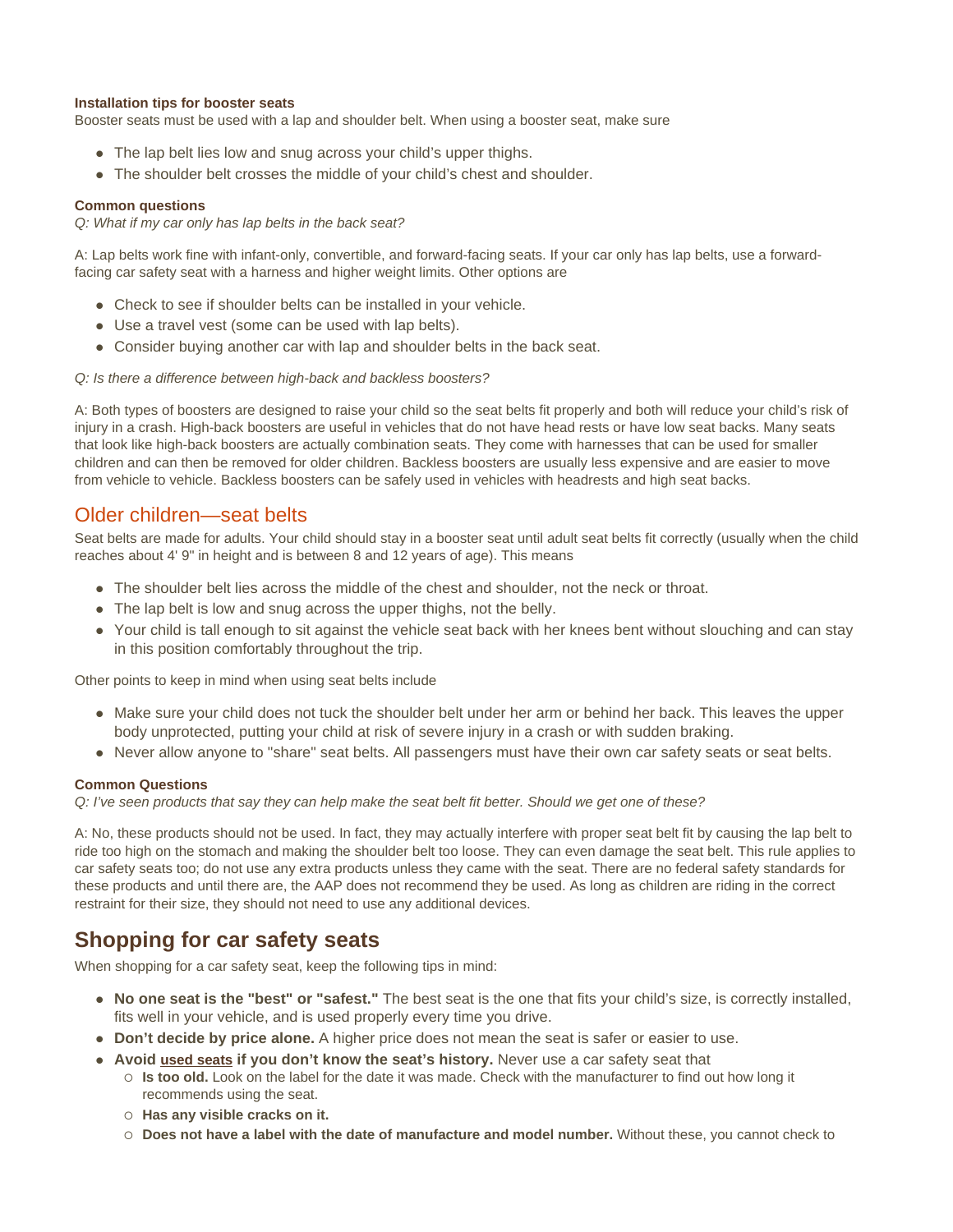#### Installation tips for booster seats

Booster seats must be used with a lap and shoulder belt. When using a booster seat, make sure

- The lap belt lies low and snug across your child's upper thighs.
- The shoulder belt crosses the middle of your child's chest and shoulder.

#### Common questions

*Q: What if my car only has lap belts in the back seat?*

A: Lap belts work fine with infant-only, convertible, and forward-facing seats. If your car only has lap belts, use a forward-facing car safety seat with a harness and higher weight limits. Other options are

- Check to see if shoulder belts can be installed in your vehicle.
- Use a travel vest (some can be used with lap belts).
- Consider buying another car with lap and shoulder belts in the back seat.

*Q: Is there a difference between high-back and backless boosters?*

A: Both types of boosters are designed to raise your child so the seat belts fit properly and both will reduce your child's risk of injury in a crash. High-back boosters are useful in vehicles that do not have head rests or have low seat backs. Many seats that look like high-back boosters are actually combination seats. They come with harnesses that can be used for smaller children and can then be removed for older children. Backless boosters are usually less expensive and are easier to move from vehicle to vehicle. Backless boosters can be safely used in vehicles with headrests and high seat backs.

### Older children—seat belts

Seat belts are made for adults. Your child should stay in a booster seat until adult seat belts fit correctly (usually when the child reaches about 4' 9" in height and is between 8 and 12 years of age). This means

- The shoulder belt lies across the middle of the chest and shoulder, not the neck or throat.
- The lap belt is low and snug across the upper thighs, not the belly.
- Your child is tall enough to sit against the vehicle seat back with her knees bent without slouching and can stay in this position comfortably throughout the trip.

Other points to keep in mind when using seat belts include

- Make sure your child does not tuck the shoulder belt under her arm or behind her back. This leaves the upper body unprotected, putting your child at risk of severe injury in a crash or with sudden braking.
- Never allow anyone to "share" seat belts. All passengers must have their own car safety seats or seat belts.

#### Common Questions

*Q: I've seen products that say they can help make the seat belt fit better. Should we get one of these?*

A: No, these products should not be used. In fact, they may actually interfere with proper seat belt fit by causing the lap belt to ride too high on the stomach and making the shoulder belt too loose. They can even damage the seat belt. This rule applies to car safety seats too; do not use any extra products unless they came with the seat. There are no federal safety standards for these products and until there are, the AAP does not recommend they be used. As long as children are riding in the correct restraint for their size, they should not need to use any additional devices.

## Shopping for car safety seats

When shopping for a car safety seat, keep the following tips in mind:

- **No one seat is the "best" or "safest."** The best seat is the one that fits your child's size, is correctly installed, fits well in your vehicle, and is used properly every time you drive.
- **Don't decide by price alone.** A higher price does not mean the seat is safer or easier to use.
- **Avoid used seats if you don't know the seat's history.** Never use a car safety seat that
  - **Is too old.** Look on the label for the date it was made. Check with the manufacturer to find out how long it recommends using the seat.
  - **Has any visible cracks on it.**
  - **Does not have a label with the date of manufacture and model number.** Without these, you cannot check to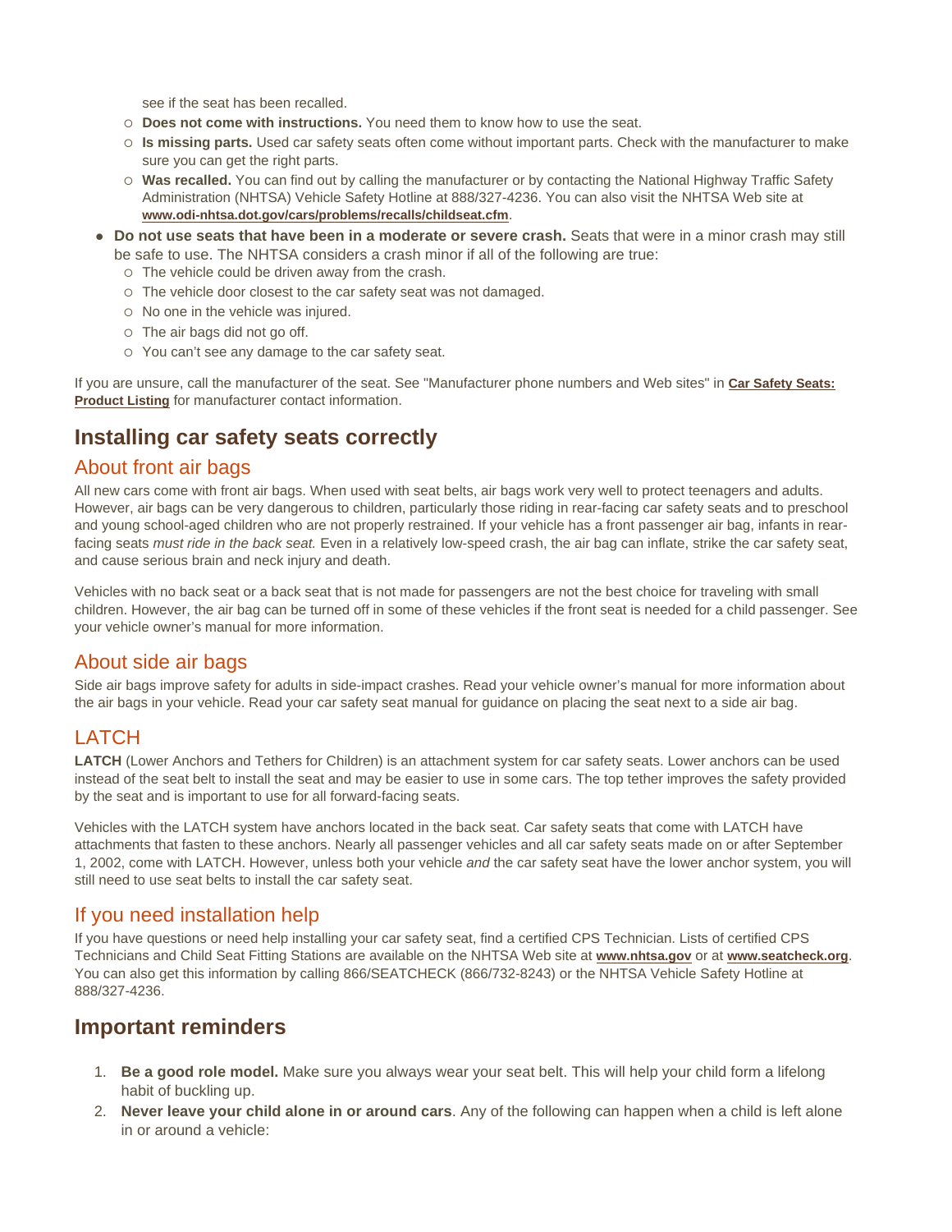see if the seat has been recalled.

- **Does not come with instructions.** You need them to know how to use the seat.
- **Is missing parts.** Used car safety seats often come without important parts. Check with the manufacturer to make sure you can get the right parts.
- **Was recalled.** You can find out by calling the manufacturer or by contacting the National Highway Traffic Safety Administration (NHTSA) Vehicle Safety Hotline at 888/327-4236. You can also visit the NHTSA Web site at **www.odi-nhtsa.dot.gov/cars/problems/recalls/childseat.cfm**.

- **Do not use seats that have been in a moderate or severe crash.** Seats that were in a minor crash may still be safe to use. The NHTSA considers a crash minor if all of the following are true:
  - The vehicle could be driven away from the crash.
  - The vehicle door closest to the car safety seat was not damaged.
  - No one in the vehicle was injured.
  - The air bags did not go off.
  - You can't see any damage to the car safety seat.

If you are unsure, call the manufacturer of the seat. See "Manufacturer phone numbers and Web sites" in **Car Safety Seats: Product Listing** for manufacturer contact information.

## Installing car safety seats correctly

### About front air bags

All new cars come with front air bags. When used with seat belts, air bags work very well to protect teenagers and adults. However, air bags can be very dangerous to children, particularly those riding in rear-facing car safety seats and to preschool and young school-aged children who are not properly restrained. If your vehicle has a front passenger air bag, infants in rear-facing seats *must ride in the back seat.* Even in a relatively low-speed crash, the air bag can inflate, strike the car safety seat, and cause serious brain and neck injury and death.

Vehicles with no back seat or a back seat that is not made for passengers are not the best choice for traveling with small children. However, the air bag can be turned off in some of these vehicles if the front seat is needed for a child passenger. See your vehicle owner's manual for more information.

### About side air bags

Side air bags improve safety for adults in side-impact crashes. Read your vehicle owner's manual for more information about the air bags in your vehicle. Read your car safety seat manual for guidance on placing the seat next to a side air bag.

### LATCH

**LATCH** (Lower Anchors and Tethers for Children) is an attachment system for car safety seats. Lower anchors can be used instead of the seat belt to install the seat and may be easier to use in some cars. The top tether improves the safety provided by the seat and is important to use for all forward-facing seats.

Vehicles with the LATCH system have anchors located in the back seat. Car safety seats that come with LATCH have attachments that fasten to these anchors. Nearly all passenger vehicles and all car safety seats made on or after September 1, 2002, come with LATCH. However, unless both your vehicle *and* the car safety seat have the lower anchor system, you will still need to use seat belts to install the car safety seat.

### If you need installation help

If you have questions or need help installing your car safety seat, find a certified CPS Technician. Lists of certified CPS Technicians and Child Seat Fitting Stations are available on the NHTSA Web site at **www.nhtsa.gov** or at **www.seatcheck.org**. You can also get this information by calling 866/SEATCHECK (866/732-8243) or the NHTSA Vehicle Safety Hotline at 888/327-4236.

## Important reminders

1. **Be a good role model.** Make sure you always wear your seat belt. This will help your child form a lifelong habit of buckling up.
2. **Never leave your child alone in or around cars**. Any of the following can happen when a child is left alone in or around a vehicle: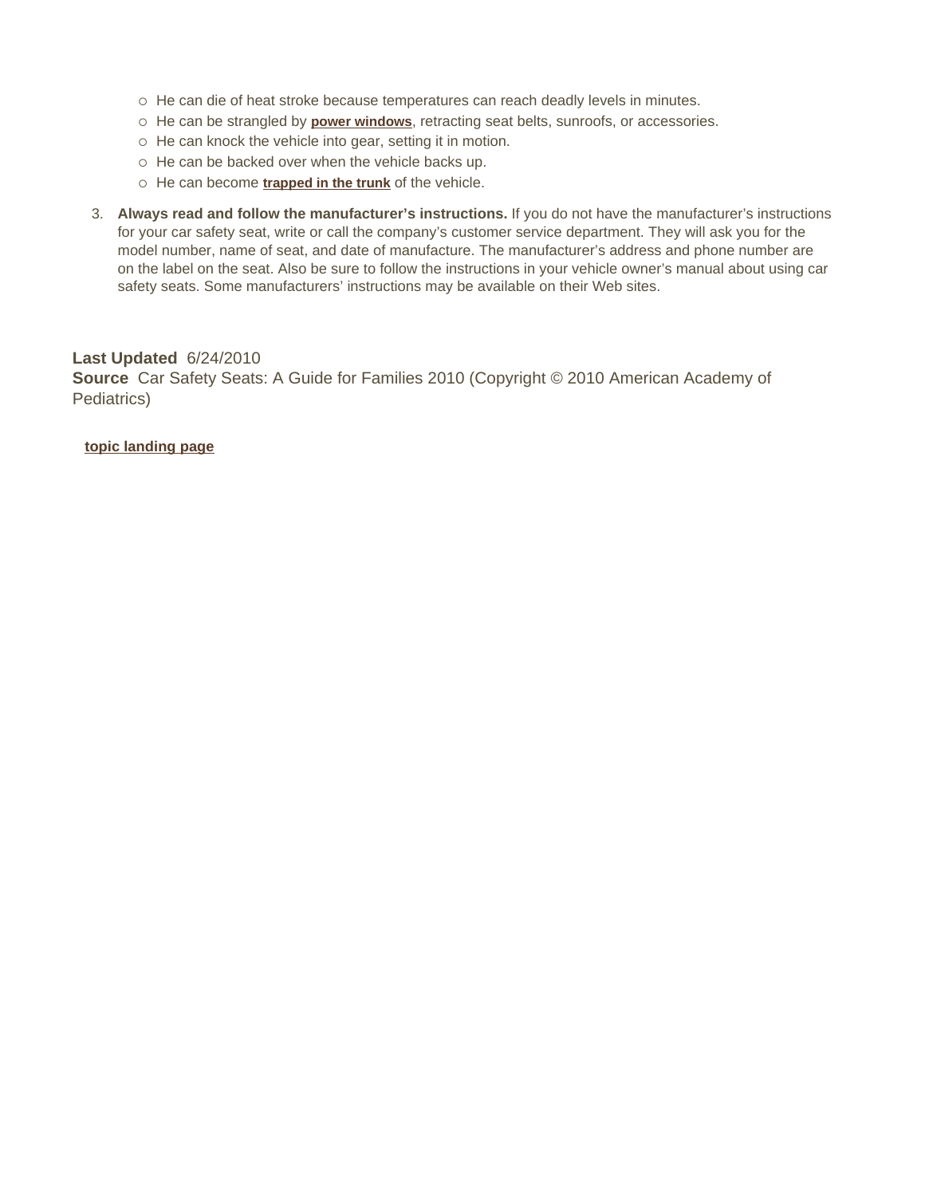- He can die of heat stroke because temperatures can reach deadly levels in minutes.
  - He can be strangled by **power windows**, retracting seat belts, sunroofs, or accessories.
  - He can knock the vehicle into gear, setting it in motion.
  - He can be backed over when the vehicle backs up.
  - He can become **trapped in the trunk** of the vehicle.

3. **Always read and follow the manufacturer's instructions.** If you do not have the manufacturer's instructions for your car safety seat, write or call the company's customer service department. They will ask you for the model number, name of seat, and date of manufacture. The manufacturer's address and phone number are on the label on the seat. Also be sure to follow the instructions in your vehicle owner's manual about using car safety seats. Some manufacturers' instructions may be available on their Web sites.

**Last Updated** 6/24/2010
**Source** Car Safety Seats: A Guide for Families 2010 (Copyright © 2010 American Academy of Pediatrics)

**topic landing page**